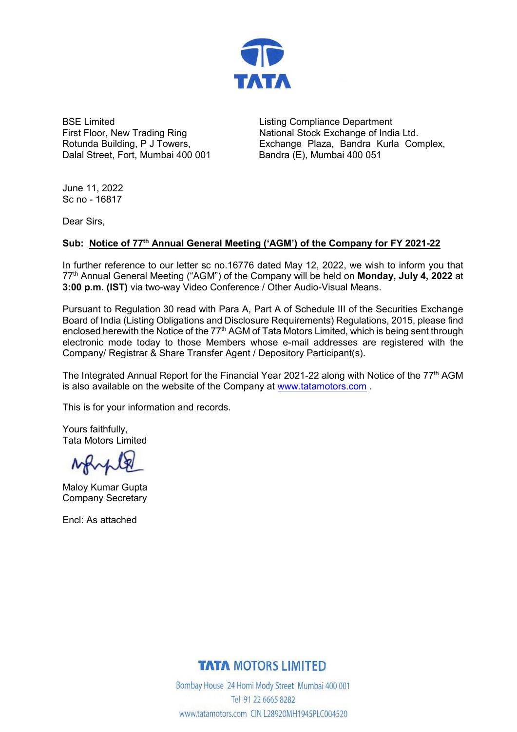TATA

BSE Limited
First Floor, New Trading Ring
Rotunda Building, P J Towers,
Dalal Street, Fort, Mumbai 400 001

Listing Compliance Department
National Stock Exchange of India Ltd.
Exchange Plaza, Bandra Kurla Complex,
Bandra (E), Mumbai 400 051

June 11, 2022
Sc no - 16817

Dear Sirs,

**Sub: Notice of 77th Annual General Meeting ('AGM') of the Company for FY 2021-22**

In further reference to our letter sc no.16776 dated May 12, 2022, we wish to inform you that 77th Annual General Meeting ("AGM") of the Company will be held on **Monday, July 4, 2022** at **3:00 p.m. (IST)** via two-way Video Conference / Other Audio-Visual Means.

Pursuant to Regulation 30 read with Para A, Part A of Schedule III of the Securities Exchange Board of India (Listing Obligations and Disclosure Requirements) Regulations, 2015, please find enclosed herewith the Notice of the 77th AGM of Tata Motors Limited, which is being sent through electronic mode today to those Members whose e-mail addresses are registered with the Company/ Registrar & Share Transfer Agent / Depository Participant(s).

The Integrated Annual Report for the Financial Year 2021-22 along with Notice of the 77th AGM is also available on the website of the Company at www.tatamotors.com .

This is for your information and records.

Yours faithfully,
Tata Motors Limited

Maloy Kumar Gupta
Company Secretary

Encl: As attached

**TATA MOTORS LIMITED**
Bombay House 24 Homi Mody Street Mumbai 400 001
Tel 91 22 6665 8282
www.tatamotors.com CIN L28920MH1945PLC004520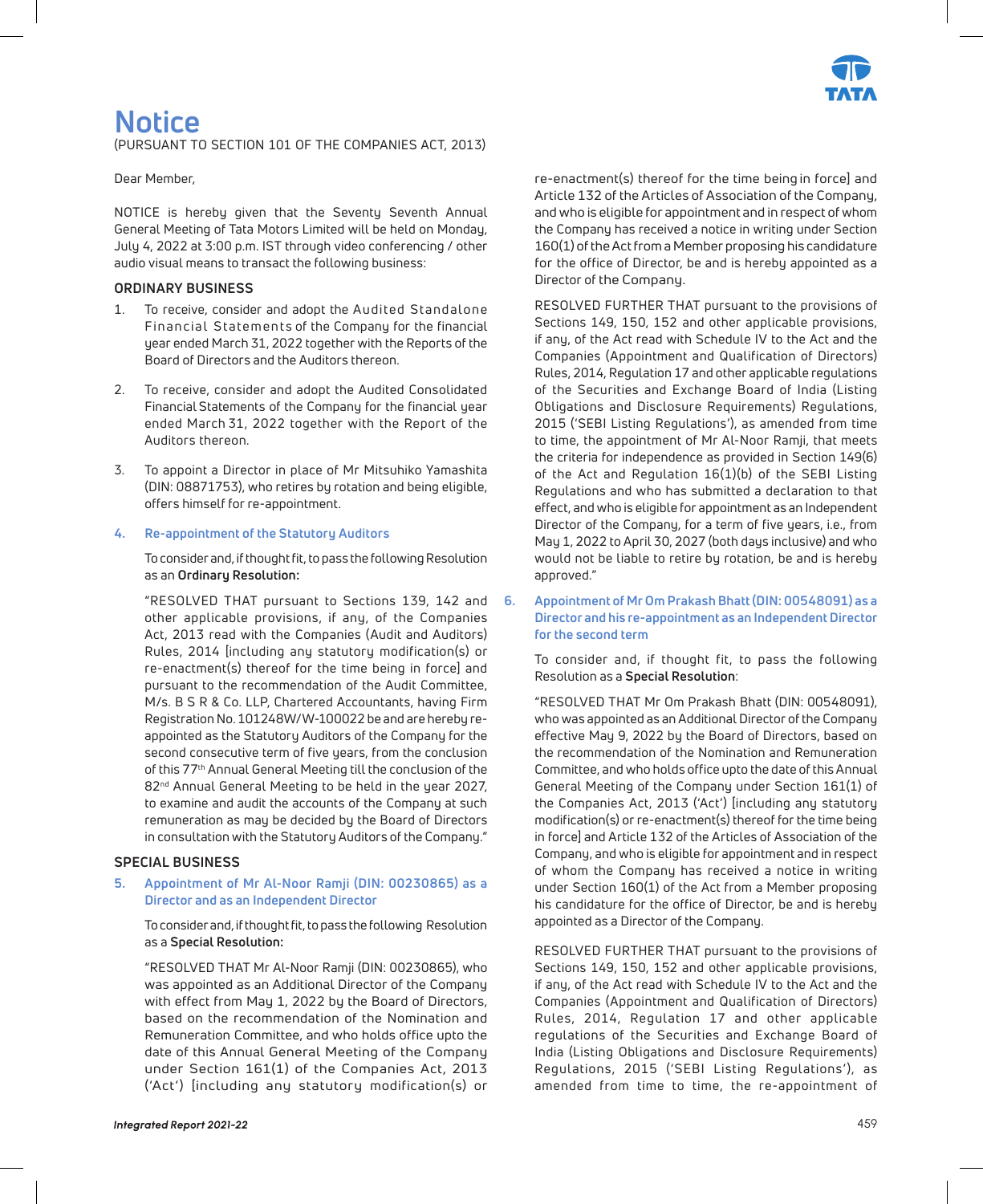# Notice

(PURSUANT TO SECTION 101 OF THE COMPANIES ACT, 2013)

Dear Member,

NOTICE is hereby given that the Seventy Seventh Annual General Meeting of Tata Motors Limited will be held on Monday, July 4, 2022 at 3:00 p.m. IST through video conferencing / other audio visual means to transact the following business:

## ORDINARY BUSINESS

1. To receive, consider and adopt the Audited Standalone Financial Statements of the Company for the financial year ended March 31, 2022 together with the Reports of the Board of Directors and the Auditors thereon.

2. To receive, consider and adopt the Audited Consolidated Financial Statements of the Company for the financial year ended March 31, 2022 together with the Report of the Auditors thereon.

3. To appoint a Director in place of Mr Mitsuhiko Yamashita (DIN: 08871753), who retires by rotation and being eligible, offers himself for re-appointment.

### 4. Re-appointment of the Statutory Auditors

To consider and, if thought fit, to pass the following Resolution as an **Ordinary Resolution:**

"RESOLVED THAT pursuant to Sections 139, 142 and other applicable provisions, if any, of the Companies Act, 2013 read with the Companies (Audit and Auditors) Rules, 2014 [including any statutory modification(s) or re-enactment(s) thereof for the time being in force] and pursuant to the recommendation of the Audit Committee, M/s. B S R & Co. LLP, Chartered Accountants, having Firm Registration No. 101248W/W-100022 be and are hereby re-appointed as the Statutory Auditors of the Company for the second consecutive term of five years, from the conclusion of this 77th Annual General Meeting till the conclusion of the 82nd Annual General Meeting to be held in the year 2027, to examine and audit the accounts of the Company at such remuneration as may be decided by the Board of Directors in consultation with the Statutory Auditors of the Company."

## SPECIAL BUSINESS

### 5. Appointment of Mr Al-Noor Ramji (DIN: 00230865) as a Director and as an Independent Director

To consider and, if thought fit, to pass the following Resolution as a **Special Resolution:**

"RESOLVED THAT Mr Al-Noor Ramji (DIN: 00230865), who was appointed as an Additional Director of the Company with effect from May 1, 2022 by the Board of Directors, based on the recommendation of the Nomination and Remuneration Committee, and who holds office upto the date of this Annual General Meeting of the Company under Section 161(1) of the Companies Act, 2013 ('Act') [including any statutory modification(s) or re-enactment(s) thereof for the time being in force] and Article 132 of the Articles of Association of the Company, and who is eligible for appointment and in respect of whom the Company has received a notice in writing under Section 160(1) of the Act from a Member proposing his candidature for the office of Director, be and is hereby appointed as a Director of the Company.

RESOLVED FURTHER THAT pursuant to the provisions of Sections 149, 150, 152 and other applicable provisions, if any, of the Act read with Schedule IV to the Act and the Companies (Appointment and Qualification of Directors) Rules, 2014, Regulation 17 and other applicable regulations of the Securities and Exchange Board of India (Listing Obligations and Disclosure Requirements) Regulations, 2015 ('SEBI Listing Regulations'), as amended from time to time, the appointment of Mr Al-Noor Ramji, that meets the criteria for independence as provided in Section 149(6) of the Act and Regulation 16(1)(b) of the SEBI Listing Regulations and who has submitted a declaration to that effect, and who is eligible for appointment as an Independent Director of the Company, for a term of five years, i.e., from May 1, 2022 to April 30, 2027 (both days inclusive) and who would not be liable to retire by rotation, be and is hereby approved."

### 6. Appointment of Mr Om Prakash Bhatt (DIN: 00548091) as a Director and his re-appointment as an Independent Director for the second term

To consider and, if thought fit, to pass the following Resolution as a **Special Resolution**:

"RESOLVED THAT Mr Om Prakash Bhatt (DIN: 00548091), who was appointed as an Additional Director of the Company effective May 9, 2022 by the Board of Directors, based on the recommendation of the Nomination and Remuneration Committee, and who holds office upto the date of this Annual General Meeting of the Company under Section 161(1) of the Companies Act, 2013 ('Act') [including any statutory modification(s) or re-enactment(s) thereof for the time being in force] and Article 132 of the Articles of Association of the Company, and who is eligible for appointment and in respect of whom the Company has received a notice in writing under Section 160(1) of the Act from a Member proposing his candidature for the office of Director, be and is hereby appointed as a Director of the Company.

RESOLVED FURTHER THAT pursuant to the provisions of Sections 149, 150, 152 and other applicable provisions, if any, of the Act read with Schedule IV to the Act and the Companies (Appointment and Qualification of Directors) Rules, 2014, Regulation 17 and other applicable regulations of the Securities and Exchange Board of India (Listing Obligations and Disclosure Requirements) Regulations, 2015 ('SEBI Listing Regulations'), as amended from time to time, the re-appointment of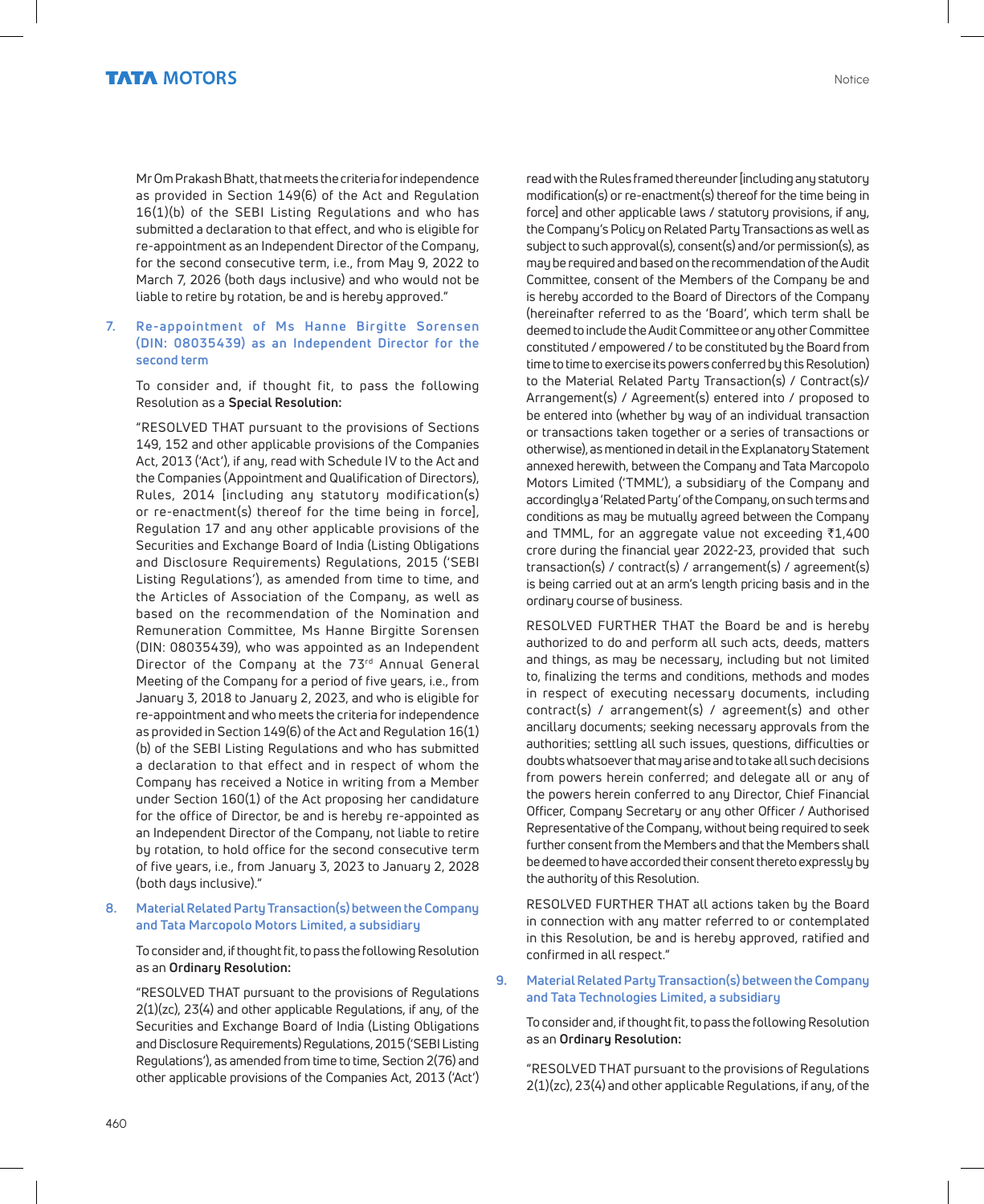Mr Om Prakash Bhatt, that meets the criteria for independence as provided in Section 149(6) of the Act and Regulation 16(1)(b) of the SEBI Listing Regulations and who has submitted a declaration to that effect, and who is eligible for re-appointment as an Independent Director of the Company, for the second consecutive term, i.e., from May 9, 2022 to March 7, 2026 (both days inclusive) and who would not be liable to retire by rotation, be and is hereby approved."

**7. Re-appointment of Ms Hanne Birgitte Sorensen (DIN: 08035439) as an Independent Director for the second term**

To consider and, if thought fit, to pass the following Resolution as a **Special Resolution:**

"RESOLVED THAT pursuant to the provisions of Sections 149, 152 and other applicable provisions of the Companies Act, 2013 ('Act'), if any, read with Schedule IV to the Act and the Companies (Appointment and Qualification of Directors), Rules, 2014 [including any statutory modification(s) or re-enactment(s) thereof for the time being in force], Regulation 17 and any other applicable provisions of the Securities and Exchange Board of India (Listing Obligations and Disclosure Requirements) Regulations, 2015 ('SEBI Listing Regulations'), as amended from time to time, and the Articles of Association of the Company, as well as based on the recommendation of the Nomination and Remuneration Committee, Ms Hanne Birgitte Sorensen (DIN: 08035439), who was appointed as an Independent Director of the Company at the 73rd Annual General Meeting of the Company for a period of five years, i.e., from January 3, 2018 to January 2, 2023, and who is eligible for re-appointment and who meets the criteria for independence as provided in Section 149(6) of the Act and Regulation 16(1)(b) of the SEBI Listing Regulations and who has submitted a declaration to that effect and in respect of whom the Company has received a Notice in writing from a Member under Section 160(1) of the Act proposing her candidature for the office of Director, be and is hereby re-appointed as an Independent Director of the Company, not liable to retire by rotation, to hold office for the second consecutive term of five years, i.e., from January 3, 2023 to January 2, 2028 (both days inclusive)."

**8. Material Related Party Transaction(s) between the Company and Tata Marcopolo Motors Limited, a subsidiary**

To consider and, if thought fit, to pass the following Resolution as an **Ordinary Resolution:**

"RESOLVED THAT pursuant to the provisions of Regulations 2(1)(zc), 23(4) and other applicable Regulations, if any, of the Securities and Exchange Board of India (Listing Obligations and Disclosure Requirements) Regulations, 2015 ('SEBI Listing Regulations'), as amended from time to time, Section 2(76) and other applicable provisions of the Companies Act, 2013 ('Act') read with the Rules framed thereunder [including any statutory modification(s) or re-enactment(s) thereof for the time being in force] and other applicable laws / statutory provisions, if any, the Company's Policy on Related Party Transactions as well as subject to such approval(s), consent(s) and/or permission(s), as may be required and based on the recommendation of the Audit Committee, consent of the Members of the Company be and is hereby accorded to the Board of Directors of the Company (hereinafter referred to as the 'Board', which term shall be deemed to include the Audit Committee or any other Committee constituted / empowered / to be constituted by the Board from time to time to exercise its powers conferred by this Resolution) to the Material Related Party Transaction(s) / Contract(s)/ Arrangement(s) / Agreement(s) entered into / proposed to be entered into (whether by way of an individual transaction or transactions taken together or a series of transactions or otherwise), as mentioned in detail in the Explanatory Statement annexed herewith, between the Company and Tata Marcopolo Motors Limited ('TMML'), a subsidiary of the Company and accordingly a 'Related Party' of the Company, on such terms and conditions as may be mutually agreed between the Company and TMML, for an aggregate value not exceeding ₹1,400 crore during the financial year 2022-23, provided that such transaction(s) / contract(s) / arrangement(s) / agreement(s) is being carried out at an arm's length pricing basis and in the ordinary course of business.

RESOLVED FURTHER THAT the Board be and is hereby authorized to do and perform all such acts, deeds, matters and things, as may be necessary, including but not limited to, finalizing the terms and conditions, methods and modes in respect of executing necessary documents, including contract(s) / arrangement(s) / agreement(s) and other ancillary documents; seeking necessary approvals from the authorities; settling all such issues, questions, difficulties or doubts whatsoever that may arise and to take all such decisions from powers herein conferred; and delegate all or any of the powers herein conferred to any Director, Chief Financial Officer, Company Secretary or any other Officer / Authorised Representative of the Company, without being required to seek further consent from the Members and that the Members shall be deemed to have accorded their consent thereto expressly by the authority of this Resolution.

RESOLVED FURTHER THAT all actions taken by the Board in connection with any matter referred to or contemplated in this Resolution, be and is hereby approved, ratified and confirmed in all respect."

**9. Material Related Party Transaction(s) between the Company and Tata Technologies Limited, a subsidiary**

To consider and, if thought fit, to pass the following Resolution as an **Ordinary Resolution:**

"RESOLVED THAT pursuant to the provisions of Regulations 2(1)(zc), 23(4) and other applicable Regulations, if any, of the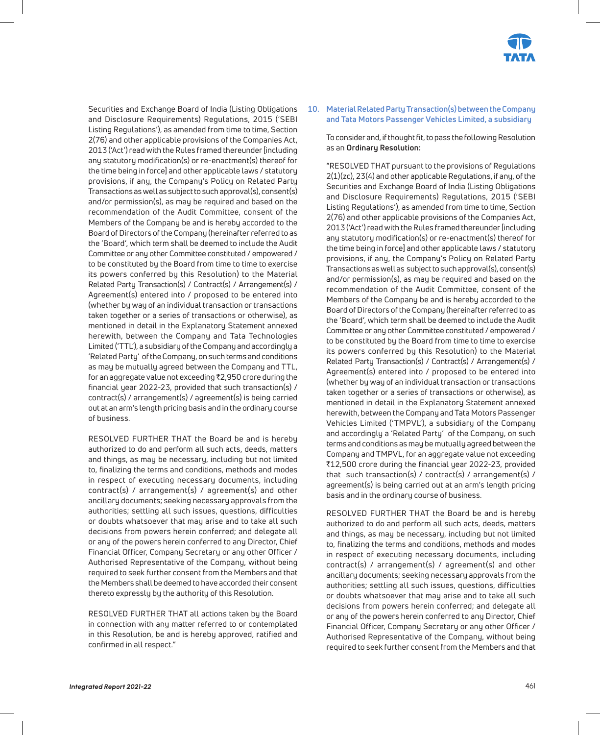Securities and Exchange Board of India (Listing Obligations and Disclosure Requirements) Regulations, 2015 ('SEBI Listing Regulations'), as amended from time to time, Section 2(76) and other applicable provisions of the Companies Act, 2013 ('Act') read with the Rules framed thereunder [including any statutory modification(s) or re-enactment(s) thereof for the time being in force] and other applicable laws / statutory provisions, if any, the Company's Policy on Related Party Transactions as well as subject to such approval(s), consent(s) and/or permission(s), as may be required and based on the recommendation of the Audit Committee, consent of the Members of the Company be and is hereby accorded to the Board of Directors of the Company (hereinafter referred to as the 'Board', which term shall be deemed to include the Audit Committee or any other Committee constituted / empowered / to be constituted by the Board from time to time to exercise its powers conferred by this Resolution) to the Material Related Party Transaction(s) / Contract(s) / Arrangement(s) / Agreement(s) entered into / proposed to be entered into (whether by way of an individual transaction or transactions taken together or a series of transactions or otherwise), as mentioned in detail in the Explanatory Statement annexed herewith, between the Company and Tata Technologies Limited ('TTL'), a subsidiary of the Company and accordingly a 'Related Party' of the Company, on such terms and conditions as may be mutually agreed between the Company and TTL, for an aggregate value not exceeding ₹2,950 crore during the financial year 2022-23, provided that such transaction(s) / contract(s) / arrangement(s) / agreement(s) is being carried out at an arm's length pricing basis and in the ordinary course of business.

RESOLVED FURTHER THAT the Board be and is hereby authorized to do and perform all such acts, deeds, matters and things, as may be necessary, including but not limited to, finalizing the terms and conditions, methods and modes in respect of executing necessary documents, including contract(s) / arrangement(s) / agreement(s) and other ancillary documents; seeking necessary approvals from the authorities; settling all such issues, questions, difficulties or doubts whatsoever that may arise and to take all such decisions from powers herein conferred; and delegate all or any of the powers herein conferred to any Director, Chief Financial Officer, Company Secretary or any other Officer / Authorised Representative of the Company, without being required to seek further consent from the Members and that the Members shall be deemed to have accorded their consent thereto expressly by the authority of this Resolution.

RESOLVED FURTHER THAT all actions taken by the Board in connection with any matter referred to or contemplated in this Resolution, be and is hereby approved, ratified and confirmed in all respect."

## 10. Material Related Party Transaction(s) between the Company and Tata Motors Passenger Vehicles Limited, a subsidiary

To consider and, if thought fit, to pass the following Resolution as an **Ordinary Resolution:**

"RESOLVED THAT pursuant to the provisions of Regulations 2(1)(zc), 23(4) and other applicable Regulations, if any, of the Securities and Exchange Board of India (Listing Obligations and Disclosure Requirements) Regulations, 2015 ('SEBI Listing Regulations'), as amended from time to time, Section 2(76) and other applicable provisions of the Companies Act, 2013 ('Act') read with the Rules framed thereunder [including any statutory modification(s) or re-enactment(s) thereof for the time being in force] and other applicable laws / statutory provisions, if any, the Company's Policy on Related Party Transactions as well as subject to such approval(s), consent(s) and/or permission(s), as may be required and based on the recommendation of the Audit Committee, consent of the Members of the Company be and is hereby accorded to the Board of Directors of the Company (hereinafter referred to as the 'Board', which term shall be deemed to include the Audit Committee or any other Committee constituted / empowered / to be constituted by the Board from time to time to exercise its powers conferred by this Resolution) to the Material Related Party Transaction(s) / Contract(s) / Arrangement(s) / Agreement(s) entered into / proposed to be entered into (whether by way of an individual transaction or transactions taken together or a series of transactions or otherwise), as mentioned in detail in the Explanatory Statement annexed herewith, between the Company and Tata Motors Passenger Vehicles Limited ('TMPVL'), a subsidiary of the Company and accordingly a 'Related Party' of the Company, on such terms and conditions as may be mutually agreed between the Company and TMPVL, for an aggregate value not exceeding ₹12,500 crore during the financial year 2022-23, provided that such transaction(s) / contract(s) / arrangement(s) / agreement(s) is being carried out at an arm's length pricing basis and in the ordinary course of business.

RESOLVED FURTHER THAT the Board be and is hereby authorized to do and perform all such acts, deeds, matters and things, as may be necessary, including but not limited to, finalizing the terms and conditions, methods and modes in respect of executing necessary documents, including contract(s) / arrangement(s) / agreement(s) and other ancillary documents; seeking necessary approvals from the authorities; settling all such issues, questions, difficulties or doubts whatsoever that may arise and to take all such decisions from powers herein conferred; and delegate all or any of the powers herein conferred to any Director, Chief Financial Officer, Company Secretary or any other Officer / Authorised Representative of the Company, without being required to seek further consent from the Members and that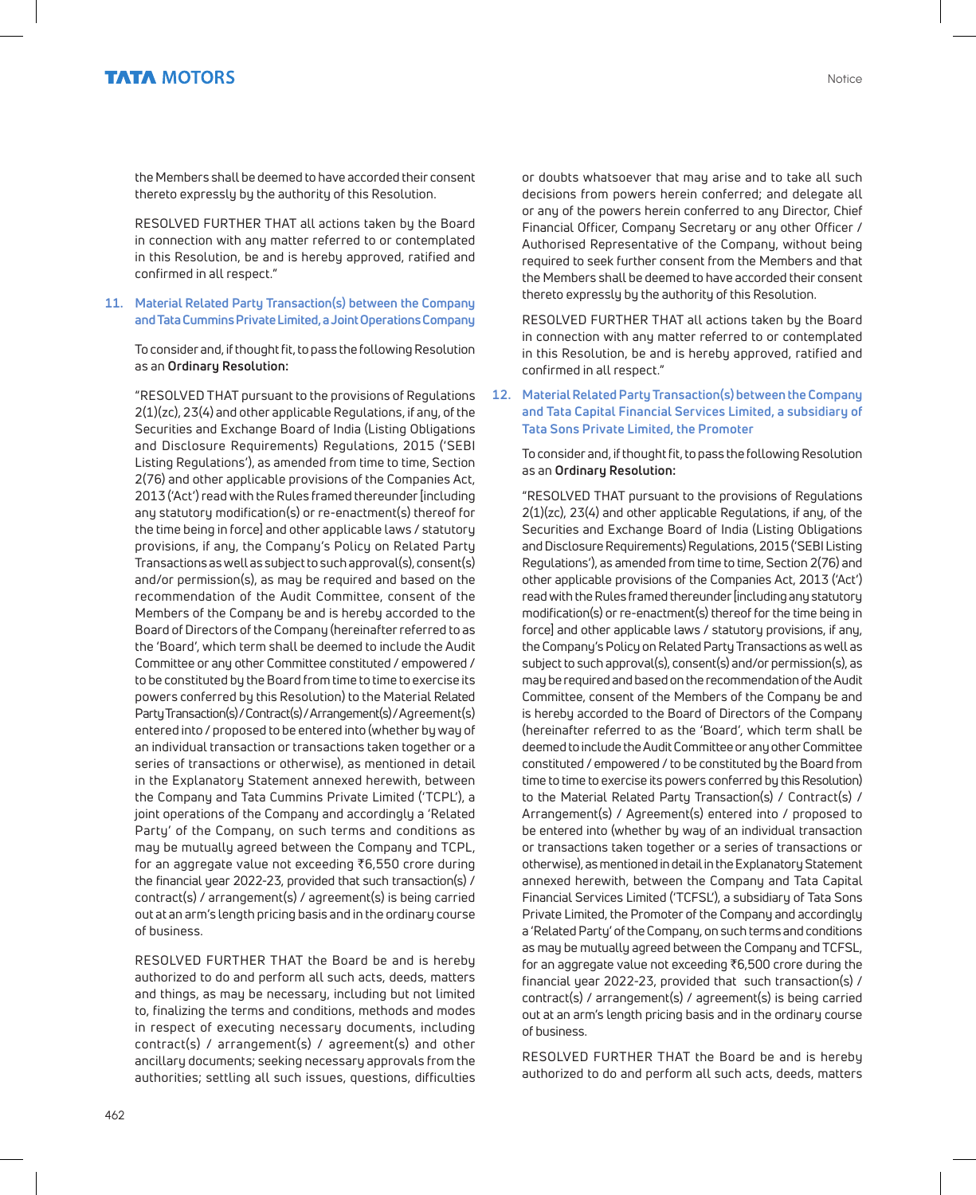the Members shall be deemed to have accorded their consent thereto expressly by the authority of this Resolution.

RESOLVED FURTHER THAT all actions taken by the Board in connection with any matter referred to or contemplated in this Resolution, be and is hereby approved, ratified and confirmed in all respect."

### 11. Material Related Party Transaction(s) between the Company and Tata Cummins Private Limited, a Joint Operations Company

To consider and, if thought fit, to pass the following Resolution as an **Ordinary Resolution:**

"RESOLVED THAT pursuant to the provisions of Regulations 2(1)(zc), 23(4) and other applicable Regulations, if any, of the Securities and Exchange Board of India (Listing Obligations and Disclosure Requirements) Regulations, 2015 ('SEBI Listing Regulations'), as amended from time to time, Section 2(76) and other applicable provisions of the Companies Act, 2013 ('Act') read with the Rules framed thereunder [including any statutory modification(s) or re-enactment(s) thereof for the time being in force] and other applicable laws / statutory provisions, if any, the Company's Policy on Related Party Transactions as well as subject to such approval(s), consent(s) and/or permission(s), as may be required and based on the recommendation of the Audit Committee, consent of the Members of the Company be and is hereby accorded to the Board of Directors of the Company (hereinafter referred to as the 'Board', which term shall be deemed to include the Audit Committee or any other Committee constituted / empowered / to be constituted by the Board from time to time to exercise its powers conferred by this Resolution) to the Material Related Party Transaction(s) / Contract(s) / Arrangement(s) / Agreement(s) entered into / proposed to be entered into (whether by way of an individual transaction or transactions taken together or a series of transactions or otherwise), as mentioned in detail in the Explanatory Statement annexed herewith, between the Company and Tata Cummins Private Limited ('TCPL'), a joint operations of the Company and accordingly a 'Related Party' of the Company, on such terms and conditions as may be mutually agreed between the Company and TCPL, for an aggregate value not exceeding ₹6,550 crore during the financial year 2022-23, provided that such transaction(s) / contract(s) / arrangement(s) / agreement(s) is being carried out at an arm's length pricing basis and in the ordinary course of business.

RESOLVED FURTHER THAT the Board be and is hereby authorized to do and perform all such acts, deeds, matters and things, as may be necessary, including but not limited to, finalizing the terms and conditions, methods and modes in respect of executing necessary documents, including contract(s) / arrangement(s) / agreement(s) and other ancillary documents; seeking necessary approvals from the authorities; settling all such issues, questions, difficulties or doubts whatsoever that may arise and to take all such decisions from powers herein conferred; and delegate all or any of the powers herein conferred to any Director, Chief Financial Officer, Company Secretary or any other Officer / Authorised Representative of the Company, without being required to seek further consent from the Members and that the Members shall be deemed to have accorded their consent thereto expressly by the authority of this Resolution.

RESOLVED FURTHER THAT all actions taken by the Board in connection with any matter referred to or contemplated in this Resolution, be and is hereby approved, ratified and confirmed in all respect."

### 12. Material Related Party Transaction(s) between the Company and Tata Capital Financial Services Limited, a subsidiary of Tata Sons Private Limited, the Promoter

To consider and, if thought fit, to pass the following Resolution as an **Ordinary Resolution:**

"RESOLVED THAT pursuant to the provisions of Regulations 2(1)(zc), 23(4) and other applicable Regulations, if any, of the Securities and Exchange Board of India (Listing Obligations and Disclosure Requirements) Regulations, 2015 ('SEBI Listing Regulations'), as amended from time to time, Section 2(76) and other applicable provisions of the Companies Act, 2013 ('Act') read with the Rules framed thereunder [including any statutory modification(s) or re-enactment(s) thereof for the time being in force] and other applicable laws / statutory provisions, if any, the Company's Policy on Related Party Transactions as well as subject to such approval(s), consent(s) and/or permission(s), as may be required and based on the recommendation of the Audit Committee, consent of the Members of the Company be and is hereby accorded to the Board of Directors of the Company (hereinafter referred to as the 'Board', which term shall be deemed to include the Audit Committee or any other Committee constituted / empowered / to be constituted by the Board from time to time to exercise its powers conferred by this Resolution) to the Material Related Party Transaction(s) / Contract(s) / Arrangement(s) / Agreement(s) entered into / proposed to be entered into (whether by way of an individual transaction or transactions taken together or a series of transactions or otherwise), as mentioned in detail in the Explanatory Statement annexed herewith, between the Company and Tata Capital Financial Services Limited ('TCFSL'), a subsidiary of Tata Sons Private Limited, the Promoter of the Company and accordingly a 'Related Party' of the Company, on such terms and conditions as may be mutually agreed between the Company and TCFSL, for an aggregate value not exceeding ₹6,500 crore during the financial year 2022-23, provided that such transaction(s) / contract(s) / arrangement(s) / agreement(s) is being carried out at an arm's length pricing basis and in the ordinary course of business.

RESOLVED FURTHER THAT the Board be and is hereby authorized to do and perform all such acts, deeds, matters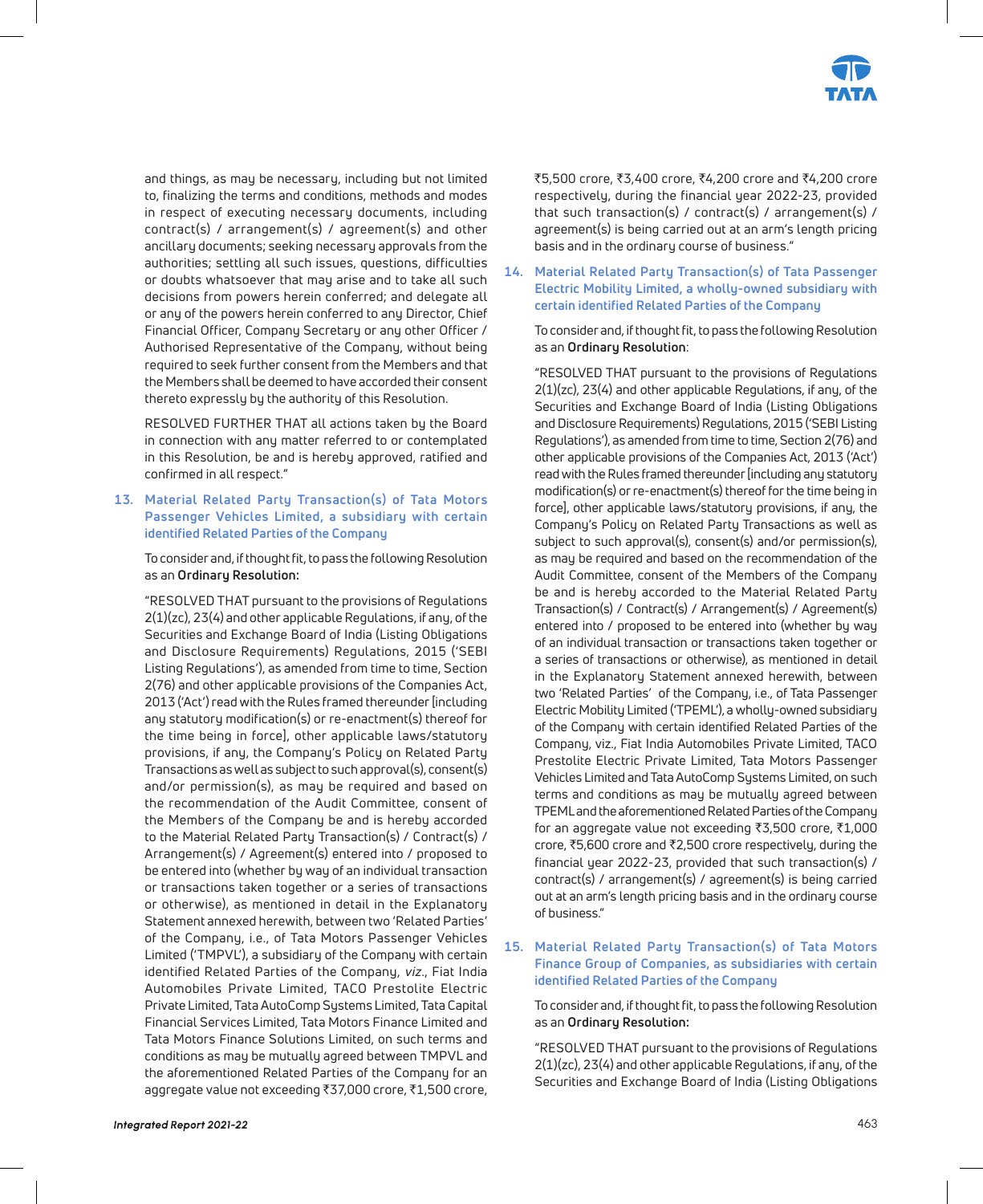and things, as may be necessary, including but not limited to, finalizing the terms and conditions, methods and modes in respect of executing necessary documents, including contract(s) / arrangement(s) / agreement(s) and other ancillary documents; seeking necessary approvals from the authorities; settling all such issues, questions, difficulties or doubts whatsoever that may arise and to take all such decisions from powers herein conferred; and delegate all or any of the powers herein conferred to any Director, Chief Financial Officer, Company Secretary or any other Officer / Authorised Representative of the Company, without being required to seek further consent from the Members and that the Members shall be deemed to have accorded their consent thereto expressly by the authority of this Resolution.

RESOLVED FURTHER THAT all actions taken by the Board in connection with any matter referred to or contemplated in this Resolution, be and is hereby approved, ratified and confirmed in all respect."

### 13. Material Related Party Transaction(s) of Tata Motors Passenger Vehicles Limited, a subsidiary with certain identified Related Parties of the Company

To consider and, if thought fit, to pass the following Resolution as an **Ordinary Resolution:**

"RESOLVED THAT pursuant to the provisions of Regulations 2(1)(zc), 23(4) and other applicable Regulations, if any, of the Securities and Exchange Board of India (Listing Obligations and Disclosure Requirements) Regulations, 2015 ('SEBI Listing Regulations'), as amended from time to time, Section 2(76) and other applicable provisions of the Companies Act, 2013 ('Act') read with the Rules framed thereunder [including any statutory modification(s) or re-enactment(s) thereof for the time being in force], other applicable laws/statutory provisions, if any, the Company's Policy on Related Party Transactions as well as subject to such approval(s), consent(s) and/or permission(s), as may be required and based on the recommendation of the Audit Committee, consent of the Members of the Company be and is hereby accorded to the Material Related Party Transaction(s) / Contract(s) / Arrangement(s) / Agreement(s) entered into / proposed to be entered into (whether by way of an individual transaction or transactions taken together or a series of transactions or otherwise), as mentioned in detail in the Explanatory Statement annexed herewith, between two 'Related Parties' of the Company, i.e., of Tata Motors Passenger Vehicles Limited ('TMPVL'), a subsidiary of the Company with certain identified Related Parties of the Company, *viz.,* Fiat India Automobiles Private Limited, TACO Prestolite Electric Private Limited, Tata AutoComp Systems Limited, Tata Capital Financial Services Limited, Tata Motors Finance Limited and Tata Motors Finance Solutions Limited, on such terms and conditions as may be mutually agreed between TMPVL and the aforementioned Related Parties of the Company for an aggregate value not exceeding ₹37,000 crore, ₹1,500 crore, ₹5,500 crore, ₹3,400 crore, ₹4,200 crore and ₹4,200 crore respectively, during the financial year 2022-23, provided that such transaction(s) / contract(s) / arrangement(s) / agreement(s) is being carried out at an arm's length pricing basis and in the ordinary course of business."

### 14. Material Related Party Transaction(s) of Tata Passenger Electric Mobility Limited, a wholly-owned subsidiary with certain identified Related Parties of the Company

To consider and, if thought fit, to pass the following Resolution as an **Ordinary Resolution**:

"RESOLVED THAT pursuant to the provisions of Regulations 2(1)(zc), 23(4) and other applicable Regulations, if any, of the Securities and Exchange Board of India (Listing Obligations and Disclosure Requirements) Regulations, 2015 ('SEBI Listing Regulations'), as amended from time to time, Section 2(76) and other applicable provisions of the Companies Act, 2013 ('Act') read with the Rules framed thereunder [including any statutory modification(s) or re-enactment(s) thereof for the time being in force], other applicable laws/statutory provisions, if any, the Company's Policy on Related Party Transactions as well as subject to such approval(s), consent(s) and/or permission(s), as may be required and based on the recommendation of the Audit Committee, consent of the Members of the Company be and is hereby accorded to the Material Related Party Transaction(s) / Contract(s) / Arrangement(s) / Agreement(s) entered into / proposed to be entered into (whether by way of an individual transaction or transactions taken together or a series of transactions or otherwise), as mentioned in detail in the Explanatory Statement annexed herewith, between two 'Related Parties' of the Company, i.e., of Tata Passenger Electric Mobility Limited ('TPEML'), a wholly-owned subsidiary of the Company with certain identified Related Parties of the Company, viz., Fiat India Automobiles Private Limited, TACO Prestolite Electric Private Limited, Tata Motors Passenger Vehicles Limited and Tata AutoComp Systems Limited, on such terms and conditions as may be mutually agreed between TPEML and the aforementioned Related Parties of the Company for an aggregate value not exceeding ₹3,500 crore, ₹1,000 crore, ₹5,600 crore and ₹2,500 crore respectively, during the financial year 2022-23, provided that such transaction(s) / contract(s) / arrangement(s) / agreement(s) is being carried out at an arm's length pricing basis and in the ordinary course of business."

### 15. Material Related Party Transaction(s) of Tata Motors Finance Group of Companies, as subsidiaries with certain identified Related Parties of the Company

To consider and, if thought fit, to pass the following Resolution as an **Ordinary Resolution:**

"RESOLVED THAT pursuant to the provisions of Regulations 2(1)(zc), 23(4) and other applicable Regulations, if any, of the Securities and Exchange Board of India (Listing Obligations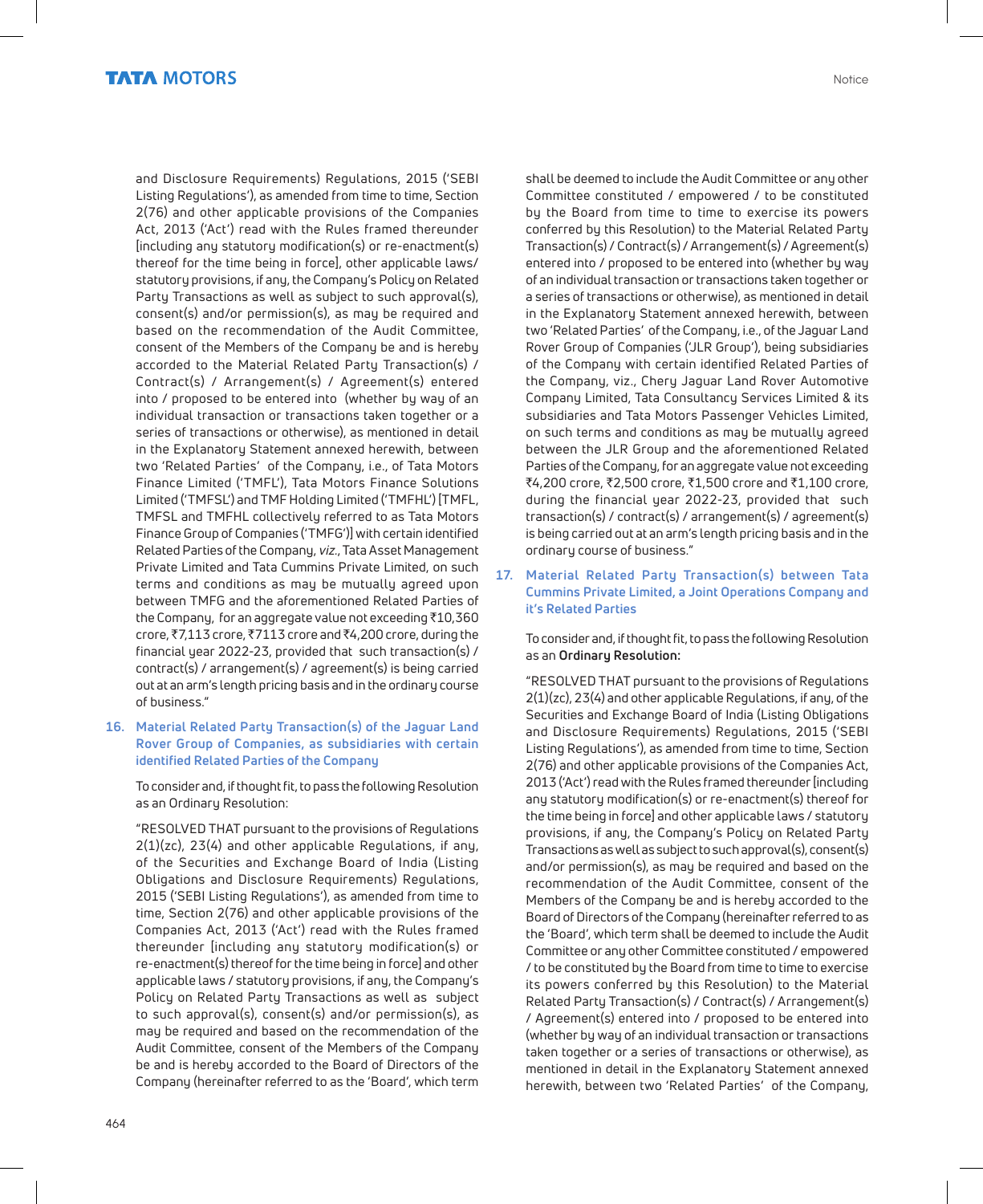and Disclosure Requirements) Regulations, 2015 ('SEBI Listing Regulations'), as amended from time to time, Section 2(76) and other applicable provisions of the Companies Act, 2013 ('Act') read with the Rules framed thereunder [including any statutory modification(s) or re-enactment(s) thereof for the time being in force], other applicable laws/ statutory provisions, if any, the Company's Policy on Related Party Transactions as well as subject to such approval(s), consent(s) and/or permission(s), as may be required and based on the recommendation of the Audit Committee, consent of the Members of the Company be and is hereby accorded to the Material Related Party Transaction(s) / Contract(s) / Arrangement(s) / Agreement(s) entered into / proposed to be entered into (whether by way of an individual transaction or transactions taken together or a series of transactions or otherwise), as mentioned in detail in the Explanatory Statement annexed herewith, between two 'Related Parties' of the Company, i.e., of Tata Motors Finance Limited ('TMFL'), Tata Motors Finance Solutions Limited ('TMFSL') and TMF Holding Limited ('TMFHL') [TMFL, TMFSL and TMFHL collectively referred to as Tata Motors Finance Group of Companies ('TMFG')] with certain identified Related Parties of the Company, *viz.*, Tata Asset Management Private Limited and Tata Cummins Private Limited, on such terms and conditions as may be mutually agreed upon between TMFG and the aforementioned Related Parties of the Company, for an aggregate value not exceeding ₹10,360 crore, ₹7,113 crore, ₹7113 crore and ₹4,200 crore, during the financial year 2022-23, provided that such transaction(s) / contract(s) / arrangement(s) / agreement(s) is being carried out at an arm's length pricing basis and in the ordinary course of business."

**16. Material Related Party Transaction(s) of the Jaguar Land Rover Group of Companies, as subsidiaries with certain identified Related Parties of the Company**

To consider and, if thought fit, to pass the following Resolution as an Ordinary Resolution:

"RESOLVED THAT pursuant to the provisions of Regulations 2(1)(zc), 23(4) and other applicable Regulations, if any, of the Securities and Exchange Board of India (Listing Obligations and Disclosure Requirements) Regulations, 2015 ('SEBI Listing Regulations'), as amended from time to time, Section 2(76) and other applicable provisions of the Companies Act, 2013 ('Act') read with the Rules framed thereunder [including any statutory modification(s) or re-enactment(s) thereof for the time being in force] and other applicable laws / statutory provisions, if any, the Company's Policy on Related Party Transactions as well as subject to such approval(s), consent(s) and/or permission(s), as may be required and based on the recommendation of the Audit Committee, consent of the Members of the Company be and is hereby accorded to the Board of Directors of the Company (hereinafter referred to as the 'Board', which term shall be deemed to include the Audit Committee or any other Committee constituted / empowered / to be constituted by the Board from time to time to exercise its powers conferred by this Resolution) to the Material Related Party Transaction(s) / Contract(s) / Arrangement(s) / Agreement(s) entered into / proposed to be entered into (whether by way of an individual transaction or transactions taken together or a series of transactions or otherwise), as mentioned in detail in the Explanatory Statement annexed herewith, between two 'Related Parties' of the Company, i.e., of the Jaguar Land Rover Group of Companies ('JLR Group'), being subsidiaries of the Company with certain identified Related Parties of the Company, viz., Chery Jaguar Land Rover Automotive Company Limited, Tata Consultancy Services Limited & its subsidiaries and Tata Motors Passenger Vehicles Limited, on such terms and conditions as may be mutually agreed between the JLR Group and the aforementioned Related Parties of the Company, for an aggregate value not exceeding ₹4,200 crore, ₹2,500 crore, ₹1,500 crore and ₹1,100 crore, during the financial year 2022-23, provided that such transaction(s) / contract(s) / arrangement(s) / agreement(s) is being carried out at an arm's length pricing basis and in the ordinary course of business."

**17. Material Related Party Transaction(s) between Tata Cummins Private Limited, a Joint Operations Company and it's Related Parties**

To consider and, if thought fit, to pass the following Resolution as an **Ordinary Resolution:**

"RESOLVED THAT pursuant to the provisions of Regulations 2(1)(zc), 23(4) and other applicable Regulations, if any, of the Securities and Exchange Board of India (Listing Obligations and Disclosure Requirements) Regulations, 2015 ('SEBI Listing Regulations'), as amended from time to time, Section 2(76) and other applicable provisions of the Companies Act, 2013 ('Act') read with the Rules framed thereunder [including any statutory modification(s) or re-enactment(s) thereof for the time being in force] and other applicable laws / statutory provisions, if any, the Company's Policy on Related Party Transactions as well as subject to such approval(s), consent(s) and/or permission(s), as may be required and based on the recommendation of the Audit Committee, consent of the Members of the Company be and is hereby accorded to the Board of Directors of the Company (hereinafter referred to as the 'Board', which term shall be deemed to include the Audit Committee or any other Committee constituted / empowered / to be constituted by the Board from time to time to exercise its powers conferred by this Resolution) to the Material Related Party Transaction(s) / Contract(s) / Arrangement(s) / Agreement(s) entered into / proposed to be entered into (whether by way of an individual transaction or transactions taken together or a series of transactions or otherwise), as mentioned in detail in the Explanatory Statement annexed herewith, between two 'Related Parties' of the Company,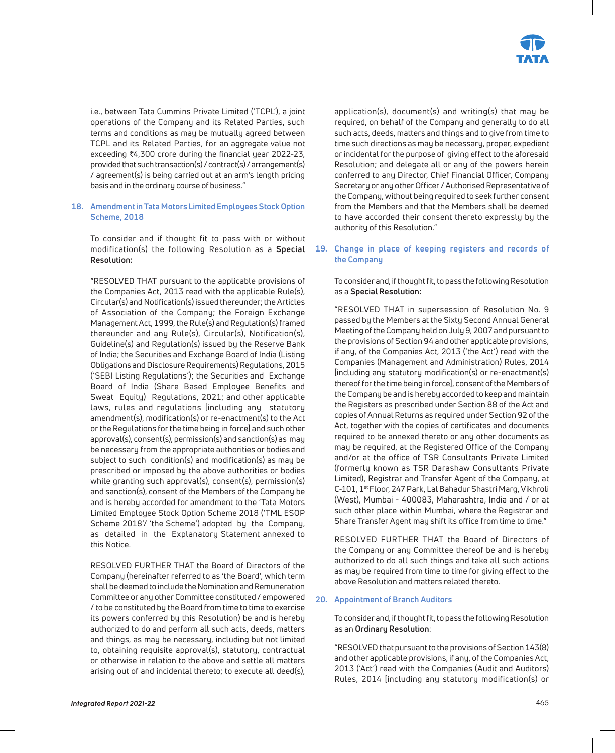i.e., between Tata Cummins Private Limited ('TCPL'), a joint operations of the Company and its Related Parties, such terms and conditions as may be mutually agreed between TCPL and its Related Parties, for an aggregate value not exceeding ₹4,300 crore during the financial year 2022-23, provided that such transaction(s) / contract(s) / arrangement(s) / agreement(s) is being carried out at an arm's length pricing basis and in the ordinary course of business."

**18. Amendment in Tata Motors Limited Employees Stock Option Scheme, 2018**

To consider and if thought fit to pass with or without modification(s) the following Resolution as a **Special Resolution:**

"RESOLVED THAT pursuant to the applicable provisions of the Companies Act, 2013 read with the applicable Rule(s), Circular(s) and Notification(s) issued thereunder; the Articles of Association of the Company; the Foreign Exchange Management Act, 1999, the Rule(s) and Regulation(s) framed thereunder and any Rule(s), Circular(s), Notification(s), Guideline(s) and Regulation(s) issued by the Reserve Bank of India; the Securities and Exchange Board of India (Listing Obligations and Disclosure Requirements) Regulations, 2015 ('SEBI Listing Regulations'); the Securities and Exchange Board of India (Share Based Employee Benefits and Sweat Equity) Regulations, 2021; and other applicable laws, rules and regulations [including any statutory amendment(s), modification(s) or re-enactment(s) to the Act or the Regulations for the time being in force] and such other approval(s), consent(s), permission(s) and sanction(s) as may be necessary from the appropriate authorities or bodies and subject to such condition(s) and modification(s) as may be prescribed or imposed by the above authorities or bodies while granting such approval(s), consent(s), permission(s) and sanction(s), consent of the Members of the Company be and is hereby accorded for amendment to the 'Tata Motors Limited Employee Stock Option Scheme 2018 ('TML ESOP Scheme 2018'/ 'the Scheme') adopted by the Company, as detailed in the Explanatory Statement annexed to this Notice.

RESOLVED FURTHER THAT the Board of Directors of the Company (hereinafter referred to as 'the Board', which term shall be deemed to include the Nomination and Remuneration Committee or any other Committee constituted / empowered / to be constituted by the Board from time to time to exercise its powers conferred by this Resolution) be and is hereby authorized to do and perform all such acts, deeds, matters and things, as may be necessary, including but not limited to, obtaining requisite approval(s), statutory, contractual or otherwise in relation to the above and settle all matters arising out of and incidental thereto; to execute all deed(s), application(s), document(s) and writing(s) that may be required, on behalf of the Company and generally to do all such acts, deeds, matters and things and to give from time to time such directions as may be necessary, proper, expedient or incidental for the purpose of giving effect to the aforesaid Resolution; and delegate all or any of the powers herein conferred to any Director, Chief Financial Officer, Company Secretary or any other Officer / Authorised Representative of the Company, without being required to seek further consent from the Members and that the Members shall be deemed to have accorded their consent thereto expressly by the authority of this Resolution."

**19. Change in place of keeping registers and records of the Company**

To consider and, if thought fit, to pass the following Resolution as a **Special Resolution:**

"RESOLVED THAT in supersession of Resolution No. 9 passed by the Members at the Sixty Second Annual General Meeting of the Company held on July 9, 2007 and pursuant to the provisions of Section 94 and other applicable provisions, if any, of the Companies Act, 2013 ('the Act') read with the Companies (Management and Administration) Rules, 2014 [including any statutory modification(s) or re-enactment(s) thereof for the time being in force], consent of the Members of the Company be and is hereby accorded to keep and maintain the Registers as prescribed under Section 88 of the Act and copies of Annual Returns as required under Section 92 of the Act, together with the copies of certificates and documents required to be annexed thereto or any other documents as may be required, at the Registered Office of the Company and/or at the office of TSR Consultants Private Limited (formerly known as TSR Darashaw Consultants Private Limited), Registrar and Transfer Agent of the Company, at C-101, 1st Floor, 247 Park, Lal Bahadur Shastri Marg, Vikhroli (West), Mumbai - 400083, Maharashtra, India and / or at such other place within Mumbai, where the Registrar and Share Transfer Agent may shift its office from time to time."

RESOLVED FURTHER THAT the Board of Directors of the Company or any Committee thereof be and is hereby authorized to do all such things and take all such actions as may be required from time to time for giving effect to the above Resolution and matters related thereto.

**20. Appointment of Branch Auditors**

To consider and, if thought fit, to pass the following Resolution as an **Ordinary Resolution**:

"RESOLVED that pursuant to the provisions of Section 143(8) and other applicable provisions, if any, of the Companies Act, 2013 ('Act') read with the Companies (Audit and Auditors) Rules, 2014 [including any statutory modification(s) or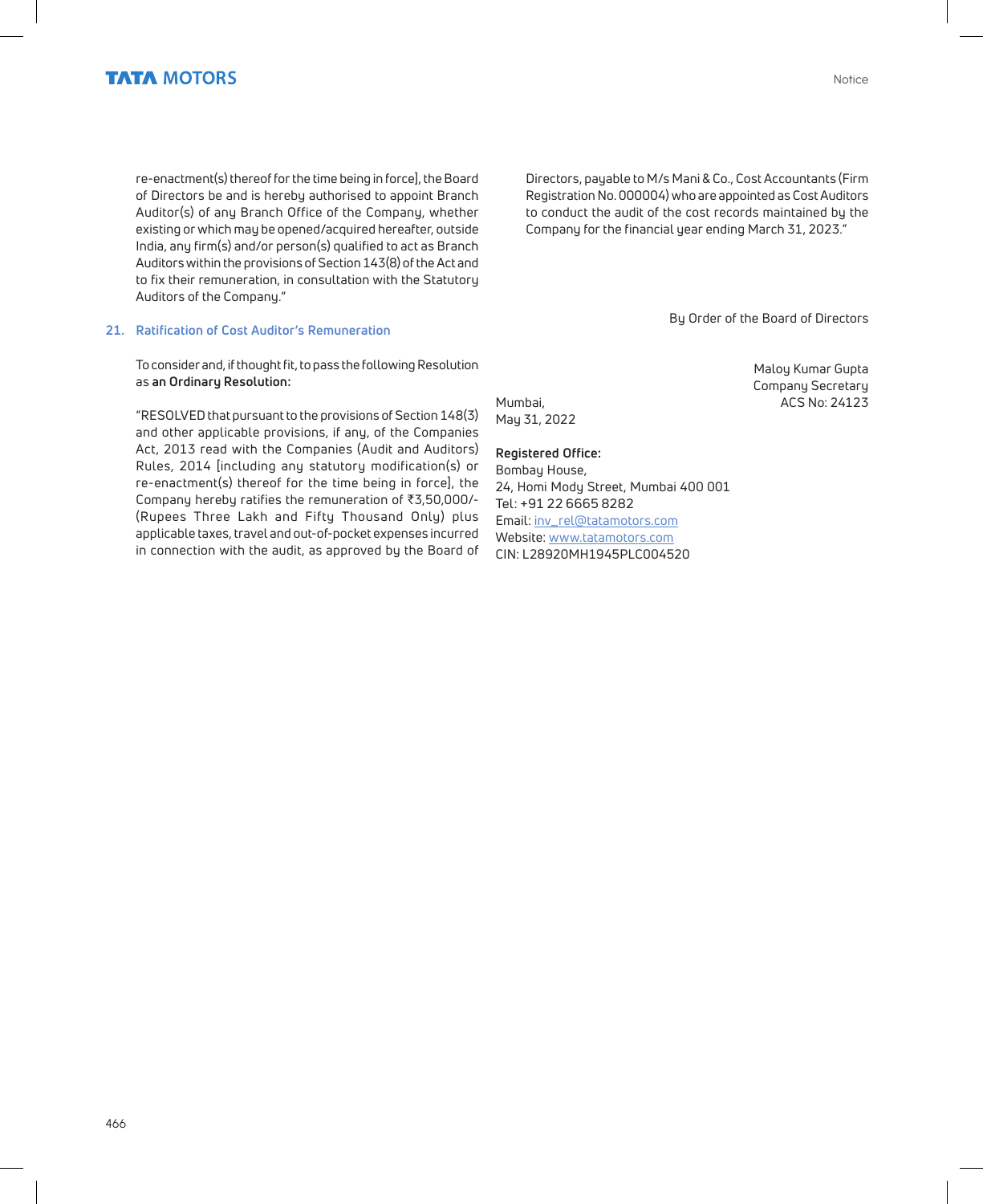re-enactment(s) thereof for the time being in force], the Board of Directors be and is hereby authorised to appoint Branch Auditor(s) of any Branch Office of the Company, whether existing or which may be opened/acquired hereafter, outside India, any firm(s) and/or person(s) qualified to act as Branch Auditors within the provisions of Section 143(8) of the Act and to fix their remuneration, in consultation with the Statutory Auditors of the Company."

## 21. Ratification of Cost Auditor's Remuneration

To consider and, if thought fit, to pass the following Resolution as **an Ordinary Resolution:**

"RESOLVED that pursuant to the provisions of Section 148(3) and other applicable provisions, if any, of the Companies Act, 2013 read with the Companies (Audit and Auditors) Rules, 2014 [including any statutory modification(s) or re-enactment(s) thereof for the time being in force], the Company hereby ratifies the remuneration of ₹3,50,000/- (Rupees Three Lakh and Fifty Thousand Only) plus applicable taxes, travel and out-of-pocket expenses incurred in connection with the audit, as approved by the Board of Directors, payable to M/s Mani & Co., Cost Accountants (Firm Registration No. 000004) who are appointed as Cost Auditors to conduct the audit of the cost records maintained by the Company for the financial year ending March 31, 2023."

By Order of the Board of Directors

Maloy Kumar Gupta
Company Secretary
ACS No: 24123

Mumbai,
May 31, 2022

**Registered Office:**
Bombay House,
24, Homi Mody Street, Mumbai 400 001
Tel: +91 22 6665 8282
Email: inv_rel@tatamotors.com
Website: www.tatamotors.com
CIN: L28920MH1945PLC004520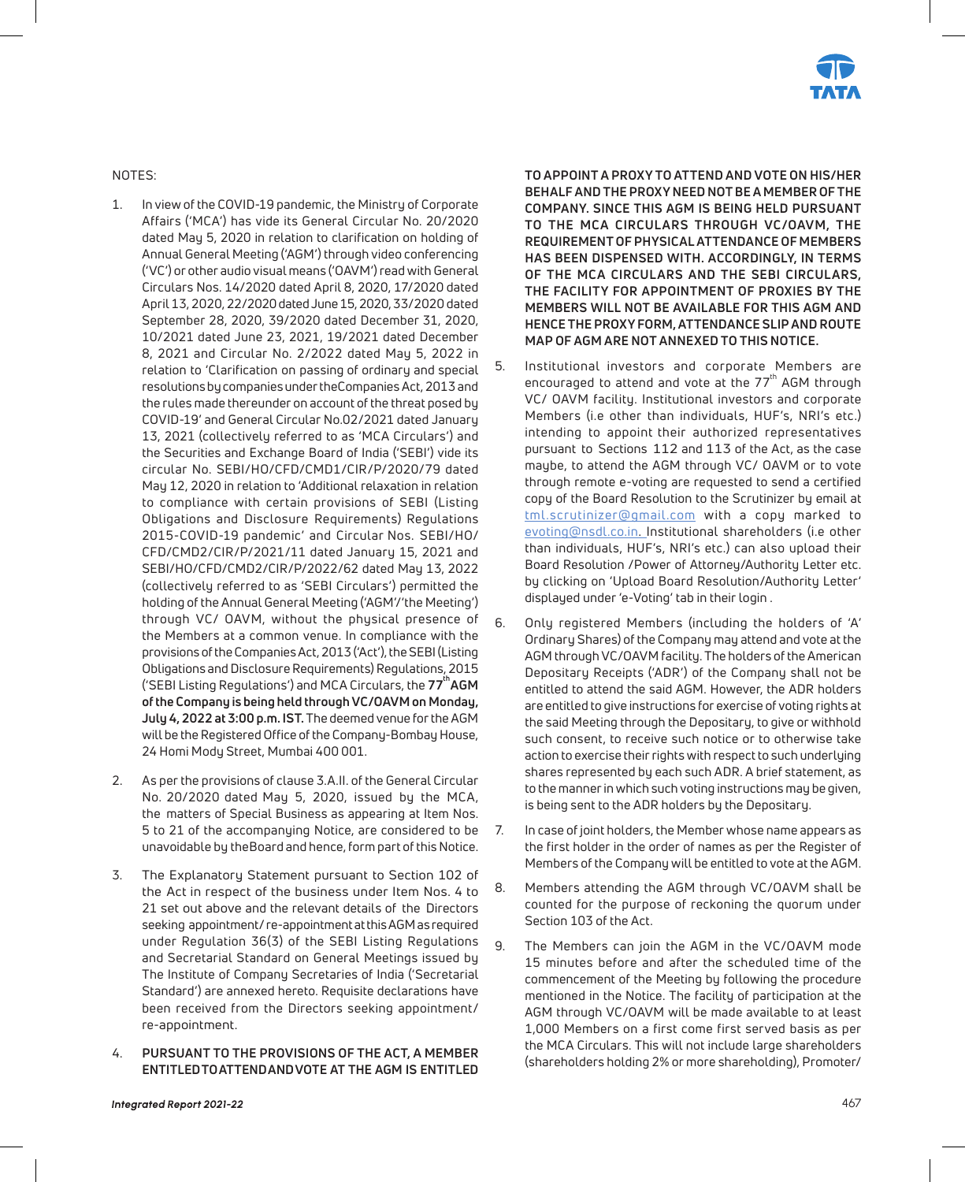NOTES:

1. In view of the COVID-19 pandemic, the Ministry of Corporate Affairs ('MCA') has vide its General Circular No. 20/2020 dated May 5, 2020 in relation to clarification on holding of Annual General Meeting ('AGM') through video conferencing ('VC') or other audio visual means ('OAVM') read with General Circulars Nos. 14/2020 dated April 8, 2020, 17/2020 dated April 13, 2020, 22/2020 dated June 15, 2020, 33/2020 dated September 28, 2020, 39/2020 dated December 31, 2020, 10/2021 dated June 23, 2021, 19/2021 dated December 8, 2021 and Circular No. 2/2022 dated May 5, 2022 in relation to 'Clarification on passing of ordinary and special resolutions by companies under the Companies Act, 2013 and the rules made thereunder on account of the threat posed by COVID-19' and General Circular No.02/2021 dated January 13, 2021 (collectively referred to as 'MCA Circulars') and the Securities and Exchange Board of India ('SEBI') vide its circular No. SEBI/HO/CFD/CMD1/CIR/P/2020/79 dated May 12, 2020 in relation to 'Additional relaxation in relation to compliance with certain provisions of SEBI (Listing Obligations and Disclosure Requirements) Regulations 2015-COVID-19 pandemic' and Circular Nos. SEBI/HO/CFD/CMD2/CIR/P/2021/11 dated January 15, 2021 and SEBI/HO/CFD/CMD2/CIR/P/2022/62 dated May 13, 2022 (collectively referred to as 'SEBI Circulars') permitted the holding of the Annual General Meeting ('AGM'/'the Meeting') through VC/ OAVM, without the physical presence of the Members at a common venue. In compliance with the provisions of the Companies Act, 2013 ('Act'), the SEBI (Listing Obligations and Disclosure Requirements) Regulations, 2015 ('SEBI Listing Regulations') and MCA Circulars, the **77th AGM of the Company is being held through VC/OAVM on Monday, July 4, 2022 at 3:00 p.m. IST.** The deemed venue for the AGM will be the Registered Office of the Company-Bombay House, 24 Homi Mody Street, Mumbai 400 001.

2. As per the provisions of clause 3.A.II. of the General Circular No. 20/2020 dated May 5, 2020, issued by the MCA, the matters of Special Business as appearing at Item Nos. 5 to 21 of the accompanying Notice, are considered to be unavoidable by the Board and hence, form part of this Notice.

3. The Explanatory Statement pursuant to Section 102 of the Act in respect of the business under Item Nos. 4 to 21 set out above and the relevant details of the Directors seeking appointment/ re-appointment at this AGM as required under Regulation 36(3) of the SEBI Listing Regulations and Secretarial Standard on General Meetings issued by The Institute of Company Secretaries of India ('Secretarial Standard') are annexed hereto. Requisite declarations have been received from the Directors seeking appointment/ re-appointment.

4. **PURSUANT TO THE PROVISIONS OF THE ACT, A MEMBER ENTITLED TO ATTEND AND VOTE AT THE AGM IS ENTITLED TO APPOINT A PROXY TO ATTEND AND VOTE ON HIS/HER BEHALF AND THE PROXY NEED NOT BE A MEMBER OF THE COMPANY. SINCE THIS AGM IS BEING HELD PURSUANT TO THE MCA CIRCULARS THROUGH VC/OAVM, THE REQUIREMENT OF PHYSICAL ATTENDANCE OF MEMBERS HAS BEEN DISPENSED WITH. ACCORDINGLY, IN TERMS OF THE MCA CIRCULARS AND THE SEBI CIRCULARS, THE FACILITY FOR APPOINTMENT OF PROXIES BY THE MEMBERS WILL NOT BE AVAILABLE FOR THIS AGM AND HENCE THE PROXY FORM, ATTENDANCE SLIP AND ROUTE MAP OF AGM ARE NOT ANNEXED TO THIS NOTICE.**

5. Institutional investors and corporate Members are encouraged to attend and vote at the 77th AGM through VC/ OAVM facility. Institutional investors and corporate Members (i.e other than individuals, HUF's, NRI's etc.) intending to appoint their authorized representatives pursuant to Sections 112 and 113 of the Act, as the case maybe, to attend the AGM through VC/ OAVM or to vote through remote e-voting are requested to send a certified copy of the Board Resolution to the Scrutinizer by email at tml.scrutinizer@gmail.com with a copy marked to evoting@nsdl.co.in. Institutional shareholders (i.e other than individuals, HUF's, NRI's etc.) can also upload their Board Resolution /Power of Attorney/Authority Letter etc. by clicking on 'Upload Board Resolution/Authority Letter' displayed under 'e-Voting' tab in their login .

6. Only registered Members (including the holders of 'A' Ordinary Shares) of the Company may attend and vote at the AGM through VC/OAVM facility. The holders of the American Depositary Receipts ('ADR') of the Company shall not be entitled to attend the said AGM. However, the ADR holders are entitled to give instructions for exercise of voting rights at the said Meeting through the Depositary, to give or withhold such consent, to receive such notice or to otherwise take action to exercise their rights with respect to such underlying shares represented by each such ADR. A brief statement, as to the manner in which such voting instructions may be given, is being sent to the ADR holders by the Depositary.

7. In case of joint holders, the Member whose name appears as the first holder in the order of names as per the Register of Members of the Company will be entitled to vote at the AGM.

8. Members attending the AGM through VC/OAVM shall be counted for the purpose of reckoning the quorum under Section 103 of the Act.

9. The Members can join the AGM in the VC/OAVM mode 15 minutes before and after the scheduled time of the commencement of the Meeting by following the procedure mentioned in the Notice. The facility of participation at the AGM through VC/OAVM will be made available to at least 1,000 Members on a first come first served basis as per the MCA Circulars. This will not include large shareholders (shareholders holding 2% or more shareholding), Promoter/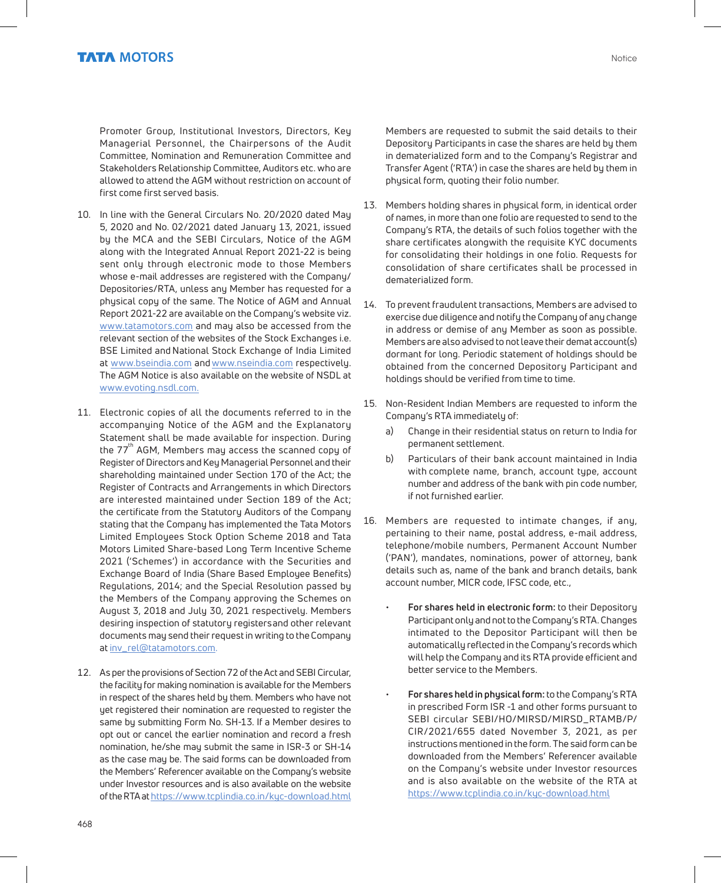Promoter Group, Institutional Investors, Directors, Key Managerial Personnel, the Chairpersons of the Audit Committee, Nomination and Remuneration Committee and Stakeholders Relationship Committee, Auditors etc. who are allowed to attend the AGM without restriction on account of first come first served basis.

10. In line with the General Circulars No. 20/2020 dated May 5, 2020 and No. 02/2021 dated January 13, 2021, issued by the MCA and the SEBI Circulars, Notice of the AGM along with the Integrated Annual Report 2021-22 is being sent only through electronic mode to those Members whose e-mail addresses are registered with the Company/ Depositories/RTA, unless any Member has requested for a physical copy of the same. The Notice of AGM and Annual Report 2021-22 are available on the Company's website viz. www.tatamotors.com and may also be accessed from the relevant section of the websites of the Stock Exchanges i.e. BSE Limited and National Stock Exchange of India Limited at www.bseindia.com and www.nseindia.com respectively. The AGM Notice is also available on the website of NSDL at www.evoting.nsdl.com.

11. Electronic copies of all the documents referred to in the accompanying Notice of the AGM and the Explanatory Statement shall be made available for inspection. During the 77th AGM, Members may access the scanned copy of Register of Directors and Key Managerial Personnel and their shareholding maintained under Section 170 of the Act; the Register of Contracts and Arrangements in which Directors are interested maintained under Section 189 of the Act; the certificate from the Statutory Auditors of the Company stating that the Company has implemented the Tata Motors Limited Employees Stock Option Scheme 2018 and Tata Motors Limited Share-based Long Term Incentive Scheme 2021 ('Schemes') in accordance with the Securities and Exchange Board of India (Share Based Employee Benefits) Regulations, 2014; and the Special Resolution passed by the Members of the Company approving the Schemes on August 3, 2018 and July 30, 2021 respectively. Members desiring inspection of statutory registers and other relevant documents may send their request in writing to the Company at inv_rel@tatamotors.com.

12. As per the provisions of Section 72 of the Act and SEBI Circular, the facility for making nomination is available for the Members in respect of the shares held by them. Members who have not yet registered their nomination are requested to register the same by submitting Form No. SH-13. If a Member desires to opt out or cancel the earlier nomination and record a fresh nomination, he/she may submit the same in ISR-3 or SH-14 as the case may be. The said forms can be downloaded from the Members' Referencer available on the Company's website under Investor resources and is also available on the website of the RTA at https://www.tcplindia.co.in/kyc-download.html Members are requested to submit the said details to their Depository Participants in case the shares are held by them in dematerialized form and to the Company's Registrar and Transfer Agent ('RTA') in case the shares are held by them in physical form, quoting their folio number.

13. Members holding shares in physical form, in identical order of names, in more than one folio are requested to send to the Company's RTA, the details of such folios together with the share certificates alongwith the requisite KYC documents for consolidating their holdings in one folio. Requests for consolidation of share certificates shall be processed in dematerialized form.

14. To prevent fraudulent transactions, Members are advised to exercise due diligence and notify the Company of any change in address or demise of any Member as soon as possible. Members are also advised to not leave their demat account(s) dormant for long. Periodic statement of holdings should be obtained from the concerned Depository Participant and holdings should be verified from time to time.

15. Non-Resident Indian Members are requested to inform the Company's RTA immediately of:

    a) Change in their residential status on return to India for permanent settlement.

    b) Particulars of their bank account maintained in India with complete name, branch, account type, account number and address of the bank with pin code number, if not furnished earlier.

16. Members are requested to intimate changes, if any, pertaining to their name, postal address, e-mail address, telephone/mobile numbers, Permanent Account Number ('PAN'), mandates, nominations, power of attorney, bank details such as, name of the bank and branch details, bank account number, MICR code, IFSC code, etc.,

    - **For shares held in electronic form:** to their Depository Participant only and not to the Company's RTA. Changes intimated to the Depositor Participant will then be automatically reflected in the Company's records which will help the Company and its RTA provide efficient and better service to the Members.

    - **For shares held in physical form:** to the Company's RTA in prescribed Form ISR -1 and other forms pursuant to SEBI circular SEBI/HO/MIRSD/MIRSD_RTAMB/P/CIR/2021/655 dated November 3, 2021, as per instructions mentioned in the form. The said form can be downloaded from the Members' Referencer available on the Company's website under Investor resources and is also available on the website of the RTA at https://www.tcplindia.co.in/kyc-download.html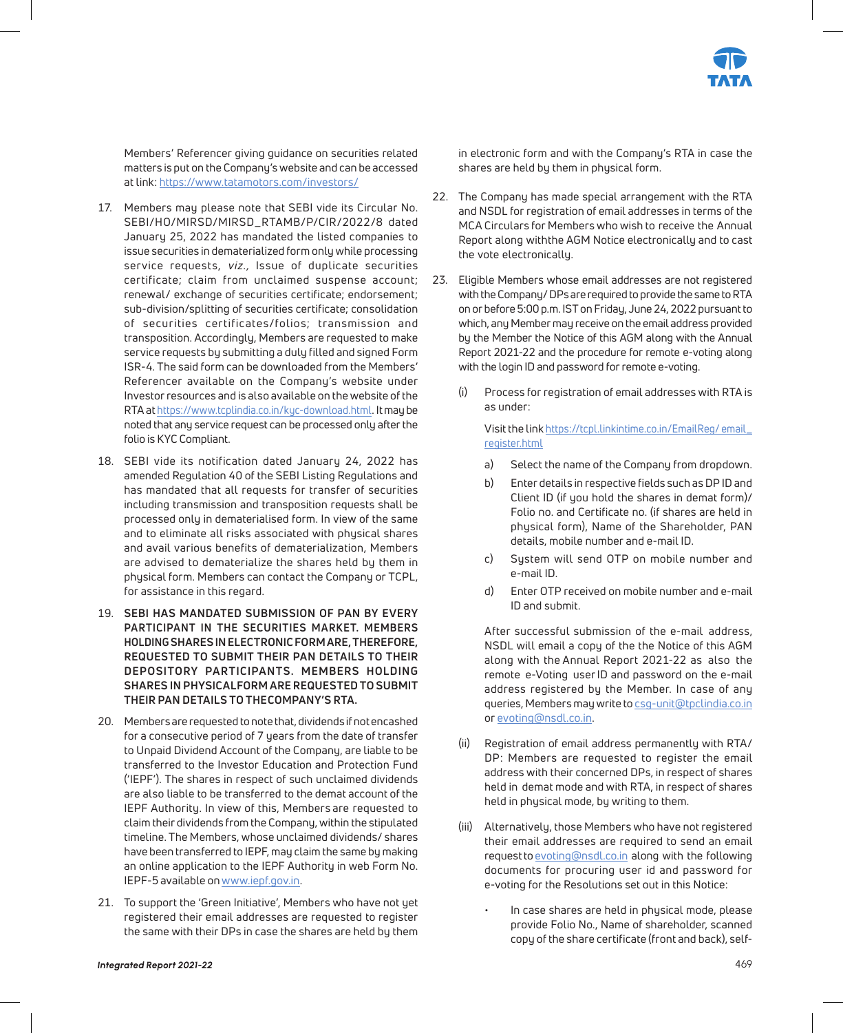Members' Referencer giving guidance on securities related matters is put on the Company's website and can be accessed at link: https://www.tatamotors.com/investors/

17. Members may please note that SEBI vide its Circular No. SEBI/HO/MIRSD/MIRSD_RTAMB/P/CIR/2022/8 dated January 25, 2022 has mandated the listed companies to issue securities in dematerialized form only while processing service requests, *viz.,* Issue of duplicate securities certificate; claim from unclaimed suspense account; renewal/ exchange of securities certificate; endorsement; sub-division/splitting of securities certificate; consolidation of securities certificates/folios; transmission and transposition. Accordingly, Members are requested to make service requests by submitting a duly filled and signed Form ISR-4. The said form can be downloaded from the Members' Referencer available on the Company's website under Investor resources and is also available on the website of the RTA at https://www.tcplindia.co.in/kyc-download.html. It may be noted that any service request can be processed only after the folio is KYC Compliant.

18. SEBI vide its notification dated January 24, 2022 has amended Regulation 40 of the SEBI Listing Regulations and has mandated that all requests for transfer of securities including transmission and transposition requests shall be processed only in dematerialised form. In view of the same and to eliminate all risks associated with physical shares and avail various benefits of dematerialization, Members are advised to dematerialize the shares held by them in physical form. Members can contact the Company or TCPL, for assistance in this regard.

19. **SEBI HAS MANDATED SUBMISSION OF PAN BY EVERY PARTICIPANT IN THE SECURITIES MARKET. MEMBERS HOLDING SHARES IN ELECTRONIC FORM ARE, THEREFORE, REQUESTED TO SUBMIT THEIR PAN DETAILS TO THEIR DEPOSITORY PARTICIPANTS. MEMBERS HOLDING SHARES IN PHYSICAL FORM ARE REQUESTED TO SUBMIT THEIR PAN DETAILS TO THE COMPANY'S RTA.**

20. Members are requested to note that, dividends if not encashed for a consecutive period of 7 years from the date of transfer to Unpaid Dividend Account of the Company, are liable to be transferred to the Investor Education and Protection Fund ('IEPF'). The shares in respect of such unclaimed dividends are also liable to be transferred to the demat account of the IEPF Authority. In view of this, Members are requested to claim their dividends from the Company, within the stipulated timeline. The Members, whose unclaimed dividends/ shares have been transferred to IEPF, may claim the same by making an online application to the IEPF Authority in web Form No. IEPF-5 available on www.iepf.gov.in.

21. To support the 'Green Initiative', Members who have not yet registered their email addresses are requested to register the same with their DPs in case the shares are held by them in electronic form and with the Company's RTA in case the shares are held by them in physical form.

22. The Company has made special arrangement with the RTA and NSDL for registration of email addresses in terms of the MCA Circulars for Members who wish to receive the Annual Report along withthe AGM Notice electronically and to cast the vote electronically.

23. Eligible Members whose email addresses are not registered with the Company/ DPs are required to provide the same to RTA on or before 5:00 p.m. IST on Friday, June 24, 2022 pursuant to which, any Member may receive on the email address provided by the Member the Notice of this AGM along with the Annual Report 2021-22 and the procedure for remote e-voting along with the login ID and password for remote e-voting.

    (i) Process for registration of email addresses with RTA is as under:

    Visit the link https://tcpl.linkintime.co.in/EmailReg/ email_register.html

    a) Select the name of the Company from dropdown.

    b) Enter details in respective fields such as DP ID and Client ID (if you hold the shares in demat form)/ Folio no. and Certificate no. (if shares are held in physical form), Name of the Shareholder, PAN details, mobile number and e-mail ID.

    c) System will send OTP on mobile number and e-mail ID.

    d) Enter OTP received on mobile number and e-mail ID and submit.

    After successful submission of the e-mail address, NSDL will email a copy of the the Notice of this AGM along with the Annual Report 2021-22 as also the remote e-Voting user ID and password on the e-mail address registered by the Member. In case of any queries, Members may write to csg-unit@tpclindia.co.in or evoting@nsdl.co.in.

    (ii) Registration of email address permanently with RTA/ DP: Members are requested to register the email address with their concerned DPs, in respect of shares held in demat mode and with RTA, in respect of shares held in physical mode, by writing to them.

    (iii) Alternatively, those Members who have not registered their email addresses are required to send an email request to evoting@nsdl.co.in along with the following documents for procuring user id and password for e-voting for the Resolutions set out in this Notice:

    - In case shares are held in physical mode, please provide Folio No., Name of shareholder, scanned copy of the share certificate (front and back), self-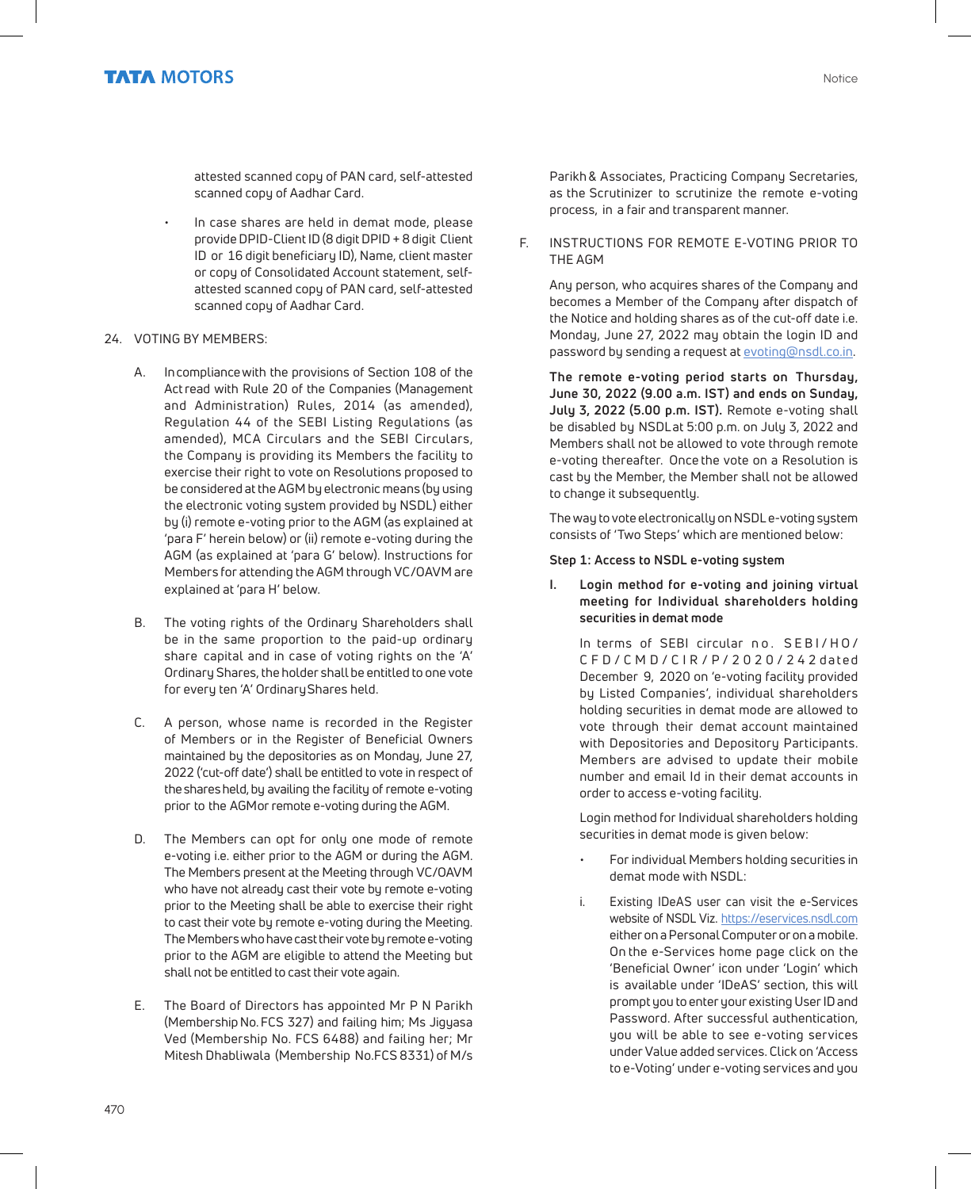attested scanned copy of PAN card, self-attested scanned copy of Aadhar Card.

- In case shares are held in demat mode, please provide DPID-Client ID (8 digit DPID + 8 digit Client ID or 16 digit beneficiary ID), Name, client master or copy of Consolidated Account statement, self-attested scanned copy of PAN card, self-attested scanned copy of Aadhar Card.

24. VOTING BY MEMBERS:

A. In compliance with the provisions of Section 108 of the Act read with Rule 20 of the Companies (Management and Administration) Rules, 2014 (as amended), Regulation 44 of the SEBI Listing Regulations (as amended), MCA Circulars and the SEBI Circulars, the Company is providing its Members the facility to exercise their right to vote on Resolutions proposed to be considered at the AGM by electronic means (by using the electronic voting system provided by NSDL) either by (i) remote e-voting prior to the AGM (as explained at 'para F' herein below) or (ii) remote e-voting during the AGM (as explained at 'para G' below). Instructions for Members for attending the AGM through VC/OAVM are explained at 'para H' below.

B. The voting rights of the Ordinary Shareholders shall be in the same proportion to the paid-up ordinary share capital and in case of voting rights on the 'A' Ordinary Shares, the holder shall be entitled to one vote for every ten 'A' Ordinary Shares held.

C. A person, whose name is recorded in the Register of Members or in the Register of Beneficial Owners maintained by the depositories as on Monday, June 27, 2022 ('cut-off date') shall be entitled to vote in respect of the shares held, by availing the facility of remote e-voting prior to the AGM or remote e-voting during the AGM.

D. The Members can opt for only one mode of remote e-voting i.e. either prior to the AGM or during the AGM. The Members present at the Meeting through VC/OAVM who have not already cast their vote by remote e-voting prior to the Meeting shall be able to exercise their right to cast their vote by remote e-voting during the Meeting. The Members who have cast their vote by remote e-voting prior to the AGM are eligible to attend the Meeting but shall not be entitled to cast their vote again.

E. The Board of Directors has appointed Mr P N Parikh (Membership No. FCS 327) and failing him; Ms Jigyasa Ved (Membership No. FCS 6488) and failing her; Mr Mitesh Dhabliwala (Membership No.FCS 8331) of M/s Parikh & Associates, Practicing Company Secretaries, as the Scrutinizer to scrutinize the remote e-voting process, in a fair and transparent manner.

F. INSTRUCTIONS FOR REMOTE E-VOTING PRIOR TO THE AGM

Any person, who acquires shares of the Company and becomes a Member of the Company after dispatch of the Notice and holding shares as of the cut-off date i.e. Monday, June 27, 2022 may obtain the login ID and password by sending a request at evoting@nsdl.co.in.

**The remote e-voting period starts on Thursday, June 30, 2022 (9.00 a.m. IST) and ends on Sunday, July 3, 2022 (5.00 p.m. IST).** Remote e-voting shall be disabled by NSDL at 5:00 p.m. on July 3, 2022 and Members shall not be allowed to vote through remote e-voting thereafter. Once the vote on a Resolution is cast by the Member, the Member shall not be allowed to change it subsequently.

The way to vote electronically on NSDL e-voting system consists of 'Two Steps' which are mentioned below:

**Step 1: Access to NSDL e-voting system**

**I. Login method for e-voting and joining virtual meeting for Individual shareholders holding securities in demat mode**

In terms of SEBI circular no. SEBI/HO/CFD/CMD/CIR/P/2020/242 dated December 9, 2020 on 'e-voting facility provided by Listed Companies', individual shareholders holding securities in demat mode are allowed to vote through their demat account maintained with Depositories and Depository Participants. Members are advised to update their mobile number and email Id in their demat accounts in order to access e-voting facility.

Login method for Individual shareholders holding securities in demat mode is given below:

- For individual Members holding securities in demat mode with NSDL:

i. Existing IDeAS user can visit the e-Services website of NSDL Viz. https://eservices.nsdl.com either on a Personal Computer or on a mobile. On the e-Services home page click on the 'Beneficial Owner' icon under 'Login' which is available under 'IDeAS' section, this will prompt you to enter your existing User ID and Password. After successful authentication, you will be able to see e-voting services under Value added services. Click on 'Access to e-Voting' under e-voting services and you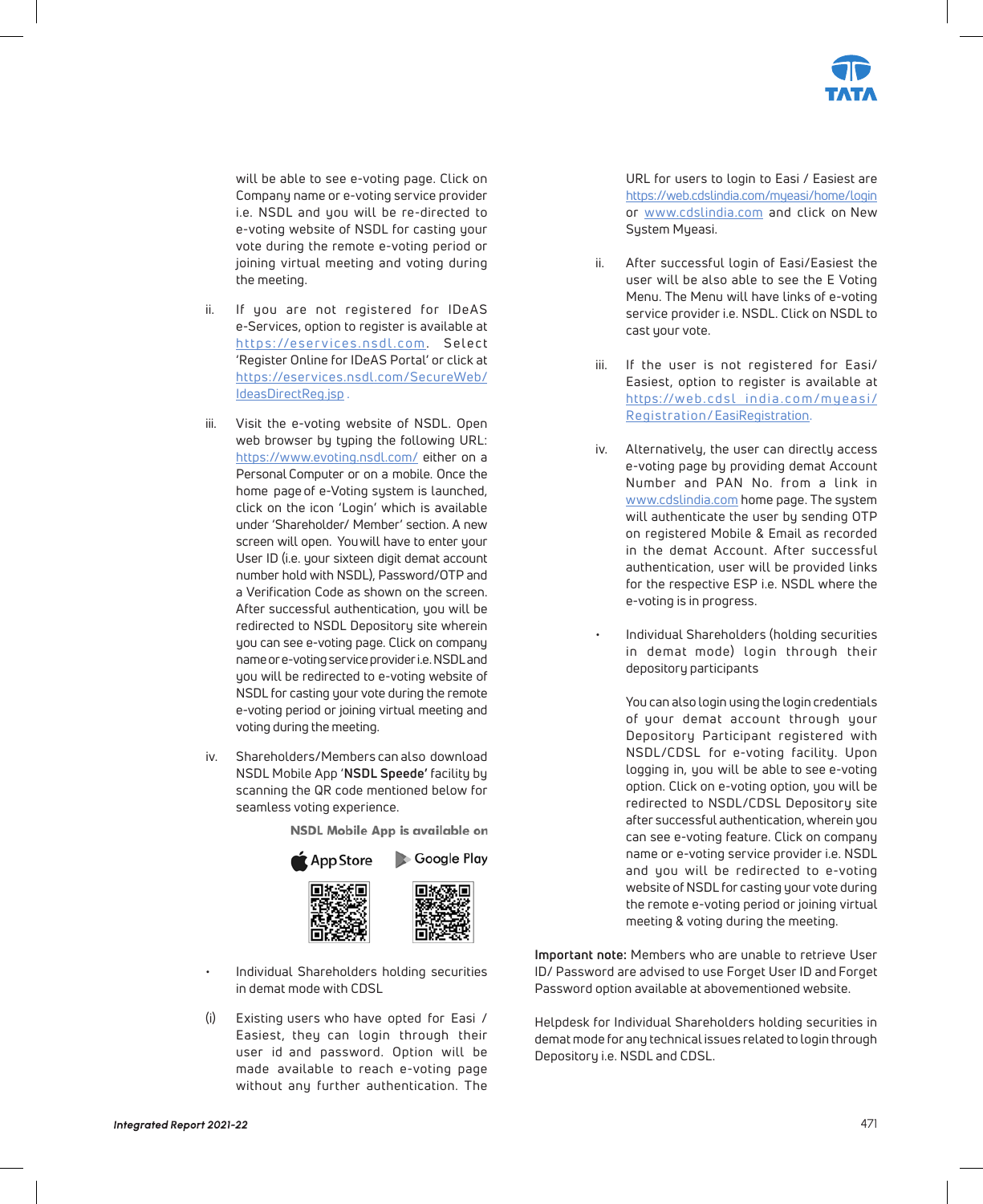will be able to see e-voting page. Click on Company name or e-voting service provider i.e. NSDL and you will be re-directed to e-voting website of NSDL for casting your vote during the remote e-voting period or joining virtual meeting and voting during the meeting.

ii. If you are not registered for IDeAS e-Services, option to register is available at https://eservices.nsdl.com. Select 'Register Online for IDeAS Portal' or click at https://eservices.nsdl.com/SecureWeb/IdeasDirectReg.jsp .

iii. Visit the e-voting website of NSDL. Open web browser by typing the following URL: https://www.evoting.nsdl.com/ either on a Personal Computer or on a mobile. Once the home page of e-Voting system is launched, click on the icon 'Login' which is available under 'Shareholder/ Member' section. A new screen will open. You will have to enter your User ID (i.e. your sixteen digit demat account number hold with NSDL), Password/OTP and a Verification Code as shown on the screen. After successful authentication, you will be redirected to NSDL Depository site wherein you can see e-voting page. Click on company name or e-voting service provider i.e. NSDL and you will be redirected to e-voting website of NSDL for casting your vote during the remote e-voting period or joining virtual meeting and voting during the meeting.

iv. Shareholders/Members can also download NSDL Mobile App '**NSDL Speede'** facility by scanning the QR code mentioned below for seamless voting experience.

**NSDL Mobile App is available on**

App Store Google Play

- Individual Shareholders holding securities in demat mode with CDSL

(i) Existing users who have opted for Easi / Easiest, they can login through their user id and password. Option will be made available to reach e-voting page without any further authentication. The URL for users to login to Easi / Easiest are https://web.cdslindia.com/myeasi/home/login or www.cdslindia.com and click on New System Myeasi.

ii. After successful login of Easi/Easiest the user will be also able to see the E Voting Menu. The Menu will have links of e-voting service provider i.e. NSDL. Click on NSDL to cast your vote.

iii. If the user is not registered for Easi/ Easiest, option to register is available at https://web.cdsl india.com/myeasi/Registration/EasiRegistration.

iv. Alternatively, the user can directly access e-voting page by providing demat Account Number and PAN No. from a link in www.cdslindia.com home page. The system will authenticate the user by sending OTP on registered Mobile & Email as recorded in the demat Account. After successful authentication, user will be provided links for the respective ESP i.e. NSDL where the e-voting is in progress.

- Individual Shareholders (holding securities in demat mode) login through their depository participants

  You can also login using the login credentials of your demat account through your Depository Participant registered with NSDL/CDSL for e-voting facility. Upon logging in, you will be able to see e-voting option. Click on e-voting option, you will be redirected to NSDL/CDSL Depository site after successful authentication, wherein you can see e-voting feature. Click on company name or e-voting service provider i.e. NSDL and you will be redirected to e-voting website of NSDL for casting your vote during the remote e-voting period or joining virtual meeting & voting during the meeting.

**Important note:** Members who are unable to retrieve User ID/ Password are advised to use Forget User ID and Forget Password option available at abovementioned website.

Helpdesk for Individual Shareholders holding securities in demat mode for any technical issues related to login through Depository i.e. NSDL and CDSL.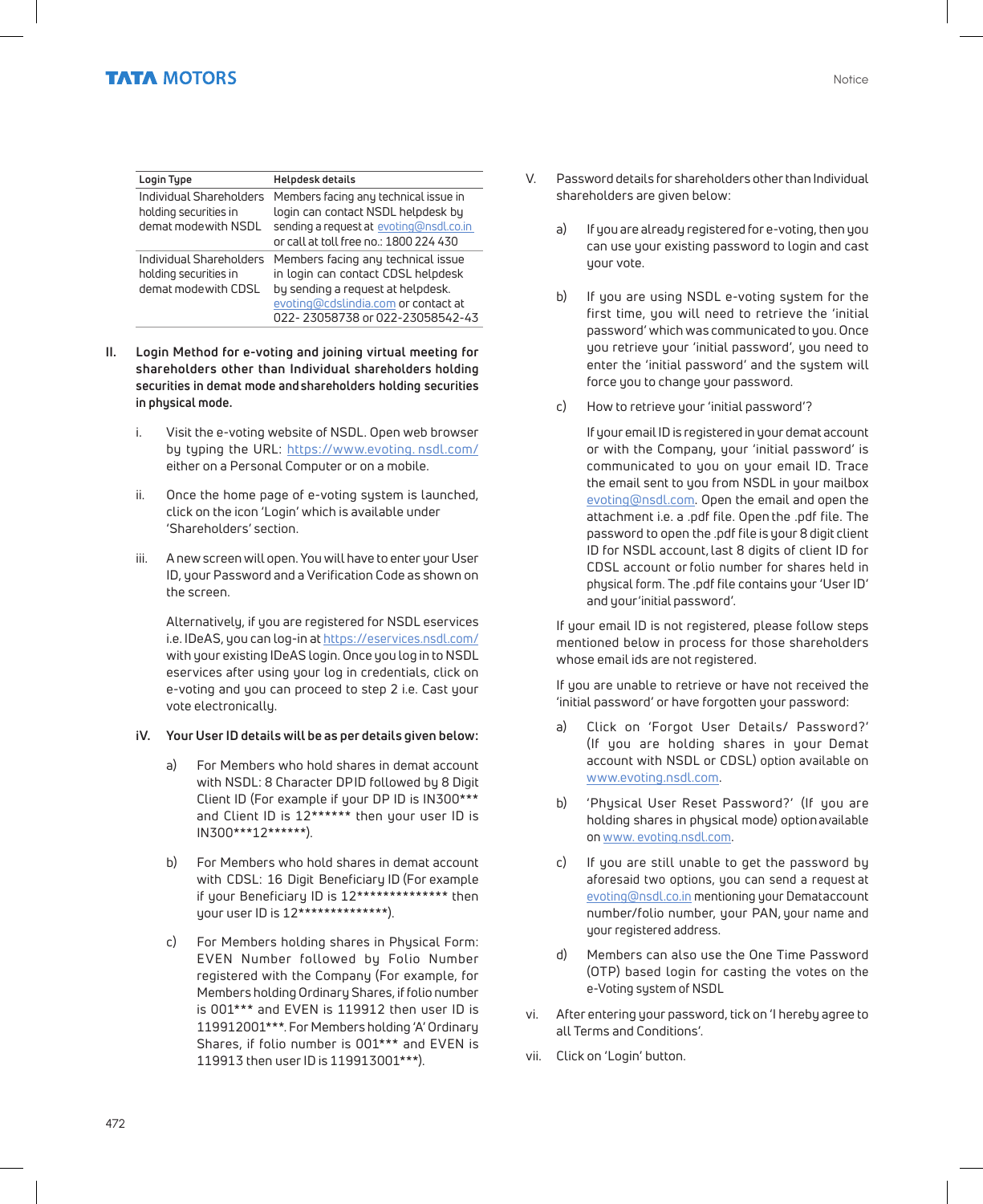| Login Type | Helpdesk details |
|---|---|
| Individual Shareholders holding securities in demat mode with NSDL | Members facing any technical issue in login can contact NSDL helpdesk by sending a request at evoting@nsdl.co.in or call at toll free no.: 1800 224 430 |
| Individual Shareholders holding securities in demat mode with CDSL | Members facing any technical issue in login can contact CDSL helpdesk by sending a request at helpdesk. evoting@cdslindia.com or contact at 022- 23058738 or 022-23058542-43 |

**II. Login Method for e-voting and joining virtual meeting for shareholders other than Individual shareholders holding securities in demat mode and shareholders holding securities in physical mode.**

i. Visit the e-voting website of NSDL. Open web browser by typing the URL: https://www.evoting. nsdl.com/ either on a Personal Computer or on a mobile.

ii. Once the home page of e-voting system is launched, click on the icon 'Login' which is available under 'Shareholders' section.

iii. A new screen will open. You will have to enter your User ID, your Password and a Verification Code as shown on the screen.

Alternatively, if you are registered for NSDL eservices i.e. IDeAS, you can log-in at https://eservices.nsdl.com/ with your existing IDeAS login. Once you log in to NSDL eservices after using your log in credentials, click on e-voting and you can proceed to step 2 i.e. Cast your vote electronically.

**iV. Your User ID details will be as per details given below:**

a) For Members who hold shares in demat account with NSDL: 8 Character DP ID followed by 8 Digit Client ID (For example if your DP ID is IN300*** and Client ID is 12****** then your user ID is IN300***12******).

b) For Members who hold shares in demat account with CDSL: 16 Digit Beneficiary ID (For example if your Beneficiary ID is 12************** then your user ID is 12**************).

c) For Members holding shares in Physical Form: EVEN Number followed by Folio Number registered with the Company (For example, for Members holding Ordinary Shares, if folio number is 001*** and EVEN is 119912 then user ID is 119912001***. For Members holding 'A' Ordinary Shares, if folio number is 001*** and EVEN is 119913 then user ID is 119913001***).

V. Password details for shareholders other than Individual shareholders are given below:

a) If you are already registered for e-voting, then you can use your existing password to login and cast your vote.

b) If you are using NSDL e-voting system for the first time, you will need to retrieve the 'initial password' which was communicated to you. Once you retrieve your 'initial password', you need to enter the 'initial password' and the system will force you to change your password.

c) How to retrieve your 'initial password'?

If your email ID is registered in your demat account or with the Company, your 'initial password' is communicated to you on your email ID. Trace the email sent to you from NSDL in your mailbox evoting@nsdl.com. Open the email and open the attachment i.e. a .pdf file. Open the .pdf file. The password to open the .pdf file is your 8 digit client ID for NSDL account, last 8 digits of client ID for CDSL account or folio number for shares held in physical form. The .pdf file contains your 'User ID' and your 'initial password'.

If your email ID is not registered, please follow steps mentioned below in process for those shareholders whose email ids are not registered.

If you are unable to retrieve or have not received the 'initial password' or have forgotten your password:

a) Click on 'Forgot User Details/ Password?' (If you are holding shares in your Demat account with NSDL or CDSL) option available on www.evoting.nsdl.com.

b) 'Physical User Reset Password?' (If you are holding shares in physical mode) option available on www. evoting.nsdl.com.

c) If you are still unable to get the password by aforesaid two options, you can send a request at evoting@nsdl.co.in mentioning your Demat account number/folio number, your PAN, your name and your registered address.

d) Members can also use the One Time Password (OTP) based login for casting the votes on the e-Voting system of NSDL

vi. After entering your password, tick on 'I hereby agree to all Terms and Conditions'.

vii. Click on 'Login' button.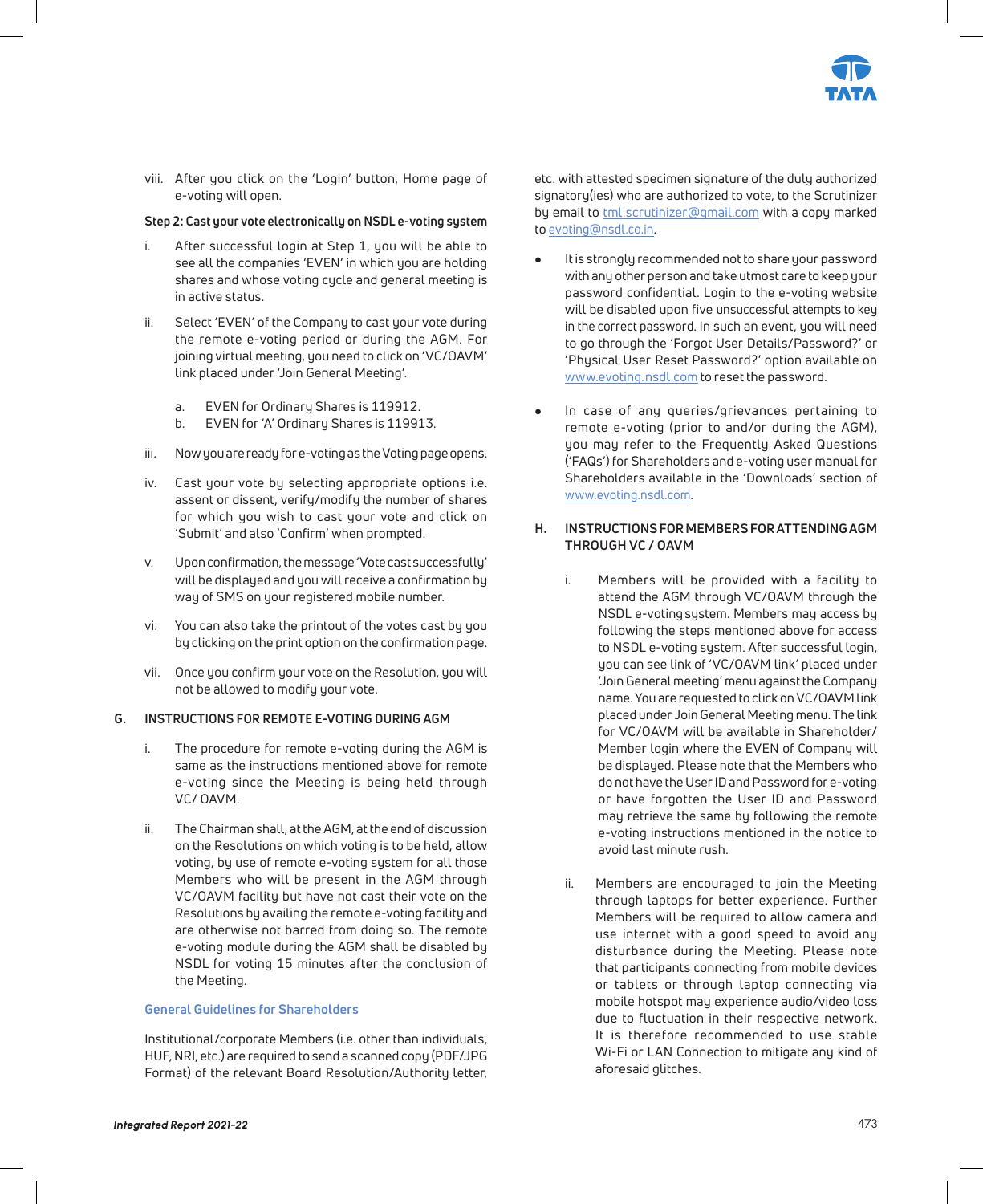viii. After you click on the 'Login' button, Home page of e-voting will open.

**Step 2: Cast your vote electronically on NSDL e-voting system**

i. After successful login at Step 1, you will be able to see all the companies 'EVEN' in which you are holding shares and whose voting cycle and general meeting is in active status.

ii. Select 'EVEN' of the Company to cast your vote during the remote e-voting period or during the AGM. For joining virtual meeting, you need to click on 'VC/OAVM' link placed under 'Join General Meeting'.

   a. EVEN for Ordinary Shares is 119912.
   b. EVEN for 'A' Ordinary Shares is 119913.

iii. Now you are ready for e-voting as the Voting page opens.

iv. Cast your vote by selecting appropriate options i.e. assent or dissent, verify/modify the number of shares for which you wish to cast your vote and click on 'Submit' and also 'Confirm' when prompted.

v. Upon confirmation, the message 'Vote cast successfully' will be displayed and you will receive a confirmation by way of SMS on your registered mobile number.

vi. You can also take the printout of the votes cast by you by clicking on the print option on the confirmation page.

vii. Once you confirm your vote on the Resolution, you will not be allowed to modify your vote.

## G. INSTRUCTIONS FOR REMOTE E-VOTING DURING AGM

i. The procedure for remote e-voting during the AGM is same as the instructions mentioned above for remote e-voting since the Meeting is being held through VC/ OAVM.

ii. The Chairman shall, at the AGM, at the end of discussion on the Resolutions on which voting is to be held, allow voting, by use of remote e-voting system for all those Members who will be present in the AGM through VC/OAVM facility but have not cast their vote on the Resolutions by availing the remote e-voting facility and are otherwise not barred from doing so. The remote e-voting module during the AGM shall be disabled by NSDL for voting 15 minutes after the conclusion of the Meeting.

### General Guidelines for Shareholders

Institutional/corporate Members (i.e. other than individuals, HUF, NRI, etc.) are required to send a scanned copy (PDF/JPG Format) of the relevant Board Resolution/Authority letter, etc. with attested specimen signature of the duly authorized signatory(ies) who are authorized to vote, to the Scrutinizer by email to tml.scrutinizer@gmail.com with a copy marked to evoting@nsdl.co.in.

- It is strongly recommended not to share your password with any other person and take utmost care to keep your password confidential. Login to the e-voting website will be disabled upon five unsuccessful attempts to key in the correct password. In such an event, you will need to go through the 'Forgot User Details/Password?' or 'Physical User Reset Password?' option available on www.evoting.nsdl.com to reset the password.

- In case of any queries/grievances pertaining to remote e-voting (prior to and/or during the AGM), you may refer to the Frequently Asked Questions ('FAQs') for Shareholders and e-voting user manual for Shareholders available in the 'Downloads' section of www.evoting.nsdl.com.

## H. INSTRUCTIONS FOR MEMBERS FOR ATTENDING AGM THROUGH VC / OAVM

i. Members will be provided with a facility to attend the AGM through VC/OAVM through the NSDL e-voting system. Members may access by following the steps mentioned above for access to NSDL e-voting system. After successful login, you can see link of 'VC/OAVM link' placed under 'Join General meeting' menu against the Company name. You are requested to click on VC/OAVM link placed under Join General Meeting menu. The link for VC/OAVM will be available in Shareholder/ Member login where the EVEN of Company will be displayed. Please note that the Members who do not have the User ID and Password for e-voting or have forgotten the User ID and Password may retrieve the same by following the remote e-voting instructions mentioned in the notice to avoid last minute rush.

ii. Members are encouraged to join the Meeting through laptops for better experience. Further Members will be required to allow camera and use internet with a good speed to avoid any disturbance during the Meeting. Please note that participants connecting from mobile devices or tablets or through laptop connecting via mobile hotspot may experience audio/video loss due to fluctuation in their respective network. It is therefore recommended to use stable Wi-Fi or LAN Connection to mitigate any kind of aforesaid glitches.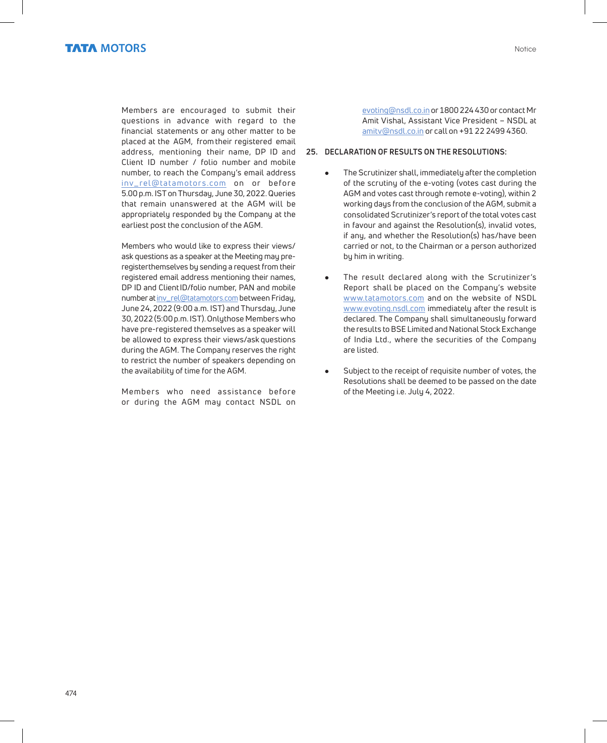Members are encouraged to submit their questions in advance with regard to the financial statements or any other matter to be placed at the AGM, from their registered email address, mentioning their name, DP ID and Client ID number / folio number and mobile number, to reach the Company's email address inv_rel@tatamotors.com on or before 5.00 p.m. IST on Thursday, June 30, 2022. Queries that remain unanswered at the AGM will be appropriately responded by the Company at the earliest post the conclusion of the AGM.

Members who would like to express their views/ ask questions as a speaker at the Meeting may pre-registerthemselves by sending a request from their registered email address mentioning their names, DP ID and Client ID/folio number, PAN and mobile number at inv_rel@tatamotors.com between Friday, June 24, 2022 (9:00 a.m. IST) and Thursday, June 30, 2022 (5:00 p.m. IST). Onlythose Members who have pre-registered themselves as a speaker will be allowed to express their views/ask questions during the AGM. The Company reserves the right to restrict the number of speakers depending on the availability of time for the AGM.

Members who need assistance before or during the AGM may contact NSDL on evoting@nsdl.co.in or 1800 224 430 or contact Mr Amit Vishal, Assistant Vice President – NSDL at amitv@nsdl.co.in or call on +91 22 2499 4360.

**25. DECLARATION OF RESULTS ON THE RESOLUTIONS:**

- The Scrutinizer shall, immediately after the completion of the scrutiny of the e-voting (votes cast during the AGM and votes cast through remote e-voting), within 2 working days from the conclusion of the AGM, submit a consolidated Scrutinizer's report of the total votes cast in favour and against the Resolution(s), invalid votes, if any, and whether the Resolution(s) has/have been carried or not, to the Chairman or a person authorized by him in writing.

- The result declared along with the Scrutinizer's Report shall be placed on the Company's website www.tatamotors.com and on the website of NSDL www.evoting.nsdl.com immediately after the result is declared. The Company shall simultaneously forward the results to BSE Limited and National Stock Exchange of India Ltd., where the securities of the Company are listed.

- Subject to the receipt of requisite number of votes, the Resolutions shall be deemed to be passed on the date of the Meeting i.e. July 4, 2022.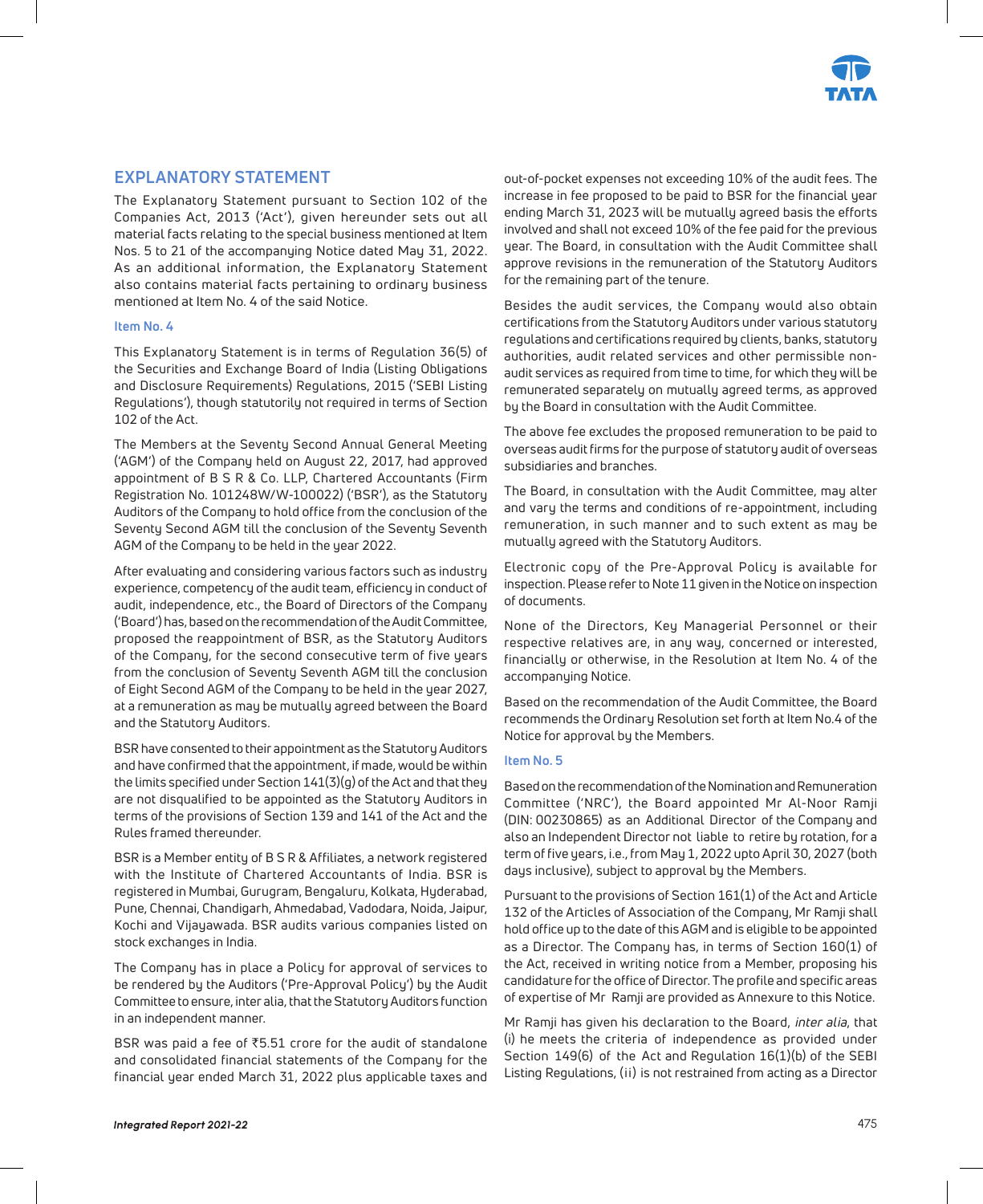## EXPLANATORY STATEMENT

The Explanatory Statement pursuant to Section 102 of the Companies Act, 2013 ('Act'), given hereunder sets out all material facts relating to the special business mentioned at Item Nos. 5 to 21 of the accompanying Notice dated May 31, 2022. As an additional information, the Explanatory Statement also contains material facts pertaining to ordinary business mentioned at Item No. 4 of the said Notice.

### Item No. 4

This Explanatory Statement is in terms of Regulation 36(5) of the Securities and Exchange Board of India (Listing Obligations and Disclosure Requirements) Regulations, 2015 ('SEBI Listing Regulations'), though statutorily not required in terms of Section 102 of the Act.

The Members at the Seventy Second Annual General Meeting ('AGM') of the Company held on August 22, 2017, had approved appointment of B S R & Co. LLP, Chartered Accountants (Firm Registration No. 101248W/W-100022) ('BSR'), as the Statutory Auditors of the Company to hold office from the conclusion of the Seventy Second AGM till the conclusion of the Seventy Seventh AGM of the Company to be held in the year 2022.

After evaluating and considering various factors such as industry experience, competency of the audit team, efficiency in conduct of audit, independence, etc., the Board of Directors of the Company ('Board') has, based on the recommendation of the Audit Committee, proposed the reappointment of BSR, as the Statutory Auditors of the Company, for the second consecutive term of five years from the conclusion of Seventy Seventh AGM till the conclusion of Eight Second AGM of the Company to be held in the year 2027, at a remuneration as may be mutually agreed between the Board and the Statutory Auditors.

BSR have consented to their appointment as the Statutory Auditors and have confirmed that the appointment, if made, would be within the limits specified under Section 141(3)(g) of the Act and that they are not disqualified to be appointed as the Statutory Auditors in terms of the provisions of Section 139 and 141 of the Act and the Rules framed thereunder.

BSR is a Member entity of B S R & Affiliates, a network registered with the Institute of Chartered Accountants of India. BSR is registered in Mumbai, Gurugram, Bengaluru, Kolkata, Hyderabad, Pune, Chennai, Chandigarh, Ahmedabad, Vadodara, Noida, Jaipur, Kochi and Vijayawada. BSR audits various companies listed on stock exchanges in India.

The Company has in place a Policy for approval of services to be rendered by the Auditors ('Pre-Approval Policy') by the Audit Committee to ensure, inter alia, that the Statutory Auditors function in an independent manner.

BSR was paid a fee of ₹5.51 crore for the audit of standalone and consolidated financial statements of the Company for the financial year ended March 31, 2022 plus applicable taxes and out-of-pocket expenses not exceeding 10% of the audit fees. The increase in fee proposed to be paid to BSR for the financial year ending March 31, 2023 will be mutually agreed basis the efforts involved and shall not exceed 10% of the fee paid for the previous year. The Board, in consultation with the Audit Committee shall approve revisions in the remuneration of the Statutory Auditors for the remaining part of the tenure.

Besides the audit services, the Company would also obtain certifications from the Statutory Auditors under various statutory regulations and certifications required by clients, banks, statutory authorities, audit related services and other permissible non-audit services as required from time to time, for which they will be remunerated separately on mutually agreed terms, as approved by the Board in consultation with the Audit Committee.

The above fee excludes the proposed remuneration to be paid to overseas audit firms for the purpose of statutory audit of overseas subsidiaries and branches.

The Board, in consultation with the Audit Committee, may alter and vary the terms and conditions of re-appointment, including remuneration, in such manner and to such extent as may be mutually agreed with the Statutory Auditors.

Electronic copy of the Pre-Approval Policy is available for inspection. Please refer to Note 11 given in the Notice on inspection of documents.

None of the Directors, Key Managerial Personnel or their respective relatives are, in any way, concerned or interested, financially or otherwise, in the Resolution at Item No. 4 of the accompanying Notice.

Based on the recommendation of the Audit Committee, the Board recommends the Ordinary Resolution set forth at Item No.4 of the Notice for approval by the Members.

### Item No. 5

Based on the recommendation of the Nomination and Remuneration Committee ('NRC'), the Board appointed Mr Al-Noor Ramji (DIN: 00230865) as an Additional Director of the Company and also an Independent Director not liable to retire by rotation, for a term of five years, i.e., from May 1, 2022 upto April 30, 2027 (both days inclusive), subject to approval by the Members.

Pursuant to the provisions of Section 161(1) of the Act and Article 132 of the Articles of Association of the Company, Mr Ramji shall hold office up to the date of this AGM and is eligible to be appointed as a Director. The Company has, in terms of Section 160(1) of the Act, received in writing notice from a Member, proposing his candidature for the office of Director. The profile and specific areas of expertise of Mr Ramji are provided as Annexure to this Notice.

Mr Ramji has given his declaration to the Board, *inter alia*, that (i) he meets the criteria of independence as provided under Section 149(6) of the Act and Regulation 16(1)(b) of the SEBI Listing Regulations, (ii) is not restrained from acting as a Director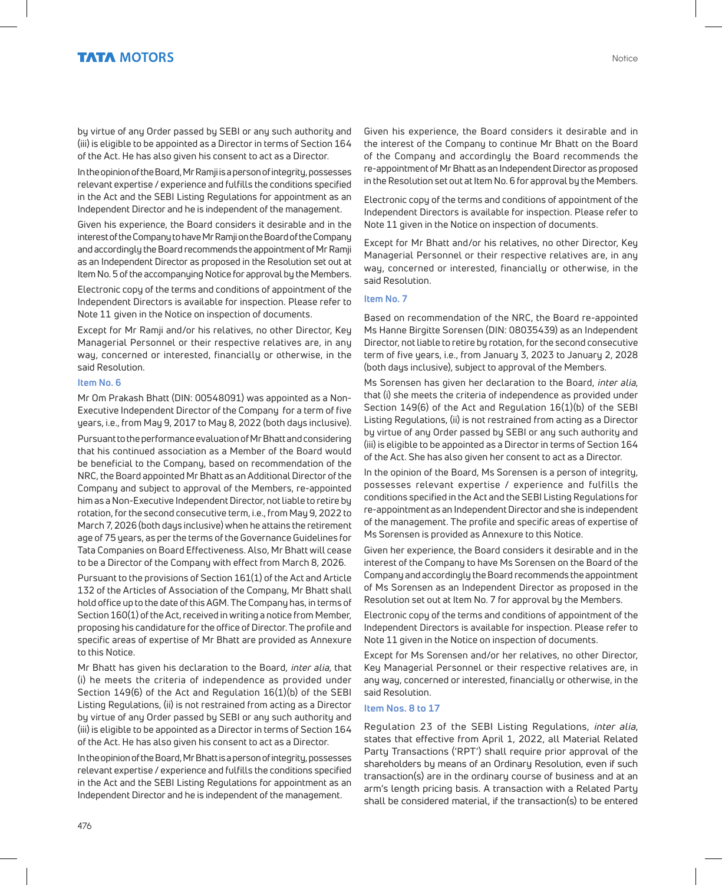by virtue of any Order passed by SEBI or any such authority and (iii) is eligible to be appointed as a Director in terms of Section 164 of the Act. He has also given his consent to act as a Director.

In the opinion of the Board, Mr Ramji is a person of integrity, possesses relevant expertise / experience and fulfills the conditions specified in the Act and the SEBI Listing Regulations for appointment as an Independent Director and he is independent of the management.

Given his experience, the Board considers it desirable and in the interest of the Company to have Mr Ramji on the Board of the Company and accordingly the Board recommends the appointment of Mr Ramji as an Independent Director as proposed in the Resolution set out at Item No. 5 of the accompanying Notice for approval by the Members.

Electronic copy of the terms and conditions of appointment of the Independent Directors is available for inspection. Please refer to Note 11 given in the Notice on inspection of documents.

Except for Mr Ramji and/or his relatives, no other Director, Key Managerial Personnel or their respective relatives are, in any way, concerned or interested, financially or otherwise, in the said Resolution.

### Item No. 6

Mr Om Prakash Bhatt (DIN: 00548091) was appointed as a Non-Executive Independent Director of the Company for a term of five years, i.e., from May 9, 2017 to May 8, 2022 (both days inclusive).

Pursuant to the performance evaluation of Mr Bhatt and considering that his continued association as a Member of the Board would be beneficial to the Company, based on recommendation of the NRC, the Board appointed Mr Bhatt as an Additional Director of the Company and subject to approval of the Members, re-appointed him as a Non-Executive Independent Director, not liable to retire by rotation, for the second consecutive term, i.e., from May 9, 2022 to March 7, 2026 (both days inclusive) when he attains the retirement age of 75 years, as per the terms of the Governance Guidelines for Tata Companies on Board Effectiveness. Also, Mr Bhatt will cease to be a Director of the Company with effect from March 8, 2026.

Pursuant to the provisions of Section 161(1) of the Act and Article 132 of the Articles of Association of the Company, Mr Bhatt shall hold office up to the date of this AGM. The Company has, in terms of Section 160(1) of the Act, received in writing a notice from Member, proposing his candidature for the office of Director. The profile and specific areas of expertise of Mr Bhatt are provided as Annexure to this Notice.

Mr Bhatt has given his declaration to the Board, *inter alia,* that (i) he meets the criteria of independence as provided under Section 149(6) of the Act and Regulation 16(1)(b) of the SEBI Listing Regulations, (ii) is not restrained from acting as a Director by virtue of any Order passed by SEBI or any such authority and (iii) is eligible to be appointed as a Director in terms of Section 164 of the Act. He has also given his consent to act as a Director.

In the opinion of the Board, Mr Bhatt is a person of integrity, possesses relevant expertise / experience and fulfills the conditions specified in the Act and the SEBI Listing Regulations for appointment as an Independent Director and he is independent of the management.

Given his experience, the Board considers it desirable and in the interest of the Company to continue Mr Bhatt on the Board of the Company and accordingly the Board recommends the re-appointment of Mr Bhatt as an Independent Director as proposed in the Resolution set out at Item No. 6 for approval by the Members.

Electronic copy of the terms and conditions of appointment of the Independent Directors is available for inspection. Please refer to Note 11 given in the Notice on inspection of documents.

Except for Mr Bhatt and/or his relatives, no other Director, Key Managerial Personnel or their respective relatives are, in any way, concerned or interested, financially or otherwise, in the said Resolution.

### Item No. 7

Based on recommendation of the NRC, the Board re-appointed Ms Hanne Birgitte Sorensen (DIN: 08035439) as an Independent Director, not liable to retire by rotation, for the second consecutive term of five years, i.e., from January 3, 2023 to January 2, 2028 (both days inclusive), subject to approval of the Members.

Ms Sorensen has given her declaration to the Board, *inter alia,* that (i) she meets the criteria of independence as provided under Section 149(6) of the Act and Regulation 16(1)(b) of the SEBI Listing Regulations, (ii) is not restrained from acting as a Director by virtue of any Order passed by SEBI or any such authority and (iii) is eligible to be appointed as a Director in terms of Section 164 of the Act. She has also given her consent to act as a Director.

In the opinion of the Board, Ms Sorensen is a person of integrity, possesses relevant expertise / experience and fulfills the conditions specified in the Act and the SEBI Listing Regulations for re-appointment as an Independent Director and she is independent of the management. The profile and specific areas of expertise of Ms Sorensen is provided as Annexure to this Notice.

Given her experience, the Board considers it desirable and in the interest of the Company to have Ms Sorensen on the Board of the Company and accordingly the Board recommends the appointment of Ms Sorensen as an Independent Director as proposed in the Resolution set out at Item No. 7 for approval by the Members.

Electronic copy of the terms and conditions of appointment of the Independent Directors is available for inspection. Please refer to Note 11 given in the Notice on inspection of documents.

Except for Ms Sorensen and/or her relatives, no other Director, Key Managerial Personnel or their respective relatives are, in any way, concerned or interested, financially or otherwise, in the said Resolution.

### Item Nos. 8 to 17

Regulation 23 of the SEBI Listing Regulations, *inter alia,* states that effective from April 1, 2022, all Material Related Party Transactions ('RPT') shall require prior approval of the shareholders by means of an Ordinary Resolution, even if such transaction(s) are in the ordinary course of business and at an arm's length pricing basis. A transaction with a Related Party shall be considered material, if the transaction(s) to be entered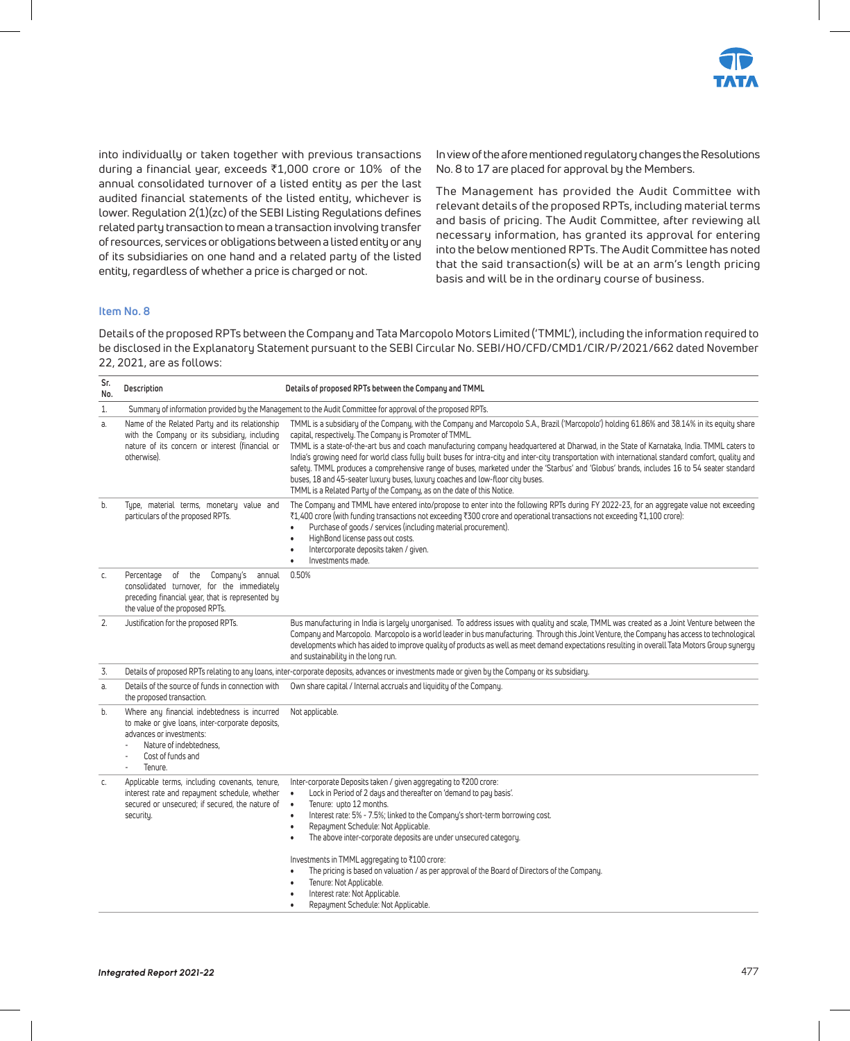into individually or taken together with previous transactions during a financial year, exceeds ₹1,000 crore or 10% of the annual consolidated turnover of a listed entity as per the last audited financial statements of the listed entity, whichever is lower. Regulation 2(1)(zc) of the SEBI Listing Regulations defines related party transaction to mean a transaction involving transfer of resources, services or obligations between a listed entity or any of its subsidiaries on one hand and a related party of the listed entity, regardless of whether a price is charged or not.

In view of the aforementioned regulatory changes the Resolutions No. 8 to 17 are placed for approval by the Members.

The Management has provided the Audit Committee with relevant details of the proposed RPTs, including material terms and basis of pricing. The Audit Committee, after reviewing all necessary information, has granted its approval for entering into the below mentioned RPTs. The Audit Committee has noted that the said transaction(s) will be at an arm's length pricing basis and will be in the ordinary course of business.

### Item No. 8

Details of the proposed RPTs between the Company and Tata Marcopolo Motors Limited ('TMML'), including the information required to be disclosed in the Explanatory Statement pursuant to the SEBI Circular No. SEBI/HO/CFD/CMD1/CIR/P/2021/662 dated November 22, 2021, are as follows:

| Sr. No. | Description | Details of proposed RPTs between the Company and TMML |
|---|---|---|
| 1. | Summary of information provided by the Management to the Audit Committee for approval of the proposed RPTs. | |
| a. | Name of the Related Party and its relationship with the Company or its subsidiary, including nature of its concern or interest (financial or otherwise). | TMML is a subsidiary of the Company, with the Company and Marcopolo S.A., Brazil ('Marcopolo') holding 61.86% and 38.14% in its equity share capital, respectively. The Company is Promoter of TMML.<br>TMML is a state-of-the-art bus and coach manufacturing company headquartered at Dharwad, in the State of Karnataka, India. TMML caters to India's growing need for world class fully built buses for intra-city and inter-city transportation with international standard comfort, quality and safety. TMML produces a comprehensive range of buses, marketed under the 'Starbus' and 'Globus' brands, includes 16 to 54 seater standard buses, 18 and 45-seater luxury buses, luxury coaches and low-floor city buses.<br>TMML is a Related Party of the Company, as on the date of this Notice. |
| b. | Type, material terms, monetary value and particulars of the proposed RPTs. | The Company and TMML have entered into/propose to enter into the following RPTs during FY 2022-23, for an aggregate value not exceeding ₹1,400 crore (with funding transactions not exceeding ₹300 crore and operational transactions not exceeding ₹1,100 crore):<br>• Purchase of goods / services (including material procurement).<br>• HighBond license pass out costs.<br>• Intercorporate deposits taken / given.<br>• Investments made. |
| c. | Percentage of the Company's annual consolidated turnover, for the immediately preceding financial year, that is represented by the value of the proposed RPTs. | 0.50% |
| 2. | Justification for the proposed RPTs. | Bus manufacturing in India is largely unorganised. To address issues with quality and scale, TMML was created as a Joint Venture between the Company and Marcopolo. Marcopolo is a world leader in bus manufacturing. Through this Joint Venture, the Company has access to technological developments which has aided to improve quality of products as well as meet demand expectations resulting in overall Tata Motors Group synergy and sustainability in the long run. |
| 3. | Details of proposed RPTs relating to any loans, inter-corporate deposits, advances or investments made or given by the Company or its subsidiary. | |
| a. | Details of the source of funds in connection with the proposed transaction. | Own share capital / Internal accruals and liquidity of the Company. |
| b. | Where any financial indebtedness is incurred to make or give loans, inter-corporate deposits, advances or investments:<br>- Nature of indebtedness,<br>- Cost of funds and<br>- Tenure. | Not applicable. |
| c. | Applicable terms, including covenants, tenure, interest rate and repayment schedule, whether secured or unsecured; if secured, the nature of security. | Inter-corporate Deposits taken / given aggregating to ₹200 crore:<br>• Lock in Period of 2 days and thereafter on 'demand to pay basis'.<br>• Tenure: upto 12 months.<br>• Interest rate: 5% - 7.5%; linked to the Company's short-term borrowing cost.<br>• Repayment Schedule: Not Applicable.<br>• The above inter-corporate deposits are under unsecured category.<br><br>Investments in TMML aggregating to ₹100 crore:<br>• The pricing is based on valuation / as per approval of the Board of Directors of the Company.<br>• Tenure: Not Applicable.<br>• Interest rate: Not Applicable.<br>• Repayment Schedule: Not Applicable. |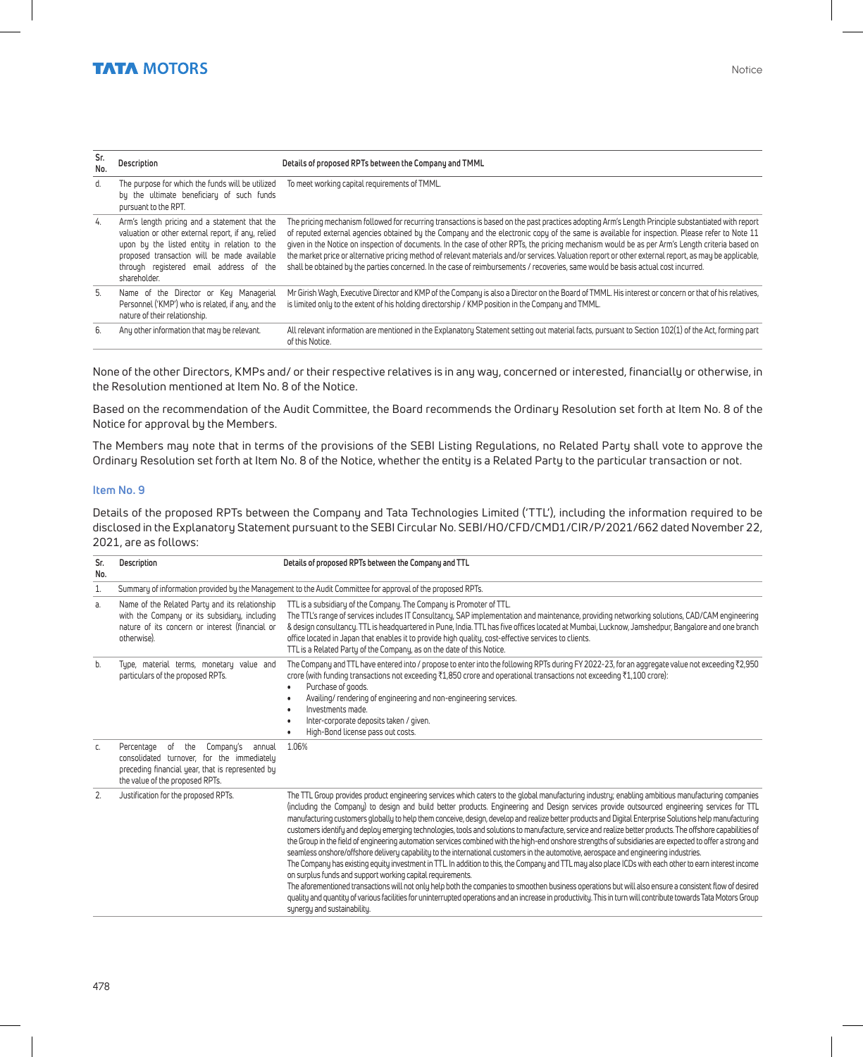| Sr. No. | Description | Details of proposed RPTs between the Company and TMML |
|---|---|---|
| d. | The purpose for which the funds will be utilized by the ultimate beneficiary of such funds pursuant to the RPT. | To meet working capital requirements of TMML. |
| 4. | Arm's length pricing and a statement that the valuation or other external report, if any, relied upon by the listed entity in relation to the proposed transaction will be made available through registered email address of the shareholder. | The pricing mechanism followed for recurring transactions is based on the past practices adopting Arm's Length Principle substantiated with report of reputed external agencies obtained by the Company and the electronic copy of the same is available for inspection. Please refer to Note 11 given in the Notice on inspection of documents. In the case of other RPTs, the pricing mechanism would be as per Arm's Length criteria based on the market price or alternative pricing method of relevant materials and/or services. Valuation report or other external report, as may be applicable, shall be obtained by the parties concerned. In the case of reimbursements / recoveries, same would be basis actual cost incurred. |
| 5. | Name of the Director or Key Managerial Personnel ('KMP') who is related, if any, and the nature of their relationship. | Mr Girish Wagh, Executive Director and KMP of the Company is also a Director on the Board of TMML. His interest or concern or that of his relatives, is limited only to the extent of his holding directorship / KMP position in the Company and TMML. |
| 6. | Any other information that may be relevant. | All relevant information are mentioned in the Explanatory Statement setting out material facts, pursuant to Section 102(1) of the Act, forming part of this Notice. |

None of the other Directors, KMPs and/ or their respective relatives is in any way, concerned or interested, financially or otherwise, in the Resolution mentioned at Item No. 8 of the Notice.

Based on the recommendation of the Audit Committee, the Board recommends the Ordinary Resolution set forth at Item No. 8 of the Notice for approval by the Members.

The Members may note that in terms of the provisions of the SEBI Listing Regulations, no Related Party shall vote to approve the Ordinary Resolution set forth at Item No. 8 of the Notice, whether the entity is a Related Party to the particular transaction or not.

### Item No. 9

Details of the proposed RPTs between the Company and Tata Technologies Limited ('TTL'), including the information required to be disclosed in the Explanatory Statement pursuant to the SEBI Circular No. SEBI/HO/CFD/CMD1/CIR/P/2021/662 dated November 22, 2021, are as follows:

| Sr. No. | Description | Details of proposed RPTs between the Company and TTL |
|---|---|---|
| 1. | Summary of information provided by the Management to the Audit Committee for approval of the proposed RPTs. | |
| a. | Name of the Related Party and its relationship with the Company or its subsidiary, including nature of its concern or interest (financial or otherwise). | TTL is a subsidiary of the Company. The Company is Promoter of TTL.<br>The TTL's range of services includes IT Consultancy, SAP implementation and maintenance, providing networking solutions, CAD/CAM engineering & design consultancy. TTL is headquartered in Pune, India. TTL has five offices located at Mumbai, Lucknow, Jamshedpur, Bangalore and one branch office located in Japan that enables it to provide high quality, cost-effective services to clients.<br>TTL is a Related Party of the Company, as on the date of this Notice. |
| b. | Type, material terms, monetary value and particulars of the proposed RPTs. | The Company and TTL have entered into / propose to enter into the following RPTs during FY 2022-23, for an aggregate value not exceeding ₹2,950 crore (with funding transactions not exceeding ₹1,850 crore and operational transactions not exceeding ₹1,100 crore):<br>• Purchase of goods.<br>• Availing/ rendering of engineering and non-engineering services.<br>• Investments made.<br>• Inter-corporate deposits taken / given.<br>• High-Bond license pass out costs. |
| c. | Percentage of the Company's annual consolidated turnover, for the immediately preceding financial year, that is represented by the value of the proposed RPTs. | 1.06% |
| 2. | Justification for the proposed RPTs. | The TTL Group provides product engineering services which caters to the global manufacturing industry; enabling ambitious manufacturing companies (including the Company) to design and build better products. Engineering and Design services provide outsourced engineering services for TTL manufacturing customers globally to help them conceive, design, develop and realize better products and Digital Enterprise Solutions help manufacturing customers identify and deploy emerging technologies, tools and solutions to manufacture, service and realize better products. The offshore capabilities of the Group in the field of engineering automation services combined with the high-end onshore strengths of subsidiaries are expected to offer a strong and seamless onshore/offshore delivery capability to the international customers in the automotive, aerospace and engineering industries.<br>The Company has existing equity investment in TTL. In addition to this, the Company and TTL may also place ICDs with each other to earn interest income on surplus funds and support working capital requirements.<br>The aforementioned transactions will not only help both the companies to smoothen business operations but will also ensure a consistent flow of desired quality and quantity of various facilities for uninterrupted operations and an increase in productivity. This in turn will contribute towards Tata Motors Group synergy and sustainability. |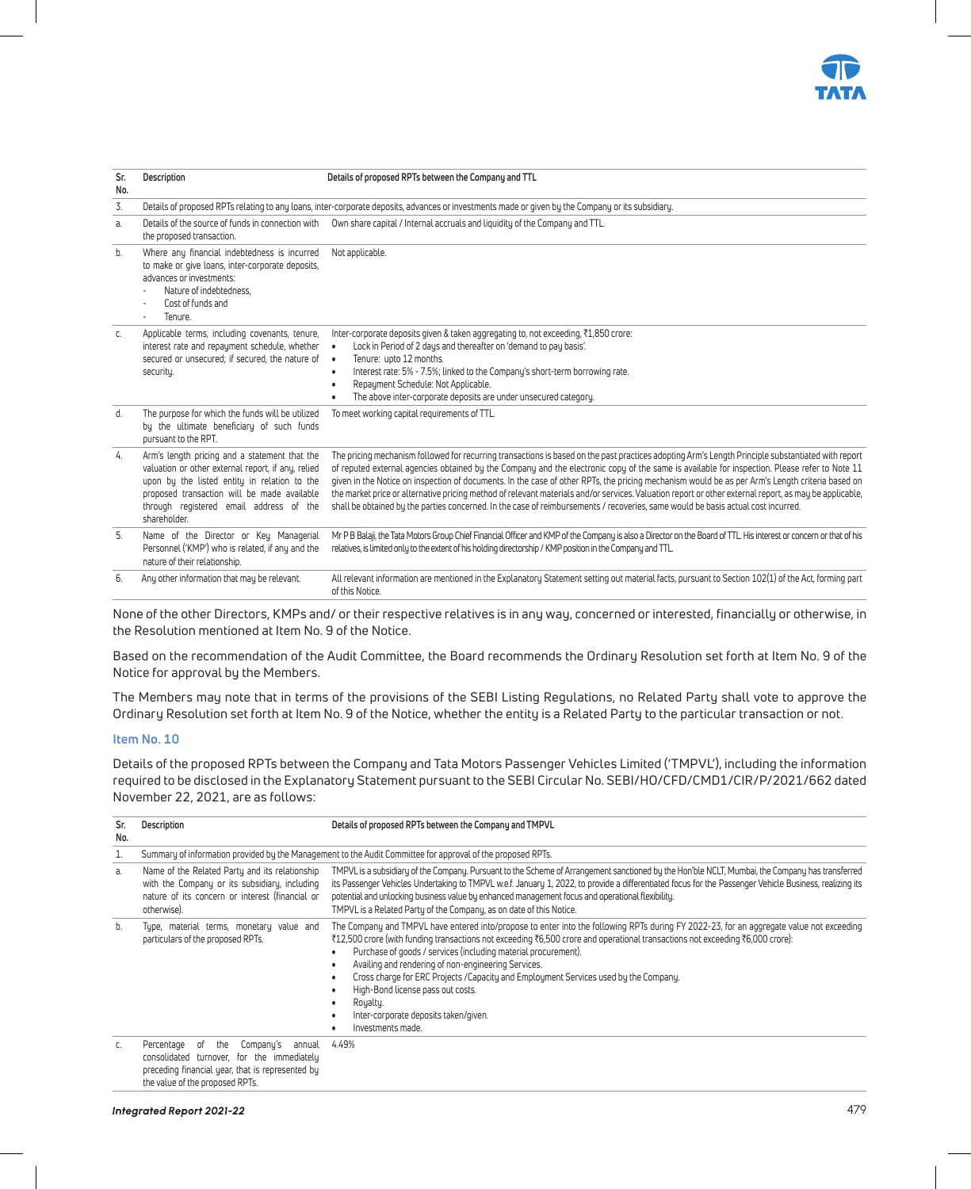| Sr. No. | Description | Details of proposed RPTs between the Company and TTL |
|---|---|---|
| 3. | Details of proposed RPTs relating to any loans, inter-corporate deposits, advances or investments made or given by the Company or its subsidiary. | |
| a. | Details of the source of funds in connection with the proposed transaction. | Own share capital / Internal accruals and liquidity of the Company and TTL. |
| b. | Where any financial indebtedness is incurred to make or give loans, inter-corporate deposits, advances or investments: <br> - Nature of indebtedness, <br> - Cost of funds and <br> - Tenure. | Not applicable. |
| c. | Applicable terms, including covenants, tenure, interest rate and repayment schedule, whether secured or unsecured; if secured, the nature of security. | Inter-corporate deposits given & taken aggregating to, not exceeding, ₹1,850 crore: <br> • Lock in Period of 2 days and thereafter on 'demand to pay basis'. <br> • Tenure: upto 12 months. <br> • Interest rate: 5% - 7.5%; linked to the Company's short-term borrowing rate. <br> • Repayment Schedule: Not Applicable. <br> • The above inter-corporate deposits are under unsecured category. |
| d. | The purpose for which the funds will be utilized by the ultimate beneficiary of such funds pursuant to the RPT. | To meet working capital requirements of TTL. |
| 4. | Arm's length pricing and a statement that the valuation or other external report, if any, relied upon by the listed entity in relation to the proposed transaction will be made available through registered email address of the shareholder. | The pricing mechanism followed for recurring transactions is based on the past practices adopting Arm's Length Principle substantiated with report of reputed external agencies obtained by the Company and the electronic copy of the same is available for inspection. Please refer to Note 11 given in the Notice on inspection of documents. In the case of other RPTs, the pricing mechanism would be as per Arm's Length criteria based on the market price or alternative pricing method of relevant materials and/or services. Valuation report or other external report, as may be applicable, shall be obtained by the parties concerned. In the case of reimbursements / recoveries, same would be basis actual cost incurred. |
| 5. | Name of the Director or Key Managerial Personnel ('KMP') who is related, if any and the nature of their relationship. | Mr P B Balaji, the Tata Motors Group Chief Financial Officer and KMP of the Company is also a Director on the Board of TTL. His interest or concern or that of his relatives, is limited only to the extent of his holding directorship / KMP position in the Company and TTL. |
| 6. | Any other information that may be relevant. | All relevant information are mentioned in the Explanatory Statement setting out material facts, pursuant to Section 102(1) of the Act, forming part of this Notice. |

None of the other Directors, KMPs and/ or their respective relatives is in any way, concerned or interested, financially or otherwise, in the Resolution mentioned at Item No. 9 of the Notice.

Based on the recommendation of the Audit Committee, the Board recommends the Ordinary Resolution set forth at Item No. 9 of the Notice for approval by the Members.

The Members may note that in terms of the provisions of the SEBI Listing Regulations, no Related Party shall vote to approve the Ordinary Resolution set forth at Item No. 9 of the Notice, whether the entity is a Related Party to the particular transaction or not.

### Item No. 10

Details of the proposed RPTs between the Company and Tata Motors Passenger Vehicles Limited ('TMPVL'), including the information required to be disclosed in the Explanatory Statement pursuant to the SEBI Circular No. SEBI/HO/CFD/CMD1/CIR/P/2021/662 dated November 22, 2021, are as follows:

| Sr. No. | Description | Details of proposed RPTs between the Company and TMPVL |
|---|---|---|
| 1. | Summary of information provided by the Management to the Audit Committee for approval of the proposed RPTs. | |
| a. | Name of the Related Party and its relationship with the Company or its subsidiary, including nature of its concern or interest (financial or otherwise). | TMPVL is a subsidiary of the Company. Pursuant to the Scheme of Arrangement sanctioned by the Hon'ble NCLT, Mumbai, the Company has transferred its Passenger Vehicles Undertaking to TMPVL w.e.f. January 1, 2022, to provide a differentiated focus for the Passenger Vehicle Business, realizing its potential and unlocking business value by enhanced management focus and operational flexibility. <br> TMPVL is a Related Party of the Company, as on date of this Notice. |
| b. | Type, material terms, monetary value and particulars of the proposed RPTs. | The Company and TMPVL have entered into/propose to enter into the following RPTs during FY 2022-23, for an aggregate value not exceeding ₹12,500 crore (with funding transactions not exceeding ₹6,500 crore and operational transactions not exceeding ₹6,000 crore): <br> • Purchase of goods / services (including material procurement). <br> • Availing and rendering of non-engineering Services. <br> • Cross charge for ERC Projects /Capacity and Employment Services used by the Company. <br> • High-Bond license pass out costs. <br> • Royalty. <br> • Inter-corporate deposits taken/given. <br> • Investments made. |
| c. | Percentage of the Company's annual consolidated turnover, for the immediately preceding financial year, that is represented by the value of the proposed RPTs. | 4.49% |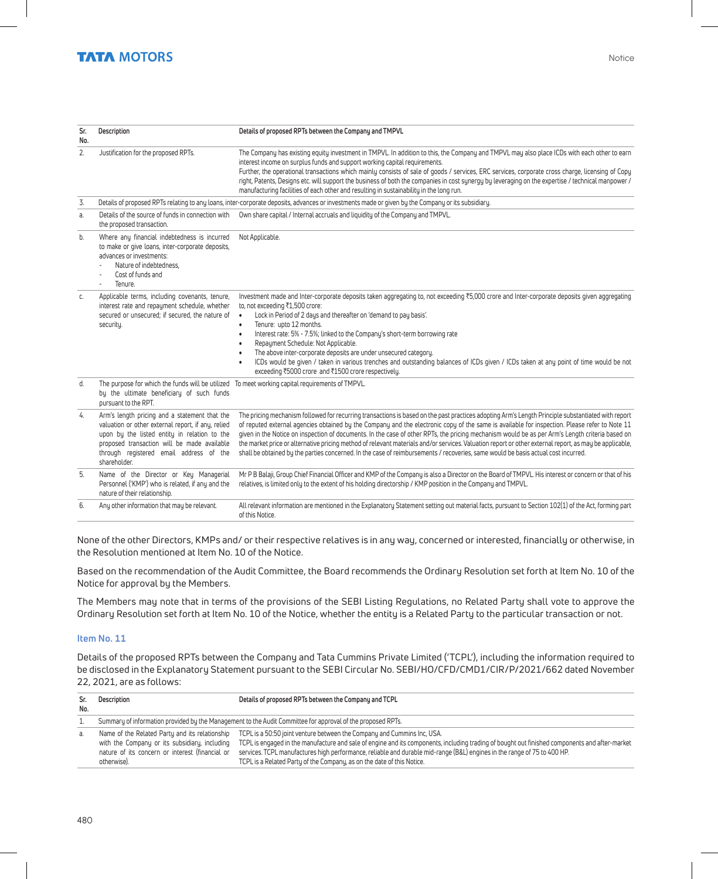| Sr. No. | Description | Details of proposed RPTs between the Company and TMPVL |
|---|---|---|
| 2. | Justification for the proposed RPTs. | The Company has existing equity investment in TMPVL. In addition to this, the Company and TMPVL may also place ICDs with each other to earn interest income on surplus funds and support working capital requirements.<br>Further, the operational transactions which mainly consists of sale of goods / services, ERC services, corporate cross charge, licensing of Copy right, Patents, Designs etc. will support the business of both the companies in cost synergy by leveraging on the expertise / technical manpower / manufacturing facilities of each other and resulting in sustainability in the long run. |
| 3. | Details of proposed RPTs relating to any loans, inter-corporate deposits, advances or investments made or given by the Company or its subsidiary. | |
| a. | Details of the source of funds in connection with the proposed transaction. | Own share capital / Internal accruals and liquidity of the Company and TMPVL. |
| b. | Where any financial indebtedness is incurred to make or give loans, inter-corporate deposits, advances or investments:<br>- Nature of indebtedness,<br>- Cost of funds and<br>- Tenure. | Not Applicable. |
| c. | Applicable terms, including covenants, tenure, interest rate and repayment schedule, whether secured or unsecured; if secured, the nature of security. | Investment made and Inter-corporate deposits taken aggregating to, not exceeding ₹5,000 crore and Inter-corporate deposits given aggregating to, not exceeding ₹1,500 crore:<br>• Lock in Period of 2 days and thereafter on 'demand to pay basis'.<br>• Tenure: upto 12 months.<br>• Interest rate: 5% - 7.5%; linked to the Company's short-term borrowing rate<br>• Repayment Schedule: Not Applicable.<br>• The above inter-corporate deposits are under unsecured category.<br>• ICDs would be given / taken in various trenches and outstanding balances of ICDs given / ICDs taken at any point of time would be not exceeding ₹5000 crore and ₹1500 crore respectively. |
| d. | The purpose for which the funds will be utilized by the ultimate beneficiary of such funds pursuant to the RPT. | To meet working capital requirements of TMPVL. |
| 4. | Arm's length pricing and a statement that the valuation or other external report, if any, relied upon by the listed entity in relation to the proposed transaction will be made available through registered email address of the shareholder. | The pricing mechanism followed for recurring transactions is based on the past practices adopting Arm's Length Principle substantiated with report of reputed external agencies obtained by the Company and the electronic copy of the same is available for inspection. Please refer to Note 11 given in the Notice on inspection of documents. In the case of other RPTs, the pricing mechanism would be as per Arm's Length criteria based on the market price or alternative pricing method of relevant materials and/or services. Valuation report or other external report, as may be applicable, shall be obtained by the parties concerned. In the case of reimbursements / recoveries, same would be basis actual cost incurred. |
| 5. | Name of the Director or Key Managerial Personnel ('KMP') who is related, if any and the nature of their relationship. | Mr P B Balaji, Group Chief Financial Officer and KMP of the Company is also a Director on the Board of TMPVL. His interest or concern or that of his relatives, is limited only to the extent of his holding directorship / KMP position in the Company and TMPVL. |
| 6. | Any other information that may be relevant. | All relevant information are mentioned in the Explanatory Statement setting out material facts, pursuant to Section 102(1) of the Act, forming part of this Notice. |

None of the other Directors, KMPs and/ or their respective relatives is in any way, concerned or interested, financially or otherwise, in the Resolution mentioned at Item No. 10 of the Notice.

Based on the recommendation of the Audit Committee, the Board recommends the Ordinary Resolution set forth at Item No. 10 of the Notice for approval by the Members.

The Members may note that in terms of the provisions of the SEBI Listing Regulations, no Related Party shall vote to approve the Ordinary Resolution set forth at Item No. 10 of the Notice, whether the entity is a Related Party to the particular transaction or not.

### Item No. 11

Details of the proposed RPTs between the Company and Tata Cummins Private Limited ('TCPL'), including the information required to be disclosed in the Explanatory Statement pursuant to the SEBI Circular No. SEBI/HO/CFD/CMD1/CIR/P/2021/662 dated November 22, 2021, are as follows:

| Sr. No. | Description | Details of proposed RPTs between the Company and TCPL |
|---|---|---|
| 1. | Summary of information provided by the Management to the Audit Committee for approval of the proposed RPTs. | |
| a. | Name of the Related Party and its relationship with the Company or its subsidiary, including nature of its concern or interest (financial or otherwise). | TCPL is a 50:50 joint venture between the Company and Cummins Inc, USA.<br>TCPL is engaged in the manufacture and sale of engine and its components, including trading of bought out finished components and after-market services. TCPL manufactures high performance, reliable and durable mid-range (B&L) engines in the range of 75 to 400 HP.<br>TCPL is a Related Party of the Company, as on the date of this Notice. |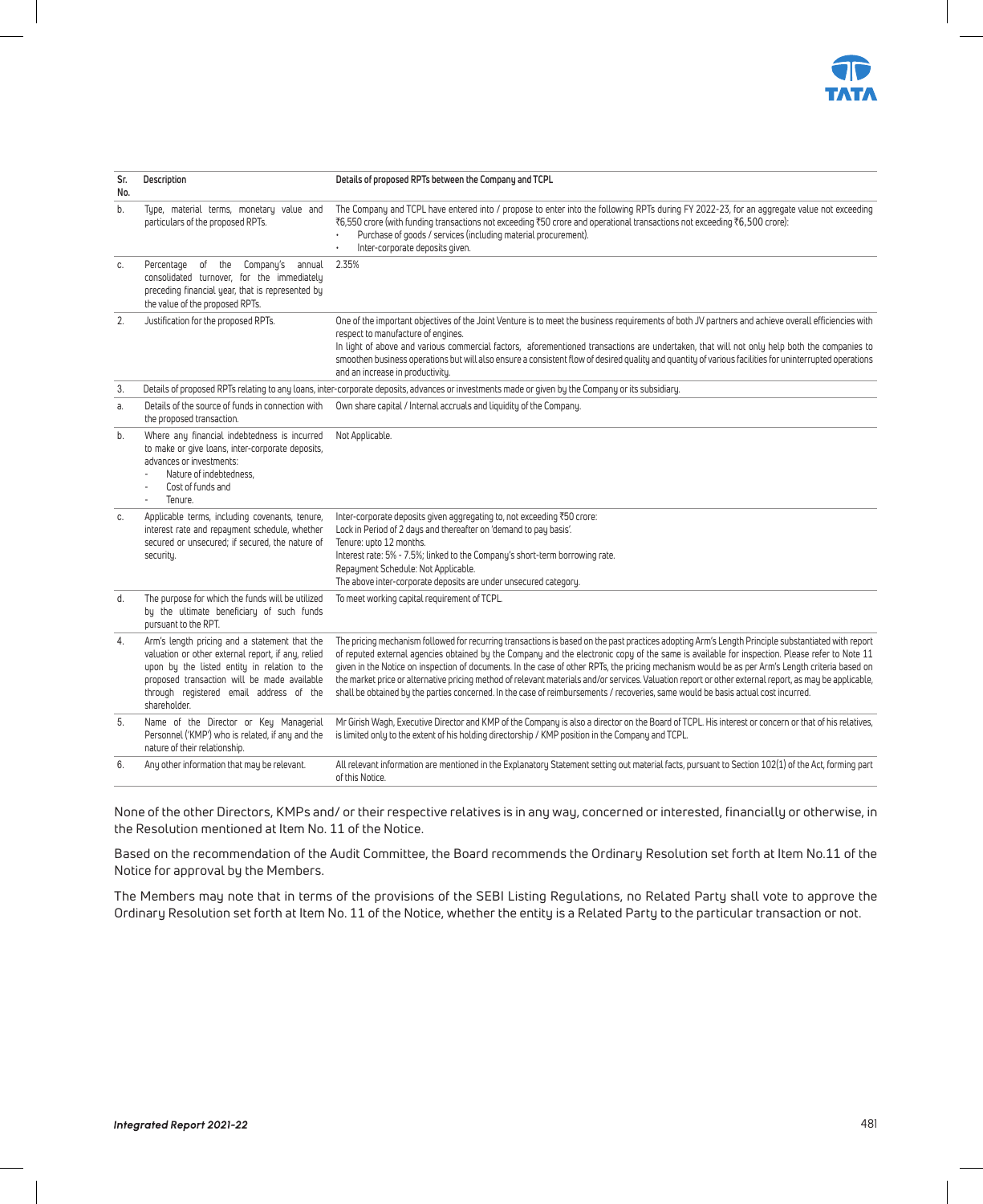| Sr. No. | Description | Details of proposed RPTs between the Company and TCPL |
|---|---|---|
| b. | Type, material terms, monetary value and particulars of the proposed RPTs. | The Company and TCPL have entered into / propose to enter into the following RPTs during FY 2022-23, for an aggregate value not exceeding ₹6,550 crore (with funding transactions not exceeding ₹50 crore and operational transactions not exceeding ₹6,500 crore):<br>• Purchase of goods / services (including material procurement).<br>• Inter-corporate deposits given. |
| c. | Percentage of the Company's annual consolidated turnover, for the immediately preceding financial year, that is represented by the value of the proposed RPTs. | 2.35% |
| 2. | Justification for the proposed RPTs. | One of the important objectives of the Joint Venture is to meet the business requirements of both JV partners and achieve overall efficiencies with respect to manufacture of engines.<br>In light of above and various commercial factors, aforementioned transactions are undertaken, that will not only help both the companies to smoothen business operations but will also ensure a consistent flow of desired quality and quantity of various facilities for uninterrupted operations and an increase in productivity. |
| 3. | Details of proposed RPTs relating to any loans, inter-corporate deposits, advances or investments made or given by the Company or its subsidiary. | |
| a. | Details of the source of funds in connection with the proposed transaction. | Own share capital / Internal accruals and liquidity of the Company. |
| b. | Where any financial indebtedness is incurred to make or give loans, inter-corporate deposits, advances or investments:<br>- Nature of indebtedness,<br>- Cost of funds and<br>- Tenure. | Not Applicable. |
| c. | Applicable terms, including covenants, tenure, interest rate and repayment schedule, whether secured or unsecured; if secured, the nature of security. | Inter-corporate deposits given aggregating to, not exceeding ₹50 crore:<br>Lock in Period of 2 days and thereafter on 'demand to pay basis'.<br>Tenure: upto 12 months.<br>Interest rate: 5% - 7.5%; linked to the Company's short-term borrowing rate.<br>Repayment Schedule: Not Applicable.<br>The above inter-corporate deposits are under unsecured category. |
| d. | The purpose for which the funds will be utilized by the ultimate beneficiary of such funds pursuant to the RPT. | To meet working capital requirement of TCPL. |
| 4. | Arm's length pricing and a statement that the valuation or other external report, if any, relied upon by the listed entity in relation to the proposed transaction will be made available through registered email address of the shareholder. | The pricing mechanism followed for recurring transactions is based on the past practices adopting Arm's Length Principle substantiated with report of reputed external agencies obtained by the Company and the electronic copy of the same is available for inspection. Please refer to Note 11 given in the Notice on inspection of documents. In the case of other RPTs, the pricing mechanism would be as per Arm's Length criteria based on the market price or alternative pricing method of relevant materials and/or services. Valuation report or other external report, as may be applicable, shall be obtained by the parties concerned. In the case of reimbursements / recoveries, same would be basis actual cost incurred. |
| 5. | Name of the Director or Key Managerial Personnel ('KMP') who is related, if any and the nature of their relationship. | Mr Girish Wagh, Executive Director and KMP of the Company is also a director on the Board of TCPL. His interest or concern or that of his relatives, is limited only to the extent of his holding directorship / KMP position in the Company and TCPL. |
| 6. | Any other information that may be relevant. | All relevant information are mentioned in the Explanatory Statement setting out material facts, pursuant to Section 102(1) of the Act, forming part of this Notice. |

None of the other Directors, KMPs and/ or their respective relatives is in any way, concerned or interested, financially or otherwise, in the Resolution mentioned at Item No. 11 of the Notice.

Based on the recommendation of the Audit Committee, the Board recommends the Ordinary Resolution set forth at Item No.11 of the Notice for approval by the Members.

The Members may note that in terms of the provisions of the SEBI Listing Regulations, no Related Party shall vote to approve the Ordinary Resolution set forth at Item No. 11 of the Notice, whether the entity is a Related Party to the particular transaction or not.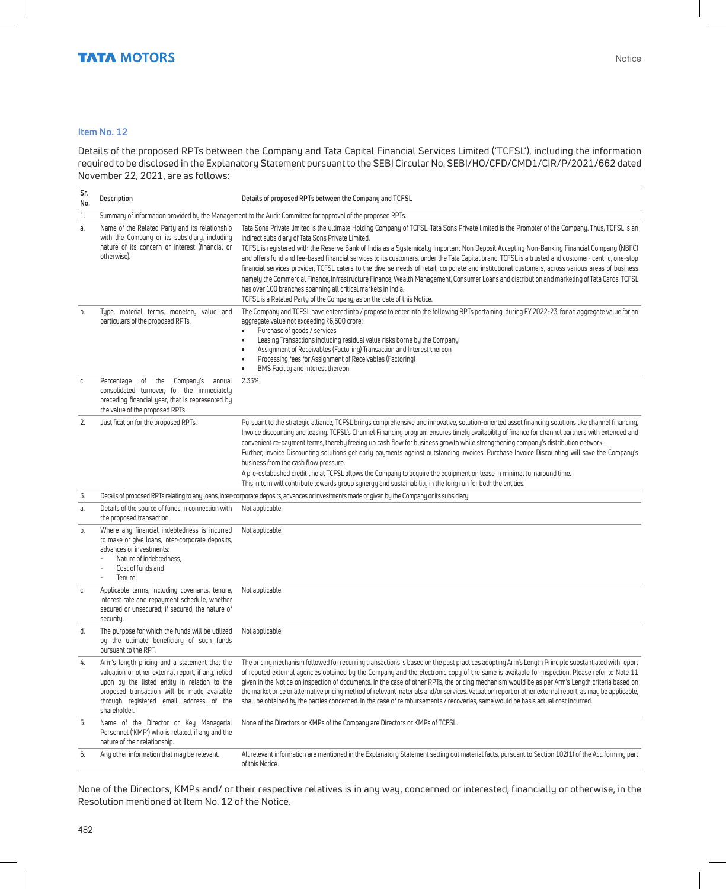### Item No. 12

Details of the proposed RPTs between the Company and Tata Capital Financial Services Limited ('TCFSL'), including the information required to be disclosed in the Explanatory Statement pursuant to the SEBI Circular No. SEBI/HO/CFD/CMD1/CIR/P/2021/662 dated November 22, 2021, are as follows:

| Sr. No. | Description | Details of proposed RPTs between the Company and TCFSL |
|---|---|---|
| 1. | Summary of information provided by the Management to the Audit Committee for approval of the proposed RPTs. | |
| a. | Name of the Related Party and its relationship with the Company or its subsidiary, including nature of its concern or interest (financial or otherwise). | Tata Sons Private limited is the ultimate Holding Company of TCFSL. Tata Sons Private limited is the Promoter of the Company. Thus, TCFSL is an indirect subsidiary of Tata Sons Private Limited.<br>TCFSL is registered with the Reserve Bank of India as a Systemically Important Non Deposit Accepting Non-Banking Financial Company (NBFC) and offers fund and fee-based financial services to its customers, under the Tata Capital brand. TCFSL is a trusted and customer- centric, one-stop financial services provider, TCFSL caters to the diverse needs of retail, corporate and institutional customers, across various areas of business namely the Commercial Finance, Infrastructure Finance, Wealth Management, Consumer Loans and distribution and marketing of Tata Cards. TCFSL has over 100 branches spanning all critical markets in India.<br>TCFSL is a Related Party of the Company, as on the date of this Notice. |
| b. | Type, material terms, monetary value and particulars of the proposed RPTs. | The Company and TCFSL have entered into / propose to enter into the following RPTs pertaining during FY 2022-23, for an aggregate value for an aggregate value not exceeding ₹6,500 crore:<br>• Purchase of goods / services<br>• Leasing Transactions including residual value risks borne by the Company<br>• Assignment of Receivables (Factoring) Transaction and Interest thereon<br>• Processing fees for Assignment of Receivables (Factoring)<br>• BMS Facility and Interest thereon |
| c. | Percentage of the Company's annual consolidated turnover, for the immediately preceding financial year, that is represented by the value of the proposed RPTs. | 2.33% |
| 2. | Justification for the proposed RPTs. | Pursuant to the strategic alliance, TCFSL brings comprehensive and innovative, solution-oriented asset financing solutions like channel financing, Invoice discounting and leasing. TCFSL's Channel Financing program ensures timely availability of finance for channel partners with extended and convenient re-payment terms, thereby freeing up cash flow for business growth while strengthening company's distribution network.<br>Further, Invoice Discounting solutions get early payments against outstanding invoices. Purchase Invoice Discounting will save the Company's business from the cash flow pressure.<br>A pre-established credit line at TCFSL allows the Company to acquire the equipment on lease in minimal turnaround time.<br>This in turn will contribute towards group synergy and sustainability in the long run for both the entities. |
| 3. | Details of proposed RPTs relating to any loans, inter-corporate deposits, advances or investments made or given by the Company or its subsidiary. | |
| a. | Details of the source of funds in connection with the proposed transaction. | Not applicable. |
| b. | Where any financial indebtedness is incurred to make or give loans, inter-corporate deposits, advances or investments:<br>- Nature of indebtedness,<br>- Cost of funds and<br>- Tenure. | Not applicable. |
| c. | Applicable terms, including covenants, tenure, interest rate and repayment schedule, whether secured or unsecured; if secured, the nature of security. | Not applicable. |
| d. | The purpose for which the funds will be utilized by the ultimate beneficiary of such funds pursuant to the RPT. | Not applicable. |
| 4. | Arm's length pricing and a statement that the valuation or other external report, if any, relied upon by the listed entity in relation to the proposed transaction will be made available through registered email address of the shareholder. | The pricing mechanism followed for recurring transactions is based on the past practices adopting Arm's Length Principle substantiated with report of reputed external agencies obtained by the Company and the electronic copy of the same is available for inspection. Please refer to Note 11 given in the Notice on inspection of documents. In the case of other RPTs, the pricing mechanism would be as per Arm's Length criteria based on the market price or alternative pricing method of relevant materials and/or services. Valuation report or other external report, as may be applicable, shall be obtained by the parties concerned. In the case of reimbursements / recoveries, same would be basis actual cost incurred. |
| 5. | Name of the Director or Key Managerial Personnel ('KMP') who is related, if any and the nature of their relationship. | None of the Directors or KMPs of the Company are Directors or KMPs of TCFSL. |
| 6. | Any other information that may be relevant. | All relevant information are mentioned in the Explanatory Statement setting out material facts, pursuant to Section 102(1) of the Act, forming part of this Notice. |

None of the Directors, KMPs and/ or their respective relatives is in any way, concerned or interested, financially or otherwise, in the Resolution mentioned at Item No. 12 of the Notice.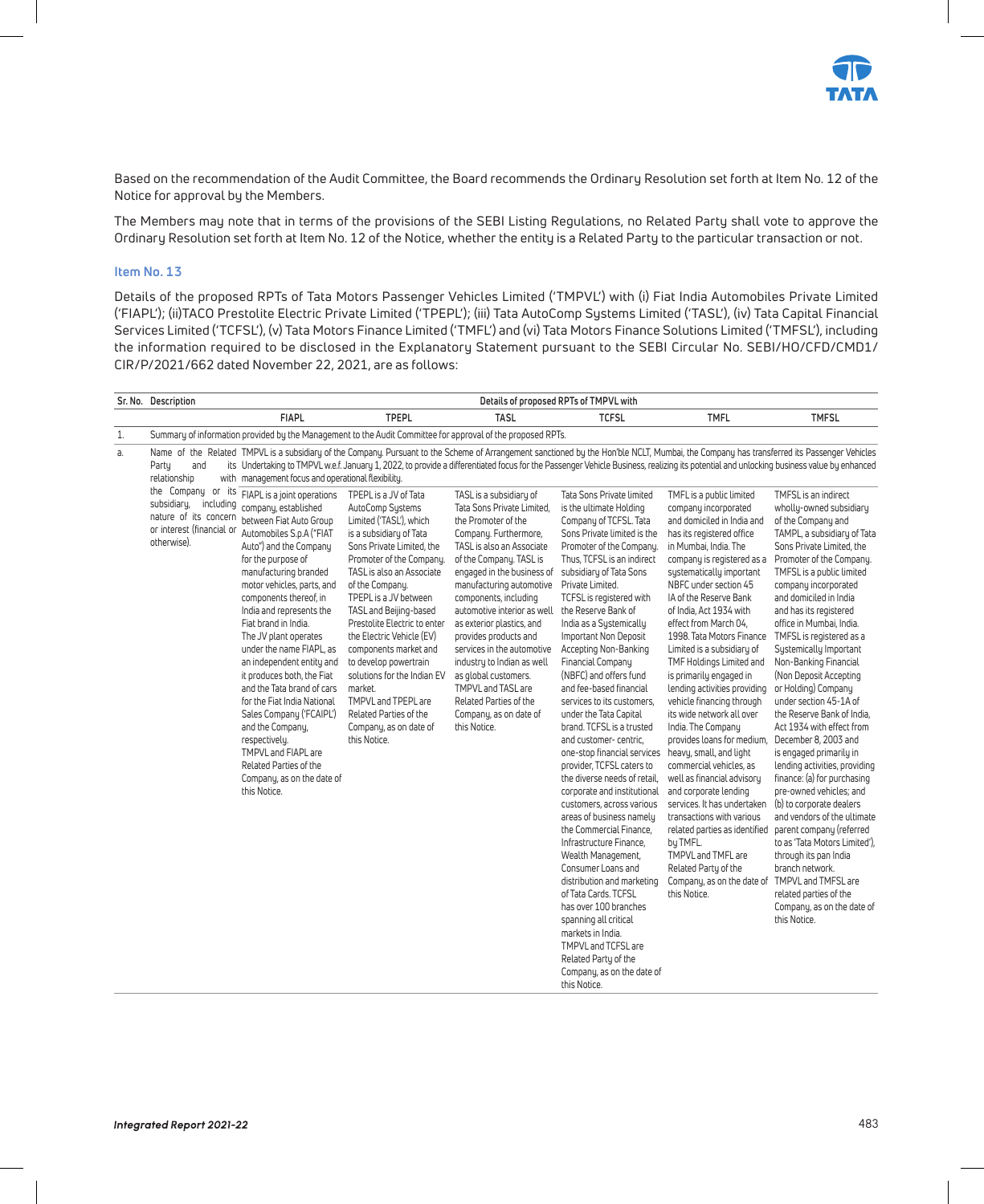Based on the recommendation of the Audit Committee, the Board recommends the Ordinary Resolution set forth at Item No. 12 of the Notice for approval by the Members.

The Members may note that in terms of the provisions of the SEBI Listing Regulations, no Related Party shall vote to approve the Ordinary Resolution set forth at Item No. 12 of the Notice, whether the entity is a Related Party to the particular transaction or not.

### Item No. 13

Details of the proposed RPTs of Tata Motors Passenger Vehicles Limited ('TMPVL') with (i) Fiat India Automobiles Private Limited ('FIAPL'); (ii)TACO Prestolite Electric Private Limited ('TPEPL'); (iii) Tata AutoComp Systems Limited ('TASL'), (iv) Tata Capital Financial Services Limited ('TCFSL'), (v) Tata Motors Finance Limited ('TMFL') and (vi) Tata Motors Finance Solutions Limited ('TMFSL'), including the information required to be disclosed in the Explanatory Statement pursuant to the SEBI Circular No. SEBI/HO/CFD/CMD1/CIR/P/2021/662 dated November 22, 2021, are as follows:

| Sr. No. | Description | Details of proposed RPTs of TMPVL with | | | | | |
|---|---|---|---|---|---|---|---|
| | | FIAPL | TPEPL | TASL | TCFSL | TMFL | TMFSL |
| 1. | Summary of information provided by the Management to the Audit Committee for approval of the proposed RPTs. | | | | | | |
| a. | Name of the Related Party and its relationship with the Company or its subsidiary, including nature of its concern or interest (financial or otherwise). | TMPVL is a subsidiary of the Company. Pursuant to the Scheme of Arrangement sanctioned by the Hon'ble NCLT, Mumbai, the Company has transferred its Passenger Vehicles Undertaking to TMPVL w.e.f. January 1, 2022, to provide a differentiated focus for the Passenger Vehicle Business, realizing its potential and unlocking business value by enhanced management focus and operational flexibility. | | | | | |
| | | FIAPL is a joint operations company, established between Fiat Auto Group Automobiles S.p.A ("FIAT Auto") and the Company for the purpose of manufacturing branded motor vehicles, parts, and components thereof, in India and represents the Fiat brand in India. The JV plant operates under the name FIAPL, as an independent entity and it produces both, the Fiat and the Tata brand of cars for the Fiat India National Sales Company ('FCAIPL') and the Company, respectively. TMPVL and FIAPL are Related Parties of the Company, as on the date of this Notice. | TPEPL is a JV of Tata AutoComp Systems Limited ('TASL'), which is a subsidiary of Tata Sons Private Limited, the Promoter of the Company. TASL is also an Associate of the Company. TPEPL is a JV between TASL and Beijing-based Prestolite Electric to enter the Electric Vehicle (EV) components market and to develop powertrain solutions for the Indian EV market. TMPVL and TPEPL are Related Parties of the Company, as on date of this Notice. | TASL is a subsidiary of Tata Sons Private Limited, the Promoter of the Company. Furthermore, TASL is also an Associate of the Company. TASL is engaged in the business of manufacturing automotive components, including automotive interior as well as exterior plastics, and provides products and services in the automotive industry to Indian as well as global customers. TMPVL and TASL are Related Parties of the Company, as on date of this Notice. | Tata Sons Private limited is the ultimate Holding Company of TCFSL. Tata Sons Private limited is the Promoter of the Company. Thus, TCFSL is an indirect subsidiary of Tata Sons Private Limited. TCFSL is registered with the Reserve Bank of India as a Systemically Important Non Deposit Accepting Non-Banking Financial Company (NBFC) and offers fund and fee-based financial services to its customers, under the Tata Capital brand. TCFSL is a trusted and customer- centric, one-stop financial services provider, TCFSL caters to the diverse needs of retail, corporate and institutional customers, across various areas of business namely the Commercial Finance, Infrastructure Finance, Wealth Management, Consumer Loans and distribution and marketing of Tata Cards. TCFSL has over 100 branches spanning all critical markets in India. TMPVL and TCFSL are Related Party of the Company, as on the date of this Notice. | TMFL is a public limited company incorporated and domiciled in India and has its registered office in Mumbai, India. The company is registered as a systematically important NBFC under section 45 IA of the Reserve Bank of India, Act 1934 with effect from March 04, 1998. Tata Motors Finance Limited is a subsidiary of TMF Holdings Limited and is primarily engaged in lending activities providing vehicle financing through its wide network all over India. The Company provides loans for medium, heavy, small, and light commercial vehicles, as well as financial advisory and corporate lending services. It has undertaken transactions with various related parties as identified by TMFL. TMPVL and TMFL are Related Party of the Company, as on the date of this Notice. | TMFSL is an indirect wholly-owned subsidiary of the Company and TAMPL, a subsidiary of Tata Sons Private Limited, the Promoter of the Company. TMFSL is a public limited company incorporated and domiciled in India and has its registered office in Mumbai, India. TMFSL is registered as a Systemically Important Non-Banking Financial (Non Deposit Accepting or Holding) Company under section 45-1A of the Reserve Bank of India, Act 1934 with effect from December 8, 2003 and is engaged primarily in lending activities, providing finance: (a) for purchasing pre-owned vehicles; and (b) to corporate dealers and vendors of the ultimate parent company (referred to as 'Tata Motors Limited'), through its pan India branch network. TMPVL and TMFSL are related parties of the Company, as on the date of this Notice. |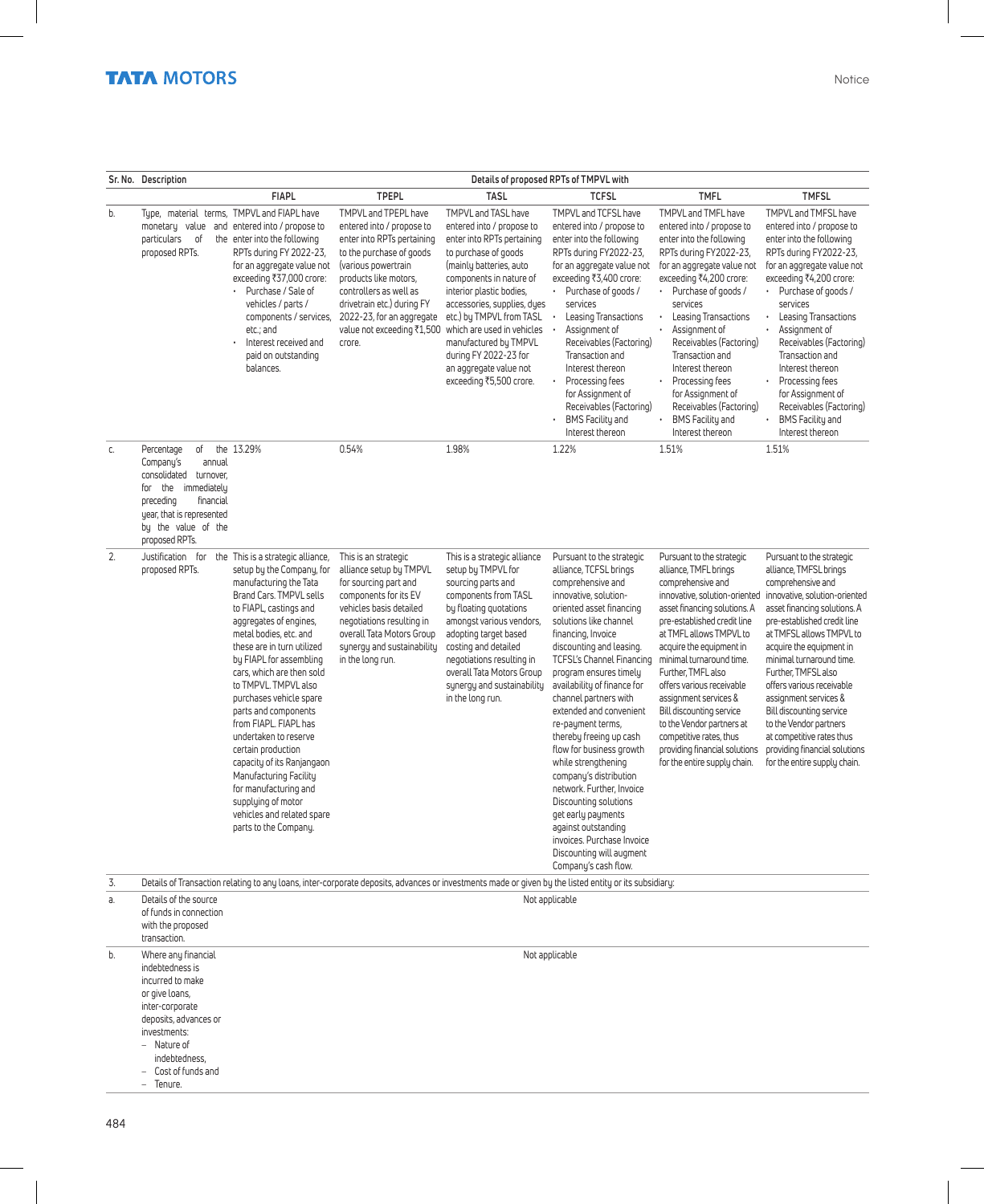| Sr. No. | Description | Details of proposed RPTs of TMPVL with | | | | | |
|---|---|---|---|---|---|---|---|
| | | FIAPL | TPEPL | TASL | TCFSL | TMFL | TMFSL |
| b. | Type, material terms, monetary value and particulars of the proposed RPTs. | TMPVL and FIAPL have entered into / propose to enter into the following RPTs during FY 2022-23, for an aggregate value not exceeding ₹37,000 crore:<br>• Purchase / Sale of vehicles / parts / components / services, etc.; and<br>• Interest received and paid on outstanding balances. | TMPVL and TPEPL have entered into / propose to enter into RPTs pertaining to the purchase of goods (various powertrain products like motors, controllers as well as drivetrain etc.) during FY 2022-23, for an aggregate value not exceeding ₹1,500 crore. | TMPVL and TASL have entered into / propose to enter into RPTs pertaining to purchase of goods (mainly batteries, auto components in nature of interior plastic bodies, accessories, supplies, dyes etc.) by TMPVL from TASL which are used in vehicles manufactured by TMPVL during FY 2022-23 for an aggregate value not exceeding ₹5,500 crore. | TMPVL and TCFSL have entered into / propose to enter into the following RPTs during FY2022-23, for an aggregate value not exceeding ₹3,400 crore:<br>• Purchase of goods / services<br>• Leasing Transactions<br>• Assignment of Receivables (Factoring) Transaction and Interest thereon<br>• Processing fees for Assignment of Receivables (Factoring)<br>• BMS Facility and Interest thereon | TMPVL and TMFL have entered into / propose to enter into the following RPTs during FY2022-23, for an aggregate value not exceeding ₹4,200 crore:<br>• Purchase of goods / services<br>• Leasing Transactions<br>• Assignment of Receivables (Factoring) Transaction and Interest thereon<br>• Processing fees for Assignment of Receivables (Factoring)<br>• BMS Facility and Interest thereon | TMPVL and TMFSL have entered into / propose to enter into the following RPTs during FY2022-23, for an aggregate value not exceeding ₹4,200 crore:<br>• Purchase of goods / services<br>• Leasing Transactions<br>• Assignment of Receivables (Factoring) Transaction and Interest thereon<br>• Processing fees for Assignment of Receivables (Factoring)<br>• BMS Facility and Interest thereon |
| c. | Percentage of the Company's annual consolidated turnover, for the immediately preceding financial year, that is represented by the value of the proposed RPTs. | 13.29% | 0.54% | 1.98% | 1.22% | 1.51% | 1.51% |
| 2. | Justification for the proposed RPTs. | This is a strategic alliance, setup by the Company, for manufacturing the Tata Brand Cars. TMPVL sells to FIAPL, castings and aggregates of engines, metal bodies, etc. and these are in turn utilized by FIAPL for assembling cars, which are then sold to TMPVL. TMPVL also purchases vehicle spare parts and components from FIAPL. FIAPL has undertaken to reserve certain production capacity of its Ranjangaon Manufacturing Facility for manufacturing and supplying of motor vehicles and related spare parts to the Company. | This is an strategic alliance setup by TMPVL for sourcing part and components for its EV vehicles basis detailed negotiations resulting in overall Tata Motors Group synergy and sustainability in the long run. | This is a strategic alliance setup by TMPVL for sourcing parts and components from TASL by floating quotations amongst various vendors, adopting target based costing and detailed negotiations resulting in overall Tata Motors Group synergy and sustainability in the long run. | Pursuant to the strategic alliance, TCFSL brings comprehensive and innovative, solution-oriented asset financing solutions like channel financing, Invoice discounting and leasing. TCFSL's Channel Financing program ensures timely availability of finance for channel partners with extended and convenient re-payment terms, thereby freeing up cash flow for business growth while strengthening company's distribution network. Further, Invoice Discounting solutions get early payments against outstanding invoices. Purchase Invoice Discounting will augment Company's cash flow. | Pursuant to the strategic alliance, TMFL brings comprehensive and innovative, solution-oriented asset financing solutions. A pre-established credit line at TMFL allows TMPVL to acquire the equipment in minimal turnaround time. Further, TMFL also offers various receivable assignment services & Bill discounting service to the Vendor partners at competitive rates, thus providing financial solutions for the entire supply chain. | Pursuant to the strategic alliance, TMFSL brings comprehensive and innovative, solution-oriented asset financing solutions. A pre-established credit line at TMFSL allows TMPVL to acquire the equipment in minimal turnaround time. Further, TMFSL also offers various receivable assignment services & Bill discounting service to the Vendor partners at competitive rates thus providing financial solutions for the entire supply chain. |
| 3. | Details of Transaction relating to any loans, inter-corporate deposits, advances or investments made or given by the listed entity or its subsidiary: | | | | | | |
| a. | Details of the source of funds in connection with the proposed transaction. | Not applicable | | | | | |
| b. | Where any financial indebtedness is incurred to make or give loans, inter-corporate deposits, advances or investments:<br>– Nature of indebtedness,<br>– Cost of funds and<br>– Tenure. | Not applicable | | | | | |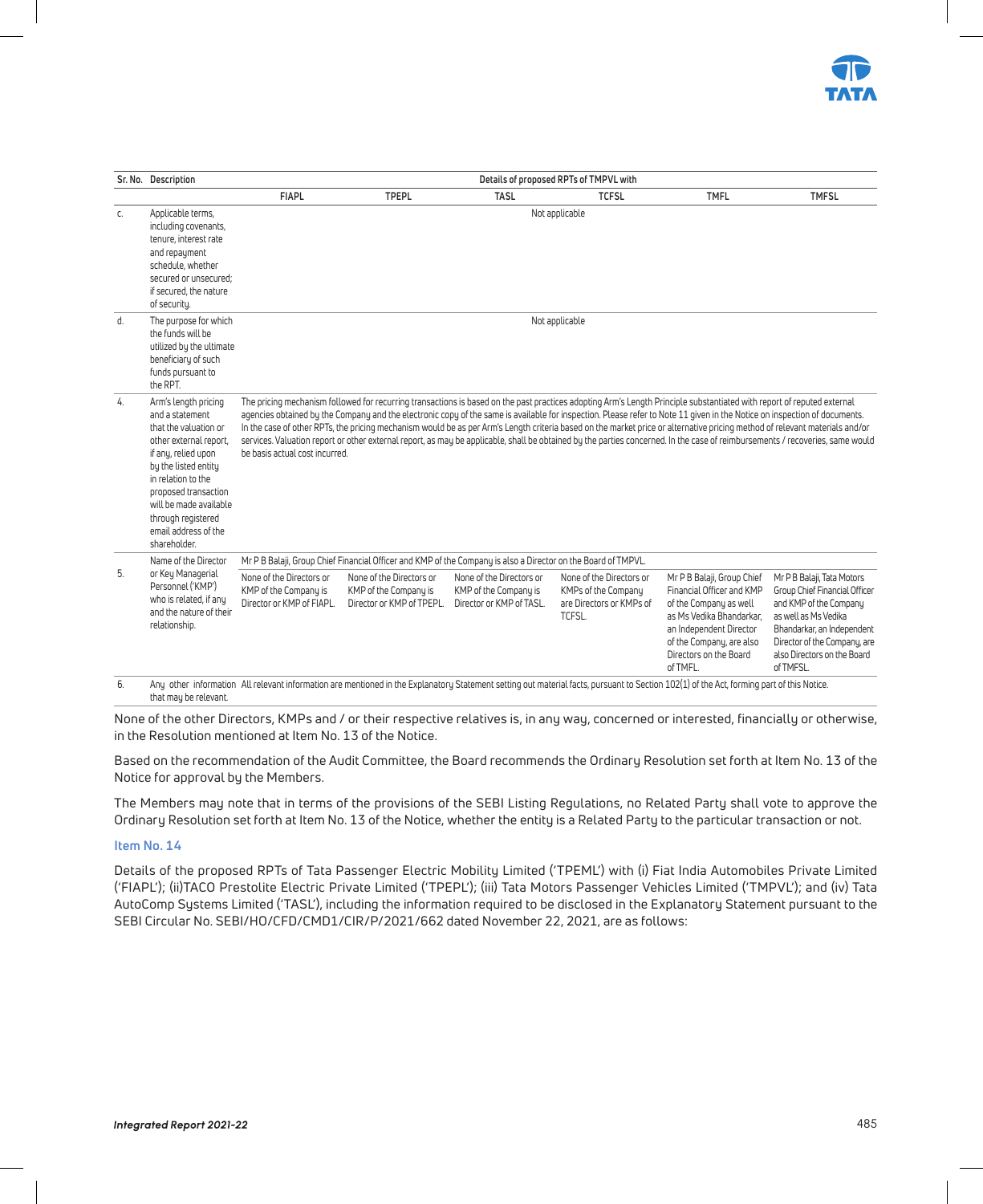| Sr. No. | Description | Details of proposed RPTs of TMPVL with | | | | | |
|---|---|---|---|---|---|---|---|
| | | FIAPL | TPEPL | TASL | TCFSL | TMFL | TMFSL |
| c. | Applicable terms, including covenants, tenure, interest rate and repayment schedule, whether secured or unsecured; if secured, the nature of security. | Not applicable | | | | | |
| d. | The purpose for which the funds will be utilized by the ultimate beneficiary of such funds pursuant to the RPT. | Not applicable | | | | | |
| 4. | Arm's length pricing and a statement that the valuation or other external report, if any, relied upon by the listed entity in relation to the proposed transaction will be made available through registered email address of the shareholder. | The pricing mechanism followed for recurring transactions is based on the past practices adopting Arm's Length Principle substantiated with report of reputed external agencies obtained by the Company and the electronic copy of the same is available for inspection. Please refer to Note 11 given in the Notice on inspection of documents. In the case of other RPTs, the pricing mechanism would be as per Arm's Length criteria based on the market price or alternative pricing method of relevant materials and/or services. Valuation report or other external report, as may be applicable, shall be obtained by the parties concerned. In the case of reimbursements / recoveries, same would be basis actual cost incurred. | | | | | |
| 5. | Name of the Director or Key Managerial Personnel ('KMP') who is related, if any and the nature of their relationship. | Mr P B Balaji, Group Chief Financial Officer and KMP of the Company is also a Director on the Board of TMPVL. | | | | | |
| | | None of the Directors or KMP of the Company is Director or KMP of FIAPL. | None of the Directors or KMP of the Company is Director or KMP of TPEPL. | None of the Directors or KMP of the Company is Director or KMP of TASL. | None of the Directors or KMPs of the Company are Directors or KMPs of TCFSL. | Mr P B Balaji, Group Chief Financial Officer and KMP of the Company as well as Ms Vedika Bhandarkar, an Independent Director of the Company, are also Directors on the Board of TMFL. | Mr P B Balaji, Tata Motors Group Chief Financial Officer and KMP of the Company as well as Ms Vedika Bhandarkar, an Independent Director of the Company, are also Directors on the Board of TMFSL. |
| 6. | Any other information that may be relevant. | All relevant information are mentioned in the Explanatory Statement setting out material facts, pursuant to Section 102(1) of the Act, forming part of this Notice. | | | | | |

None of the other Directors, KMPs and / or their respective relatives is, in any way, concerned or interested, financially or otherwise, in the Resolution mentioned at Item No. 13 of the Notice.

Based on the recommendation of the Audit Committee, the Board recommends the Ordinary Resolution set forth at Item No. 13 of the Notice for approval by the Members.

The Members may note that in terms of the provisions of the SEBI Listing Regulations, no Related Party shall vote to approve the Ordinary Resolution set forth at Item No. 13 of the Notice, whether the entity is a Related Party to the particular transaction or not.

### Item No. 14

Details of the proposed RPTs of Tata Passenger Electric Mobility Limited ('TPEML') with (i) Fiat India Automobiles Private Limited ('FIAPL'); (ii)TACO Prestolite Electric Private Limited ('TPEPL'); (iii) Tata Motors Passenger Vehicles Limited ('TMPVL'); and (iv) Tata AutoComp Systems Limited ('TASL'), including the information required to be disclosed in the Explanatory Statement pursuant to the SEBI Circular No. SEBI/HO/CFD/CMD1/CIR/P/2021/662 dated November 22, 2021, are as follows: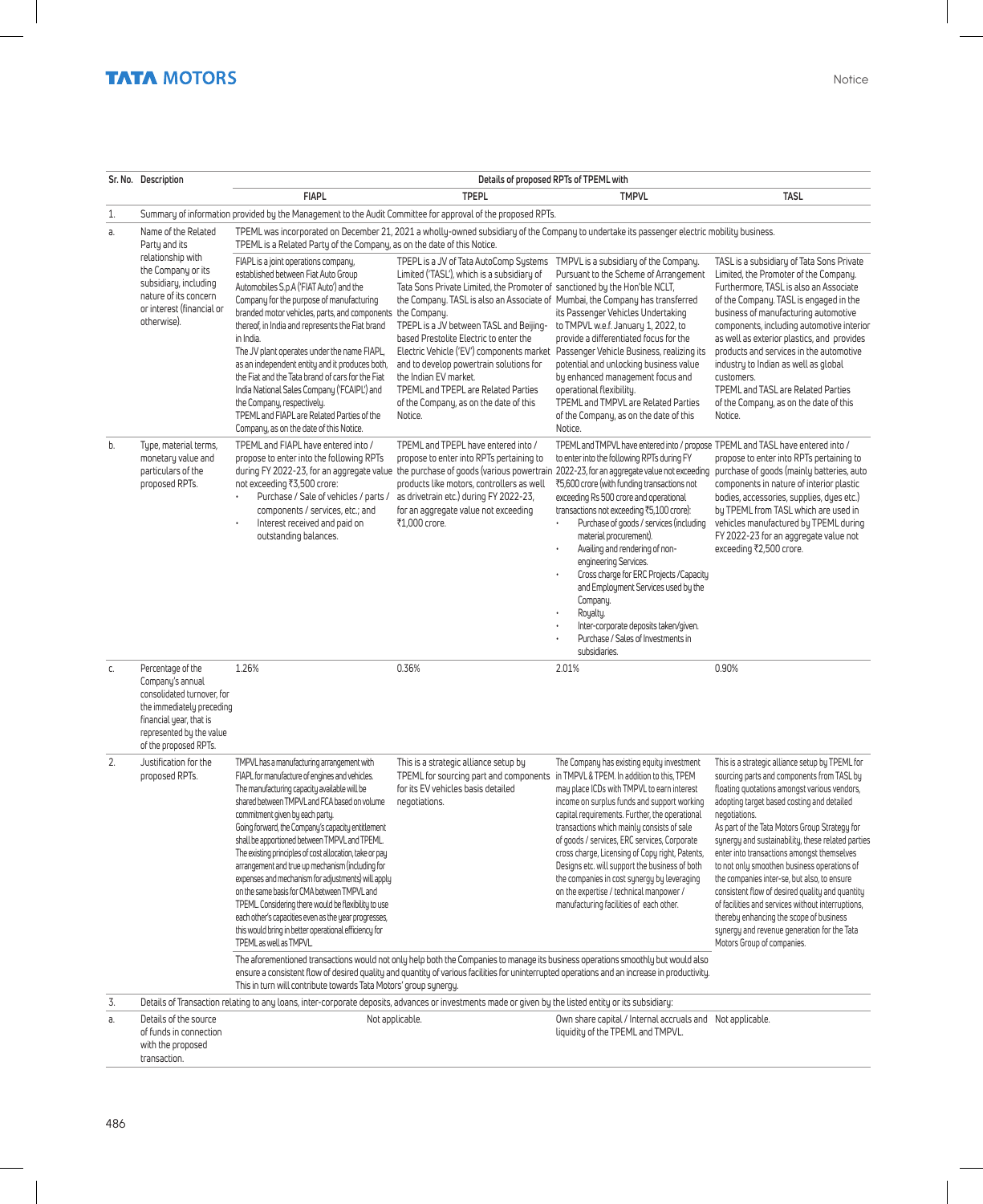| Sr. No. | Description | Details of proposed RPTs of TPEML with | | | |
|---|---|---|---|---|---|
| | | FIAPL | TPEPL | TMPVL | TASL |
| 1. | Summary of information provided by the Management to the Audit Committee for approval of the proposed RPTs. | | | | |
| a. | Name of the Related Party and its relationship with the Company or its subsidiary, including nature of its concern or interest (financial or otherwise). | TPEML was incorporated on December 21, 2021 a wholly-owned subsidiary of the Company to undertake its passenger electric mobility business. TPEML is a Related Party of the Company, as on the date of this Notice. | | | |
| | | FIAPL is a joint operations company, established between Fiat Auto Group Automobiles S.p.A ('FIAT Auto') and the Company for the purpose of manufacturing branded motor vehicles, parts, and components thereof, in India and represents the Fiat brand in India.<br>The JV plant operates under the name FIAPL, as an independent entity and it produces both, the Fiat and the Tata brand of cars for the Fiat India National Sales Company ('FCAIPL') and the Company, respectively.<br>TPEML and FIAPL are Related Parties of the Company, as on the date of this Notice. | TPEPL is a JV of Tata AutoComp Systems Limited ('TASL'), which is a subsidiary of Tata Sons Private Limited, the Promoter of the Company. TASL is also an Associate of the Company.<br>TPEPL is a JV between TASL and Beijing-based Prestolite Electric to enter the Electric Vehicle ('EV') components market and to develop powertrain solutions for the Indian EV market.<br>TPEML and TPEPL are Related Parties of the Company, as on the date of this Notice. | TMPVL is a subsidiary of the Company. Pursuant to the Scheme of Arrangement sanctioned by the Hon'ble NCLT, Mumbai, the Company has transferred its Passenger Vehicles Undertaking to TMPVL w.e.f. January 1, 2022, to provide a differentiated focus for the Passenger Vehicle Business, realizing its potential and unlocking business value by enhanced management focus and operational flexibility.<br>TPEML and TMPVL are Related Parties of the Company, as on the date of this Notice. | TASL is a subsidiary of Tata Sons Private Limited, the Promoter of the Company. Furthermore, TASL is also an Associate of the Company. TASL is engaged in the business of manufacturing automotive components, including automotive interior as well as exterior plastics, and provides products and services in the automotive industry to Indian as well as global customers.<br>TPEML and TASL are Related Parties of the Company, as on the date of this Notice. |
| b. | Type, material terms, monetary value and particulars of the proposed RPTs. | TPEML and FIAPL have entered into / propose to enter into the following RPTs during FY 2022-23, for an aggregate value not exceeding ₹3,500 crore:<br>• Purchase / Sale of vehicles / parts / components / services, etc.; and<br>• Interest received and paid on outstanding balances. | TPEML and TPEPL have entered into / propose to enter into RPTs pertaining to the purchase of goods (various powertrain products like motors, controllers as well as drivetrain etc.) during FY 2022-23, for an aggregate value not exceeding ₹1,000 crore. | TPEML and TMPVL have entered into / propose to enter into the following RPTs during FY 2022-23, for an aggregate value not exceeding ₹5,600 crore (with funding transactions not exceeding Rs 500 crore and operational transactions not exceeding ₹5,100 crore):<br>• Purchase of goods / services (including material procurement).<br>• Availing and rendering of non-engineering Services.<br>• Cross charge for ERC Projects /Capacity and Employment Services used by the Company.<br>• Royalty.<br>• Inter-corporate deposits taken/given.<br>• Purchase / Sales of Investments in subsidiaries. | TPEML and TASL have entered into / propose to enter into RPTs pertaining to purchase of goods (mainly batteries, auto components in nature of interior plastic bodies, accessories, supplies, dyes etc.) by TPEML from TASL which are used in vehicles manufactured by TPEML during FY 2022-23 for an aggregate value not exceeding ₹2,500 crore. |
| c. | Percentage of the Company's annual consolidated turnover, for the immediately preceding financial year, that is represented by the value of the proposed RPTs. | 1.26% | 0.36% | 2.01% | 0.90% |
| 2. | Justification for the proposed RPTs. | TMPVL has a manufacturing arrangement with FIAPL for manufacture of engines and vehicles. The manufacturing capacity available will be shared between TMPVL and FCA based on volume commitment given by each party.<br>Going forward, the Company's capacity entitlement shall be apportioned between TMPVL and TPEML. The existing principles of cost allocation, take or pay arrangement and true up mechanism (including for expenses and mechanism for adjustments) will apply on the same basis for CMA between TMPVL and TPEML. Considering there would be flexibility to use each other's capacities even as the year progresses, this would bring in better operational efficiency for TPEML as well as TMPVL. | This is a strategic alliance setup by TPEML for sourcing part and components for its EV vehicles basis detailed negotiations. | The Company has existing equity investment in TMPVL & TPEM. In addition to this, TPEM may place ICDs with TMPVL to earn interest income on surplus funds and support working capital requirements. Further, the operational transactions which mainly consists of sale of goods / services, ERC services, Corporate cross charge, Licensing of Copy right, Patents, Designs etc. will support the business of both the companies in cost savings by leveraging on the expertise / technical manpower / manufacturing facilities of each other. | This is a strategic alliance setup by TPEML for sourcing parts and components from TASL by floating quotations amongst various vendors, adopting target based costing and detailed negotiations.<br>As part of the Tata Motors Group Strategy for synergy and sustainability, these related parties enter into transactions amongst themselves to not only smoothen business operations of the companies inter-se, but also, to ensure consistent flow of desired quality and quantity of facilities and services without interruptions, thereby enhancing the scope of business synergy and revenue generation for the Tata Motors Group of companies. |
| | | The aforementioned transactions would not only help both the Companies to manage its business operations smoothly but would also ensure a consistent flow of desired quality and quantity of various facilities for uninterrupted operations and an increase in productivity. This in turn will contribute towards Tata Motors' group synergy. | | | |
| 3. | Details of Transaction relating to any loans, inter-corporate deposits, advances or investments made or given by the listed entity or its subsidiary: | | | | |
| a. | Details of the source of funds in connection with the proposed transaction. | Not applicable. | Not applicable. | Own share capital / Internal accruals and liquidity of the TPEML and TMPVL. | Not applicable. |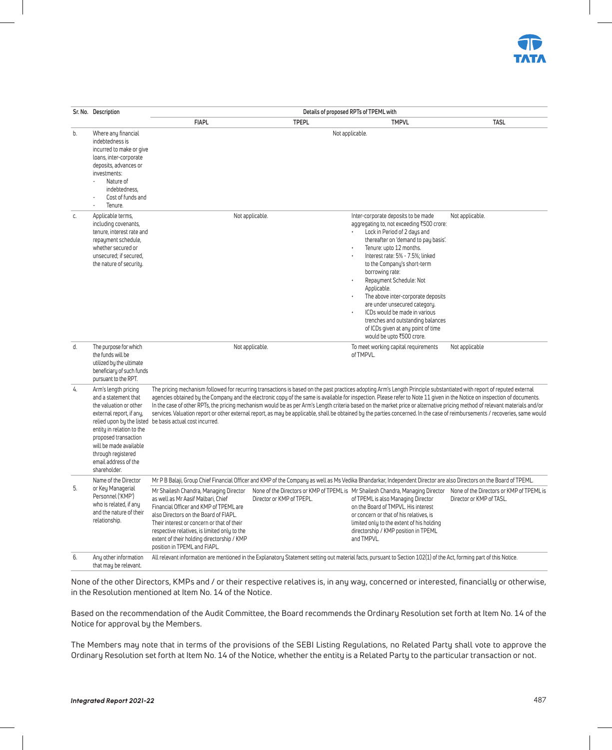| Sr. No. | Description | Details of proposed RPTs of TPEML with | | | |
|---|---|---|---|---|---|
| | | FIAPL | TPEPL | TMPVL | TASL |
| b. | Where any financial indebtedness is incurred to make or give loans, inter-corporate deposits, advances or investments: - Nature of indebtedness, - Cost of funds and - Tenure. | Not applicable. | | | |
| c. | Applicable terms, including covenants, tenure, interest rate and repayment schedule, whether secured or unsecured; if secured, the nature of security. | Not applicable. | | Inter-corporate deposits to be made aggregating to, not exceeding ₹500 crore: • Lock in Period of 2 days and thereafter on 'demand to pay basis'. • Tenure: upto 12 months. • Interest rate: 5% - 7.5%; linked to the Company's short-term borrowing rate: • Repayment Schedule: Not Applicable. • The above inter-corporate deposits are under unsecured category. • ICDs would be made in various trenches and outstanding balances of ICDs given at any point of time would be upto ₹500 crore. | Not applicable. |
| d. | The purpose for which the funds will be utilized by the ultimate beneficiary of such funds pursuant to the RPT. | Not applicable. | | To meet working capital requirements of TMPVL. | Not applicable |
| 4. | Arm's length pricing and a statement that the valuation or other external report, if any, relied upon by the listed entity in relation to the proposed transaction will be made available through registered email address of the shareholder. | The pricing mechanism followed for recurring transactions is based on the past practices adopting Arm's Length Principle substantiated with report of reputed external agencies obtained by the Company and the electronic copy of the same is available for inspection. Please refer to Note 11 given in the Notice on inspection of documents. In the case of other RPTs, the pricing mechanism would be as per Arm's Length criteria based on the market price or alternative pricing method of relevant materials and/or services. Valuation report or other external report, as may be applicable, shall be obtained by the parties concerned. In the case of reimbursements / recoveries, same would be basis actual cost incurred. | | | |
| 5. | Name of the Director or Key Managerial Personnel ('KMP') who is related, if any and the nature of their relationship. | Mr P B Balaji, Group Chief Financial Officer and KMP of the Company as well as Ms Vedika Bhandarkar, Independent Director are also Directors on the Board of TPEML. | | | |
| | | Mr Shailesh Chandra, Managing Director as well as Mr Aasif Malbari, Chief Financial Officer and KMP of TPEML are also Directors on the Board of FIAPL. Their interest or concern or that of their respective relatives, is limited only to the extent of their holding directorship / KMP position in TPEML and FIAPL. | None of the Directors or KMP of TPEML is Director or KMP of TPEPL. | Mr Shailesh Chandra, Managing Director of TPEML is also Managing Director on the Board of TMPVL. His interest or concern or that of his relatives, is limited only to the extent of his holding directorship / KMP position in TPEML and TMPVL. | None of the Directors or KMP of TPEML is Director or KMP of TASL. |
| 6. | Any other information that may be relevant. | All relevant information are mentioned in the Explanatory Statement setting out material facts, pursuant to Section 102(1) of the Act, forming part of this Notice. | | | |

None of the other Directors, KMPs and / or their respective relatives is, in any way, concerned or interested, financially or otherwise, in the Resolution mentioned at Item No. 14 of the Notice.

Based on the recommendation of the Audit Committee, the Board recommends the Ordinary Resolution set forth at Item No. 14 of the Notice for approval by the Members.

The Members may note that in terms of the provisions of the SEBI Listing Regulations, no Related Party shall vote to approve the Ordinary Resolution set forth at Item No. 14 of the Notice, whether the entity is a Related Party to the particular transaction or not.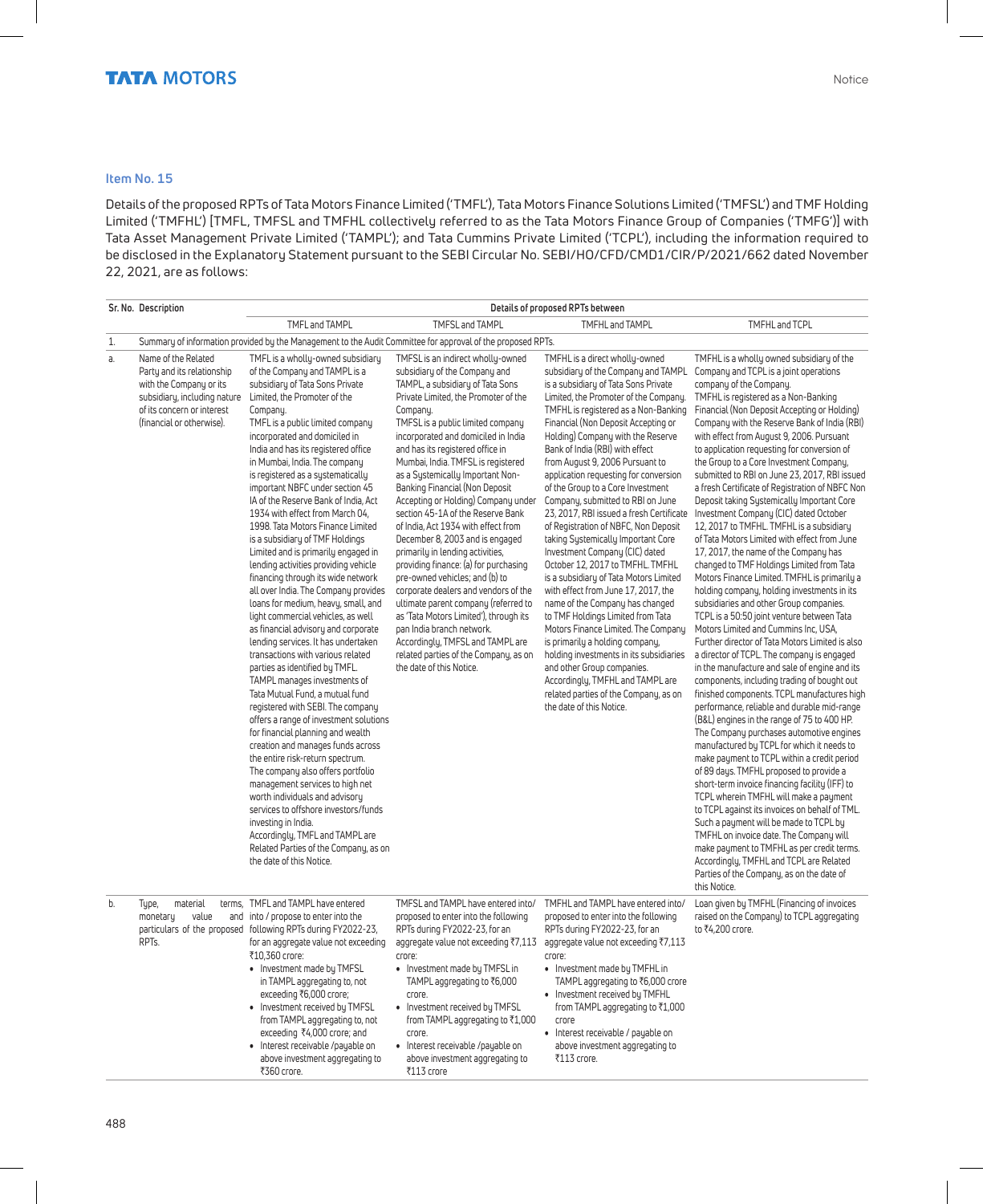### Item No. 15

Details of the proposed RPTs of Tata Motors Finance Limited ('TMFL'), Tata Motors Finance Solutions Limited ('TMFSL') and TMF Holding Limited ('TMFHL') [TMFL, TMFSL and TMFHL collectively referred to as the Tata Motors Finance Group of Companies ('TMFG')] with Tata Asset Management Private Limited ('TAMPL'); and Tata Cummins Private Limited ('TCPL'), including the information required to be disclosed in the Explanatory Statement pursuant to the SEBI Circular No. SEBI/HO/CFD/CMD1/CIR/P/2021/662 dated November 22, 2021, are as follows:

| Sr. No. | Description | Details of proposed RPTs between | | | |
|---|---|---|---|---|---|
| | | TMFL and TAMPL | TMFSL and TAMPL | TMFHL and TAMPL | TMFHL and TCPL |
| 1. | Summary of information provided by the Management to the Audit Committee for approval of the proposed RPTs. | | | | |
| a. | Name of the Related Party and its relationship with the Company or its subsidiary, including nature of its concern or interest (financial or otherwise). | TMFL is a wholly-owned subsidiary of the Company and TAMPL is a subsidiary of Tata Sons Private Limited, the Promoter of the Company.<br>TMFL is a public limited company incorporated and domiciled in India and has its registered office in Mumbai, India. The company is registered as a systematically important NBFC under section 45 IA of the Reserve Bank of India, Act 1934 with effect from March 04, 1998. Tata Motors Finance Limited is a subsidiary of TMF Holdings Limited and is primarily engaged in lending activities providing vehicle financing through its wide network all over India. The Company provides loans for medium, heavy, small, and light commercial vehicles, as well as financial advisory and corporate lending services. It has undertaken transactions with various related parties as identified by TMFL.<br>TAMPL manages investments of Tata Mutual Fund, a mutual fund registered with SEBI. The company offers a range of investment solutions for financial planning and wealth creation and manages funds across the entire risk-return spectrum. The company also offers portfolio management services to high net worth individuals and advisory services to offshore investors/funds investing in India.<br>Accordingly, TMFL and TAMPL are Related Parties of the Company, as on the date of this Notice. | TMFSL is an indirect wholly-owned subsidiary of the Company and TAMPL, a subsidiary of Tata Sons Private Limited, the Promoter of the Company.<br>TMFSL is a public limited company incorporated and domiciled in India and has its registered office in Mumbai, India. TMFSL is registered as a Systemically Important Non-Banking Financial (Non Deposit Accepting or Holding) Company under section 45-1A of the Reserve Bank of India, Act 1934 with effect from December 8, 2003 and is engaged primarily in lending activities, providing finance: (a) for purchasing pre-owned vehicles; and (b) to corporate dealers and vendors of the ultimate parent company (referred to as 'Tata Motors Limited'), through its pan India branch network.<br>Accordingly, TMFSL and TAMPL are related parties of the Company, as on the date of this Notice. | TMFHL is a direct wholly-owned subsidiary of the Company and TAMPL is a subsidiary of Tata Sons Private Limited, the Promoter of the Company.<br>TMFHL is registered as a Non-Banking Financial (Non Deposit Accepting or Holding) Company with the Reserve Bank of India (RBI) with effect from August 9, 2006 Pursuant to application requesting for conversion of the Group to a Core Investment Company, submitted to RBI on June 23, 2017, RBI issued a fresh Certificate of Registration of NBFC, Non Deposit taking Systemically Important Core Investment Company (CIC) dated October 12, 2017 to TMFHL. TMFHL is a subsidiary of Tata Motors Limited with effect from June 17, 2017, the name of the Company has changed to TMF Holdings Limited from Tata Motors Finance Limited. The Company is primarily a holding company, holding investments in its subsidiaries and other Group companies.<br>Accordingly, TMFHL and TAMPL are related parties of the Company, as on the date of this Notice. | TMFHL is a wholly owned subsidiary of the Company and TCPL is a joint operations company of the Company.<br>TMFHL is registered as a Non-Banking Financial (Non Deposit Accepting or Holding) Company with the Reserve Bank of India (RBI) with effect from August 9, 2006. Pursuant to application requesting for conversion of the Group to a Core Investment Company, submitted to RBI on June 23, 2017, RBI issued a fresh Certificate of Registration of NBFC Non Deposit taking Systemically Important Core Investment Company (CIC) dated October 12, 2017 to TMFHL. TMFHL is a subsidiary of Tata Motors Limited with effect from June 17, 2017, the name of the Company has changed to TMF Holdings Limited from Tata Motors Finance Limited. TMFHL is primarily a holding company, holding investments in its subsidiaries and other Group companies.<br>TCPL is a 50:50 joint venture between Tata Motors Limited and Cummins Inc, USA, Further director of Tata Motors Limited is also a director of TCPL. The company is engaged in the manufacture and sale of engine and its components, including trading of bought out finished components. TCPL manufactures high performance, reliable and durable mid-range (B&L) engines in the range of 75 to 400 HP.<br>The Company purchases automotive engines manufactured by TCPL for which it needs to make payment to TCPL within a credit period of 89 days. TMFHL proposed to provide a short-term invoice financing facility (IFF) to TCPL wherein TMFHL will make a payment to TCPL against its invoices on behalf of TML. Such a payment will be made to TCPL by TMFHL on invoice date. The Company will make payment to TMFHL as per credit terms.<br>Accordingly, TMFHL and TCPL are Related Parties of the Company, as on the date of this Notice. |
| b. | Type, material terms, monetary value and particulars of the proposed RPTs. | TMFL and TAMPL have entered into / propose to enter into the following RPTs during FY2022-23, for an aggregate value not exceeding ₹10,360 crore:<br>• Investment made by TMFSL in TAMPL aggregating to, not exceeding ₹6,000 crore;<br>• Investment received by TMFSL from TAMPL aggregating to, not exceeding ₹4,000 crore; and<br>• Interest receivable /payable on above investment aggregating to ₹360 crore. | TMFSL and TAMPL have entered into/ proposed to enter into the following RPTs during FY2022-23, for an aggregate value not exceeding ₹7,113 crore:<br>• Investment made by TMFSL in TAMPL aggregating to ₹6,000 crore.<br>• Investment received by TMFSL from TAMPL aggregating to ₹1,000 crore.<br>• Interest receivable /payable on above investment aggregating to ₹113 crore | TMFHL and TAMPL have entered into/ proposed to enter into the following RPTs during FY2022-23, for an aggregate value not exceeding ₹7,113 crore:<br>• Investment made by TMFHL in TAMPL aggregating to ₹6,000 crore<br>• Investment received by TMFHL from TAMPL aggregating to ₹1,000 crore<br>• Interest receivable / payable on above investment aggregating to ₹113 crore. | Loan given by TMFHL (Financing of invoices raised on the Company) to TCPL aggregating to ₹4,200 crore. |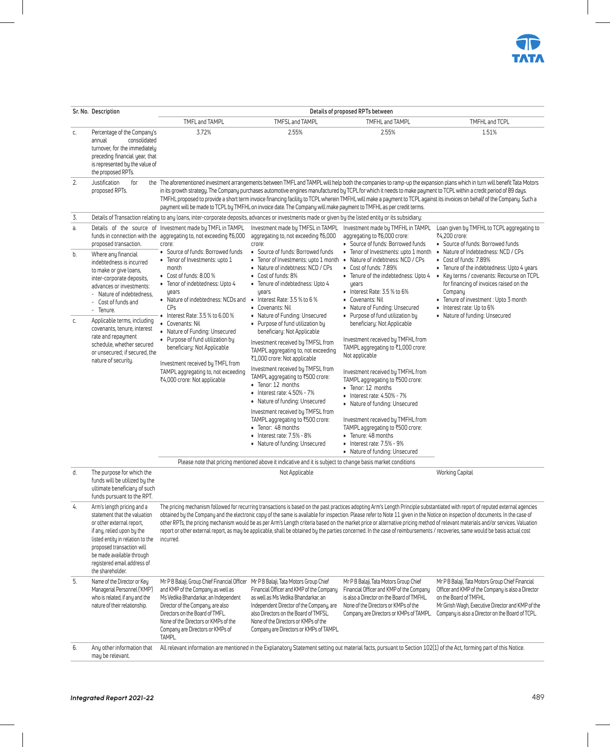| Sr. No. | Description | Details of proposed RPTs between | | | |
|---|---|---|---|---|---|
| | | TMFL and TAMPL | TMFSL and TAMPL | TMFHL and TAMPL | TMFHL and TCPL |
| c. | Percentage of the Company's annual consolidated turnover, for the immediately preceding financial year, that is represented by the value of the proposed RPTs. | 3.72% | 2.55% | 2.55% | 1.51% |
| 2. | Justification for the proposed RPTs. | The aforementioned investment arrangements between TMFL and TAMPL will help both the companies to ramp-up the expansion plans which in turn will benefit Tata Motors in its growth strategy. The Company purchases automotive engines manufactured by TCPL for which it needs to make payment to TCPL within a credit period of 89 days. TMFHL proposed to provide a short term invoice financing facility to TCPL wherein TMFHL will make a payment to TCPL against its invoices on behalf of the Company. Such a payment will be made to TCPL by TMFHL on invoice date. The Company will make payment to TMFHL as per credit terms. | | | |
| 3. | Details of Transaction relating to any loans, inter-corporate deposits, advances or investments made or given by the listed entity or its subsidiary: | | | | |
| a. | Details of the source of funds in connection with the proposed transaction. | Investment made by TMFL in TAMPL aggregating to, not exceeding ₹6,000 crore:<br>• Source of funds: Borrowed funds<br>• Tenor of Investments: upto 1 month<br>• Cost of funds: 8.00 %<br>• Tenor of indebtedness: Upto 4 years<br>• Nature of indebtedness: NCDs and CPs<br>• Interest Rate: 3.5 % to 6.00 %<br>• Covenants: Nil<br>• Nature of Funding: Unsecured<br>• Purpose of fund utilization by beneficiary: Not Applicable<br><br>Investment received by TMFL from TAMPL aggregating to, not exceeding ₹4,000 crore: Not applicable | Investment made by TMFSL in TAMPL aggregating to, not exceeding ₹6,000 crore:<br>• Source of funds: Borrowed funds<br>• Tenor of Investments: upto 1 month<br>• Nature of indebtness: NCD / CPs<br>• Cost of funds: 8%<br>• Tenure of indebtedness: Upto 4 years<br>• Interest Rate: 3.5 % to 6 %<br>• Covenants: Nil<br>• Nature of Funding: Unsecured<br>• Purpose of fund utilization by beneficiary: Not Applicable<br><br>Investment received by TMFSL from TAMPL aggregating to, not exceeding ₹1,000 crore: Not applicable<br><br>Investment received by TMFSL from TAMPL aggregating to ₹500 crore:<br>• Tenor: 12 months<br>• Interest rate: 4.50% - 7%<br>• Nature of funding: Unsecured<br><br>Investment received by TMFSL from TAMPL aggregating to ₹500 crore:<br>• Tenor: 48 months<br>• Interest rate: 7.5% - 8%<br>• Nature of funding: Unsecured | Investment made by TMFHL in TAMPL aggregating to ₹6,000 crore:<br>• Source of funds: Borrowed funds<br>• Tenor of Investments: upto 1 month<br>• Nature of indebtness: NCD / CPs<br>• Cost of funds: 7.89%<br>• Tenure of the indebtedness: Upto 4 years<br>• Interest Rate: 3.5 % to 6%<br>• Covenants: Nil<br>• Nature of Funding: Unsecured<br>• Purpose of fund utilization by beneficiary: Not Applicable<br><br>Investment received by TMFHL from TAMPL aggregating to ₹1,000 crore: Not applicable<br><br>Investment received by TMFHL from TAMPL aggregating to ₹500 crore:<br>• Tenor: 12 months<br>• Interest rate: 4.50% - 7%<br>• Nature of funding: Unsecured<br><br>Investment received by TMFHL from TAMPL aggregating to ₹500 crore:<br>• Tenure: 48 months<br>• Interest rate: 7.5% - 9%<br>• Nature of funding: Unsecured | Loan given by TMFHL to TCPL aggregating to ₹4,200 crore:<br>• Source of funds: Borrowed funds<br>• Nature of Indebtedness: NCD / CPs<br>• Cost of funds: 7.89%<br>• Tenure of the indebtedness: Upto 4 years<br>• Key terms / covenants: Recourse on TCPL for financing of invoices raised on the Company<br>• Tenure of investment : Upto 3 month<br>• Interest rate: Up to 6%<br>• Nature of funding: Unsecured |
| b. | Where any financial indebtedness is incurred to make or give loans, inter-corporate deposits, advances or investments:<br>- Nature of indebtedness,<br>- Cost of funds and<br>- Tenure. | | | | |
| c. | Applicable terms, including covenants, tenure, interest rate and repayment schedule, whether secured or unsecured; if secured, the nature of security. | Please note that pricing mentioned above it indicative and it is subject to change basis market conditions | | | |
| d. | The purpose for which the funds will be utilized by the ultimate beneficiary of such funds pursuant to the RPT. | Not Applicable | | | Working Capital |
| 4. | Arm's length pricing and a statement that the valuation or other external report, if any, relied upon by the listed entity in relation to the proposed transaction will be made available through registered email address of the shareholder. | The pricing mechanism followed for recurring transactions is based on the past practices adopting Arm's Length Principle substantiated with report of reputed external agencies obtained by the Company and the electronic copy of the same is available for inspection. Please refer to Note 11 given in the Notice on inspection of documents. In the case of other RPTs, the pricing mechanism would be as per Arm's Length criteria based on the market price or alternative pricing method of relevant materials and/or services. Valuation report or other external report, as may be applicable, shall be obtained by the parties concerned. In the case of reimbursements / recoveries, same would be basis actual cost incurred. | | | |
| 5. | Name of the Director or Key Managerial Personnel ('KMP') who is related, if any and the nature of their relationship. | Mr P B Balaji, Group Chief Financial Officer and KMP of the Company as well as Ms Vedika Bhandarkar, an Independent Director of the Company, are also Directors on the Board of TMFL. None of the Directors or KMPs of the Company are Directors or KMPs of TAMPL. | Mr P B Balaji, Tata Motors Group Chief Financial Officer and KMP of the Company as well as Ms Vedika Bhandarkar, an Independent Director of the Company, are also Directors on the Board of TMFSL. None of the Directors or KMPs of the Company are Directors or KMPs of TAMPL. | Mr P B Balaji, Tata Motors Group Chief Financial Officer and KMP of the Company is also a Director on the Board of TMFHL. None of the Directors or KMPs of the Company are Directors or KMPs of TAMPL. | Mr P B Balaji, Tata Motors Group Chief Financial Officer and KMP of the Company is also a Director on the Board of TMFHL.<br>Mr Girish Wagh, Executive Director and KMP of the Company is also a Director on the Board of TCPL. |
| 6. | Any other information that may be relevant. | All relevant information are mentioned in the Explanatory Statement setting out material facts, pursuant to Section 102(1) of the Act, forming part of this Notice. | | | |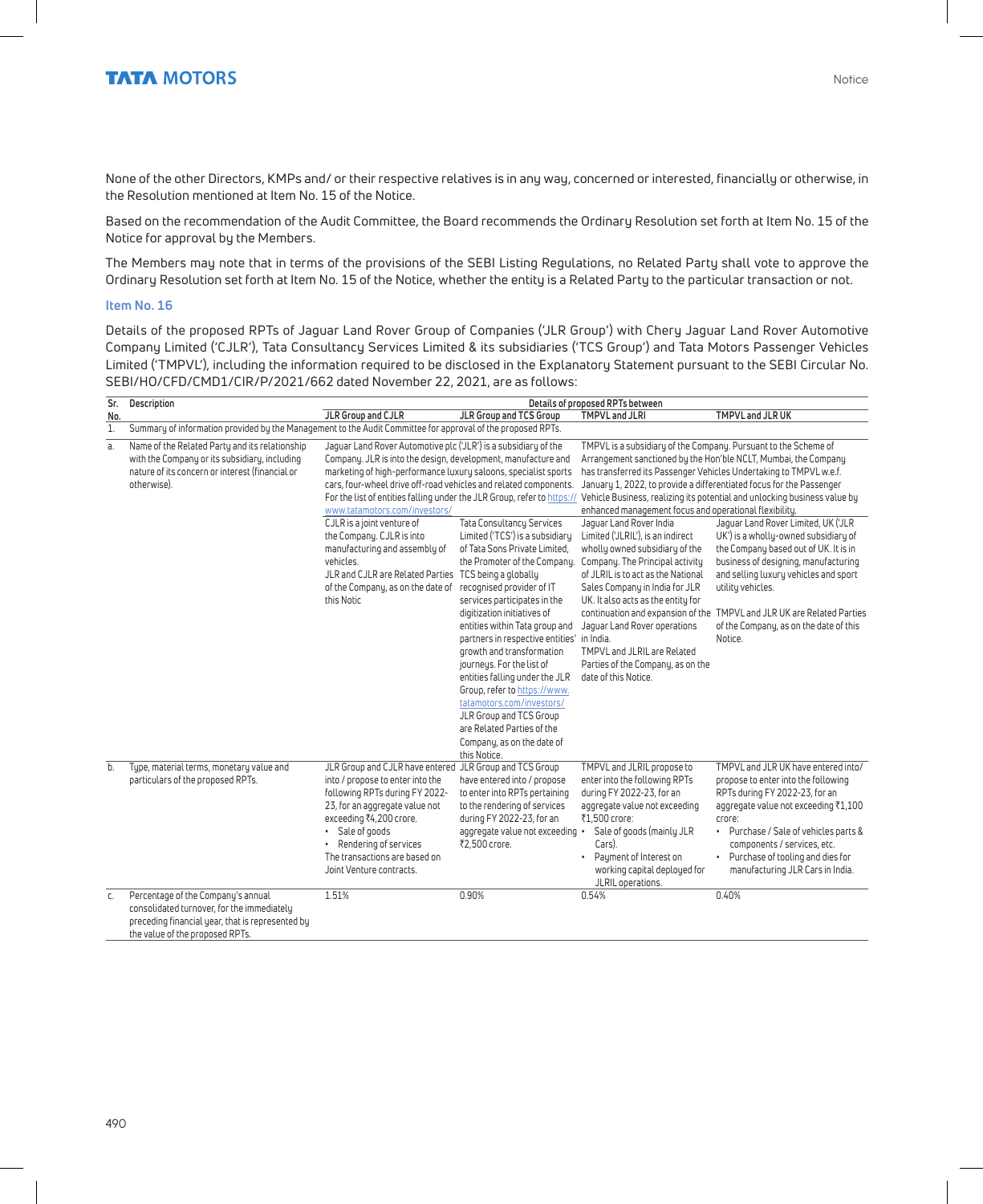None of the other Directors, KMPs and/ or their respective relatives is in any way, concerned or interested, financially or otherwise, in the Resolution mentioned at Item No. 15 of the Notice.

Based on the recommendation of the Audit Committee, the Board recommends the Ordinary Resolution set forth at Item No. 15 of the Notice for approval by the Members.

The Members may note that in terms of the provisions of the SEBI Listing Regulations, no Related Party shall vote to approve the Ordinary Resolution set forth at Item No. 15 of the Notice, whether the entity is a Related Party to the particular transaction or not.

### Item No. 16

Details of the proposed RPTs of Jaguar Land Rover Group of Companies ('JLR Group') with Chery Jaguar Land Rover Automotive Company Limited ('CJLR'), Tata Consultancy Services Limited & its subsidiaries ('TCS Group') and Tata Motors Passenger Vehicles Limited ('TMPVL'), including the information required to be disclosed in the Explanatory Statement pursuant to the SEBI Circular No. SEBI/HO/CFD/CMD1/CIR/P/2021/662 dated November 22, 2021, are as follows:

| Sr. No. | Description | Details of proposed RPTs between | | | |
|---|---|---|---|---|---|
| | | JLR Group and CJLR | JLR Group and TCS Group | TMPVL and JLRI | TMPVL and JLR UK |
| 1. | Summary of information provided by the Management to the Audit Committee for approval of the proposed RPTs. | | | | |
| a. | Name of the Related Party and its relationship with the Company or its subsidiary, including nature of its concern or interest (financial or otherwise). | Jaguar Land Rover Automotive plc ('JLR') is a subsidiary of the Company. JLR is into the design, development, manufacture and marketing of high-performance luxury saloons, specialist sports cars, four-wheel drive off-road vehicles and related components. For the list of entities falling under the JLR Group, refer to https://www.tatamotors.com/investors/ | | TMPVL is a subsidiary of the Company. Pursuant to the Scheme of Arrangement sanctioned by the Hon'ble NCLT, Mumbai, the Company has transferred its Passenger Vehicles Undertaking to TMPVL w.e.f. January 1, 2022, to provide a differentiated focus for the Passenger Vehicle Business, realizing its potential and unlocking business value by enhanced management focus and operational flexibility. | |
| | | CJLR is a joint venture of the Company. CJLR is into manufacturing and assembly of vehicles.<br>JLR and CJLR are Related Parties of the Company, as on the date of this Notic | Tata Consultancy Services Limited ('TCS') is a subsidiary of Tata Sons Private Limited, the Promoter of the Company. TCS being a globally recognised provider of IT services participates in the digitization initiatives of entities within Tata group and partners in respective entities' growth and transformation journeys. For the list of entities falling under the JLR Group, refer to https://www.tatamotors.com/investors/<br>JLR Group and TCS Group are Related Parties of the Company, as on the date of this Notice. | Jaguar Land Rover India Limited ('JLRIL'), is an indirect wholly owned subsidiary of the Company. The Principal activity of JLRIL is to act as the National Sales Company in India for JLR UK. It also acts as the entity for continuation and expansion of the Jaguar Land Rover operations in India.<br>TMPVL and JLRIL are Related Parties of the Company, as on the date of this Notice. | Jaguar Land Rover Limited, UK ('JLR UK') is a wholly-owned subsidiary of the Company based out of UK. It is in business of designing, manufacturing and selling luxury vehicles and sport utility vehicles.<br>TMPVL and JLR UK are Related Parties of the Company, as on the date of this Notice. |
| b. | Type, material terms, monetary value and particulars of the proposed RPTs. | JLR Group and CJLR have entered into / propose to enter into the following RPTs during FY 2022-23, for an aggregate value not exceeding ₹4,200 crore.<br>• Sale of goods<br>• Rendering of services<br>The transactions are based on Joint Venture contracts. | JLR Group and TCS Group have entered into / propose to enter into RPTs pertaining to the rendering of services during FY 2022-23, for an aggregate value not exceeding ₹2,500 crore. | TMPVL and JLRIL propose to enter into the following RPTs during FY 2022-23, for an aggregate value not exceeding ₹1,500 crore:<br>• Sale of goods (mainly JLR Cars).<br>• Payment of Interest on working capital deployed for JLRIL operations. | TMPVL and JLR UK have entered into/ propose to enter into the following RPTs during FY 2022-23, for an aggregate value not exceeding ₹1,100 crore:<br>• Purchase / Sale of vehicles parts & components / services, etc.<br>• Purchase of tooling and dies for manufacturing JLR Cars in India. |
| c. | Percentage of the Company's annual consolidated turnover, for the immediately preceding financial year, that is represented by the value of the proposed RPTs. | 1.51% | 0.90% | 0.54% | 0.40% |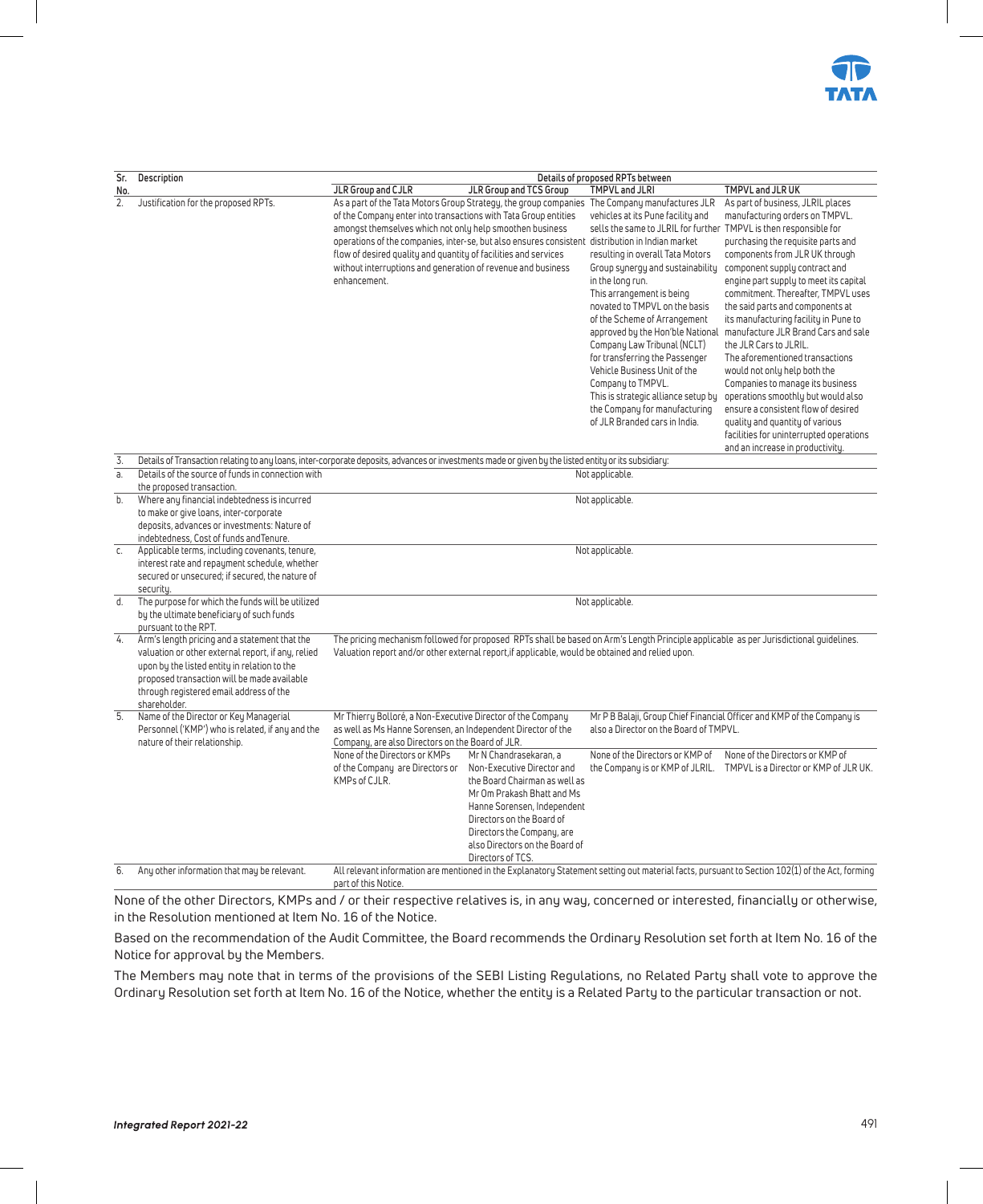| Sr. No. | Description | Details of proposed RPTs between | | | |
|---|---|---|---|---|---|
| | | JLR Group and CJLR | JLR Group and TCS Group | TMPVL and JLRI | TMPVL and JLR UK |
| 2. | Justification for the proposed RPTs. | As a part of the Tata Motors Group Strategy, the group companies of the Company enter into transactions with Tata Group entities amongst themselves which not only help smoothen business operations of the companies, inter-se, but also ensures consistent flow of desired quality and quantity of facilities and services without interruptions and generation of revenue and business enhancement. | | The Company manufactures JLR vehicles at its Pune facility and sells the same to JLRIL for further distribution in Indian market resulting in overall Tata Motors Group synergy and sustainability in the long run. This arrangement is being novated to TMPVL on the basis of the Scheme of Arrangement approved by the Hon'ble National Company Law Tribunal (NCLT) for transferring the Passenger Vehicle Business Unit of the Company to TMPVL. This is strategic alliance setup by the Company for manufacturing of JLR Branded cars in India. | As part of business, JLRIL places manufacturing orders on TMPVL. TMPVL is then responsible for purchasing the requisite parts and components from JLR UK through component supply contract and engine part supply to meet its capital commitment. Thereafter, TMPVL uses the said parts and components at its manufacturing facility in Pune to manufacture JLR Brand Cars and sale the JLR Cars to JLRIL. The aforementioned transactions would not only help both the Companies to manage its business operations smoothly but would also ensure a consistent flow of desired quality and quantity of various facilities for uninterrupted operations and an increase in productivity. |
| 3. | Details of Transaction relating to any loans, inter-corporate deposits, advances or investments made or given by the listed entity or its subsidiary: | | | | |
| a. | Details of the source of funds in connection with the proposed transaction. | Not applicable. | | | |
| b. | Where any financial indebtedness is incurred to make or give loans, inter-corporate deposits, advances or investments: Nature of indebtedness, Cost of funds andTenure. | Not applicable. | | | |
| c. | Applicable terms, including covenants, tenure, interest rate and repayment schedule, whether secured or unsecured; if secured, the nature of security. | Not applicable. | | | |
| d. | The purpose for which the funds will be utilized by the ultimate beneficiary of such funds pursuant to the RPT. | Not applicable. | | | |
| 4. | Arm's length pricing and a statement that the valuation or other external report, if any, relied upon by the listed entity in relation to the proposed transaction will be made available through registered email address of the shareholder. | The pricing mechanism followed for proposed RPTs shall be based on Arm's Length Principle applicable as per Jurisdictional guidelines. Valuation report and/or other external report,if applicable, would be obtained and relied upon. | | | |
| 5. | Name of the Director or Key Managerial Personnel ('KMP') who is related, if any and the nature of their relationship. | Mr Thierry Bolloré, a Non-Executive Director of the Company as well as Ms Hanne Sorensen, an Independent Director of the Company, are also Directors on the Board of JLR. | | Mr P B Balaji, Group Chief Financial Officer and KMP of the Company is also a Director on the Board of TMPVL. | |
| | | None of the Directors or KMPs of the Company are Directors or KMPs of CJLR. | Mr N Chandrasekaran, a Non-Executive Director and the Board Chairman as well as Mr Om Prakash Bhatt and Ms Hanne Sorensen, Independent Directors on the Board of Directors the Company, are also Directors on the Board of Directors of TCS. | None of the Directors or KMP of the Company is or KMP of JLRIL. | None of the Directors or KMP of TMPVL is a Director or KMP of JLR UK. |
| 6. | Any other information that may be relevant. | All relevant information are mentioned in the Explanatory Statement setting out material facts, pursuant to Section 102(1) of the Act, forming part of this Notice. | | | |

None of the other Directors, KMPs and / or their respective relatives is, in any way, concerned or interested, financially or otherwise, in the Resolution mentioned at Item No. 16 of the Notice.

Based on the recommendation of the Audit Committee, the Board recommends the Ordinary Resolution set forth at Item No. 16 of the Notice for approval by the Members.

The Members may note that in terms of the provisions of the SEBI Listing Regulations, no Related Party shall vote to approve the Ordinary Resolution set forth at Item No. 16 of the Notice, whether the entity is a Related Party to the particular transaction or not.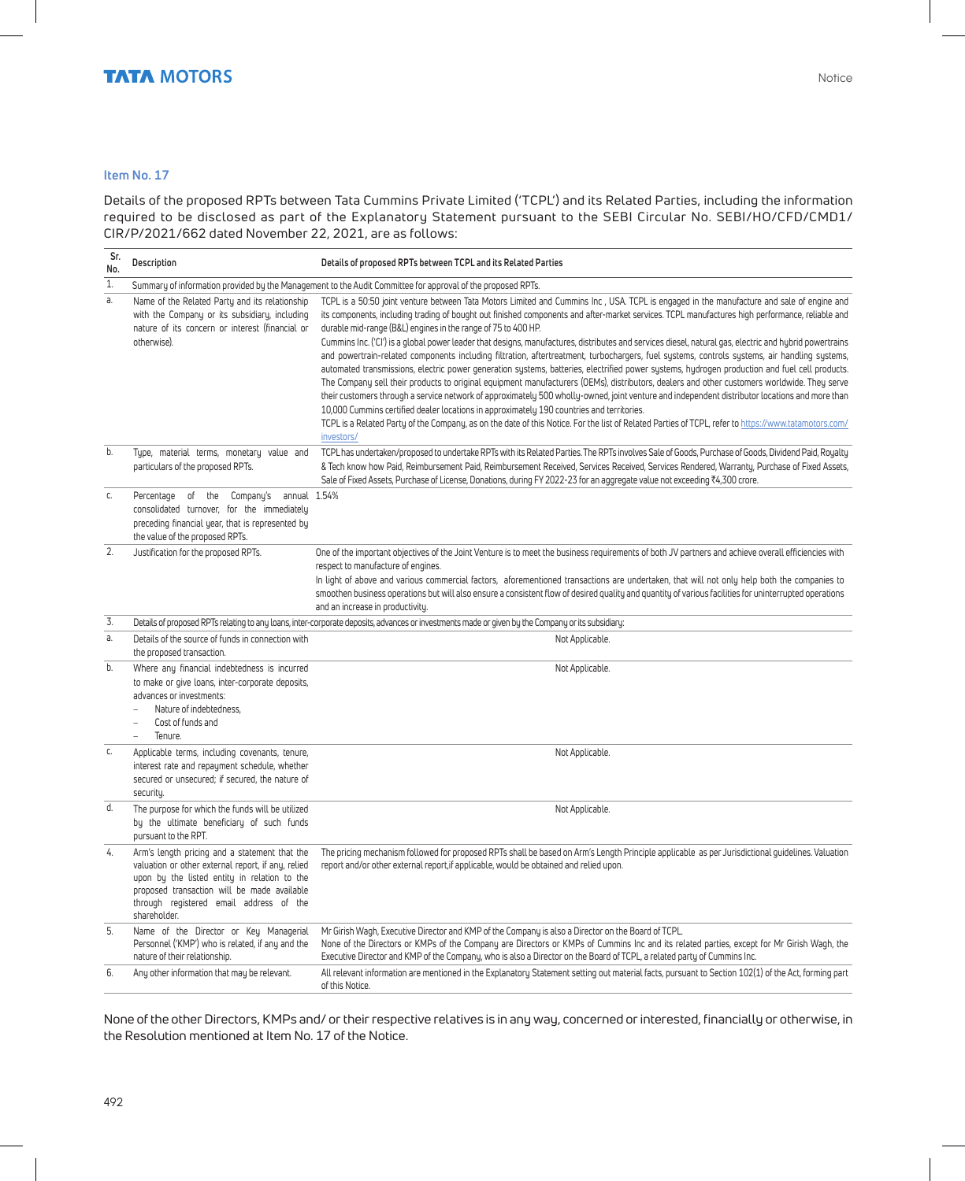### Item No. 17

Details of the proposed RPTs between Tata Cummins Private Limited ('TCPL') and its Related Parties, including the information required to be disclosed as part of the Explanatory Statement pursuant to the SEBI Circular No. SEBI/HO/CFD/CMD1/CIR/P/2021/662 dated November 22, 2021, are as follows:

| Sr. No. | Description | Details of proposed RPTs between TCPL and its Related Parties |
|---|---|---|
| 1. | Summary of information provided by the Management to the Audit Committee for approval of the proposed RPTs. | |
| a. | Name of the Related Party and its relationship with the Company or its subsidiary, including nature of its concern or interest (financial or otherwise). | TCPL is a 50:50 joint venture between Tata Motors Limited and Cummins Inc , USA. TCPL is engaged in the manufacture and sale of engine and its components, including trading of bought out finished components and after-market services. TCPL manufactures high performance, reliable and durable mid-range (B&L) engines in the range of 75 to 400 HP.<br>Cummins Inc. ('CI') is a global power leader that designs, manufactures, distributes and services diesel, natural gas, electric and hybrid powertrains and powertrain-related components including filtration, aftertreatment, turbochargers, fuel systems, controls systems, air handling systems, automated transmissions, electric power generation systems, batteries, electrified power systems, hydrogen production and fuel cell products. The Company sell their products to original equipment manufacturers (OEMs), distributors, dealers and other customers worldwide. They serve their customers through a service network of approximately 500 wholly-owned, joint venture and independent distributor locations and more than 10,000 Cummins certified dealer locations in approximately 190 countries and territories.<br>TCPL is a Related Party of the Company, as on the date of this Notice. For the list of Related Parties of TCPL, refer to https://www.tatamotors.com/investors/ |
| b. | Type, material terms, monetary value and particulars of the proposed RPTs. | TCPL has undertaken/proposed to undertake RPTs with its Related Parties. The RPTs involves Sale of Goods, Purchase of Goods, Dividend Paid, Royalty & Tech know how Paid, Reimbursement Paid, Reimbursement Received, Services Received, Services Rendered, Warranty, Purchase of Fixed Assets, Sale of Fixed Assets, Purchase of License, Donations, during FY 2022-23 for an aggregate value not exceeding ₹4,300 crore. |
| c. | Percentage of the Company's annual consolidated turnover, for the immediately preceding financial year, that is represented by the value of the proposed RPTs. | 1.54% |
| 2. | Justification for the proposed RPTs. | One of the important objectives of the Joint Venture is to meet the business requirements of both JV partners and achieve overall efficiencies with respect to manufacture of engines.<br>In light of above and various commercial factors, aforementioned transactions are undertaken, that will not only help both the companies to smoothen business operations but will also ensure a consistent flow of desired quality and quantity of various facilities for uninterrupted operations and an increase in productivity. |
| 3. | Details of proposed RPTs relating to any loans, inter-corporate deposits, advances or investments made or given by the Company or its subsidiary: | |
| a. | Details of the source of funds in connection with the proposed transaction. | Not Applicable. |
| b. | Where any financial indebtedness is incurred to make or give loans, inter-corporate deposits, advances or investments:<br>– Nature of indebtedness,<br>– Cost of funds and<br>– Tenure. | Not Applicable. |
| c. | Applicable terms, including covenants, tenure, interest rate and repayment schedule, whether secured or unsecured; if secured, the nature of security. | Not Applicable. |
| d. | The purpose for which the funds will be utilized by the ultimate beneficiary of such funds pursuant to the RPT. | Not Applicable. |
| 4. | Arm's length pricing and a statement that the valuation or other external report, if any, relied upon by the listed entity in relation to the proposed transaction will be made available through registered email address of the shareholder. | The pricing mechanism followed for proposed RPTs shall be based on Arm's Length Principle applicable as per Jurisdictional guidelines. Valuation report and/or other external report,if applicable, would be obtained and relied upon. |
| 5. | Name of the Director or Key Managerial Personnel ('KMP') who is related, if any and the nature of their relationship. | Mr Girish Wagh, Executive Director and KMP of the Company is also a Director on the Board of TCPL.<br>None of the Directors or KMPs of the Company are Directors or KMPs of Cummins Inc and its related parties, except for Mr Girish Wagh, the Executive Director and KMP of the Company, who is also a Director on the Board of TCPL, a related party of Cummins Inc. |
| 6. | Any other information that may be relevant. | All relevant information are mentioned in the Explanatory Statement setting out material facts, pursuant to Section 102(1) of the Act, forming part of this Notice. |

None of the other Directors, KMPs and/ or their respective relatives is in any way, concerned or interested, financially or otherwise, in the Resolution mentioned at Item No. 17 of the Notice.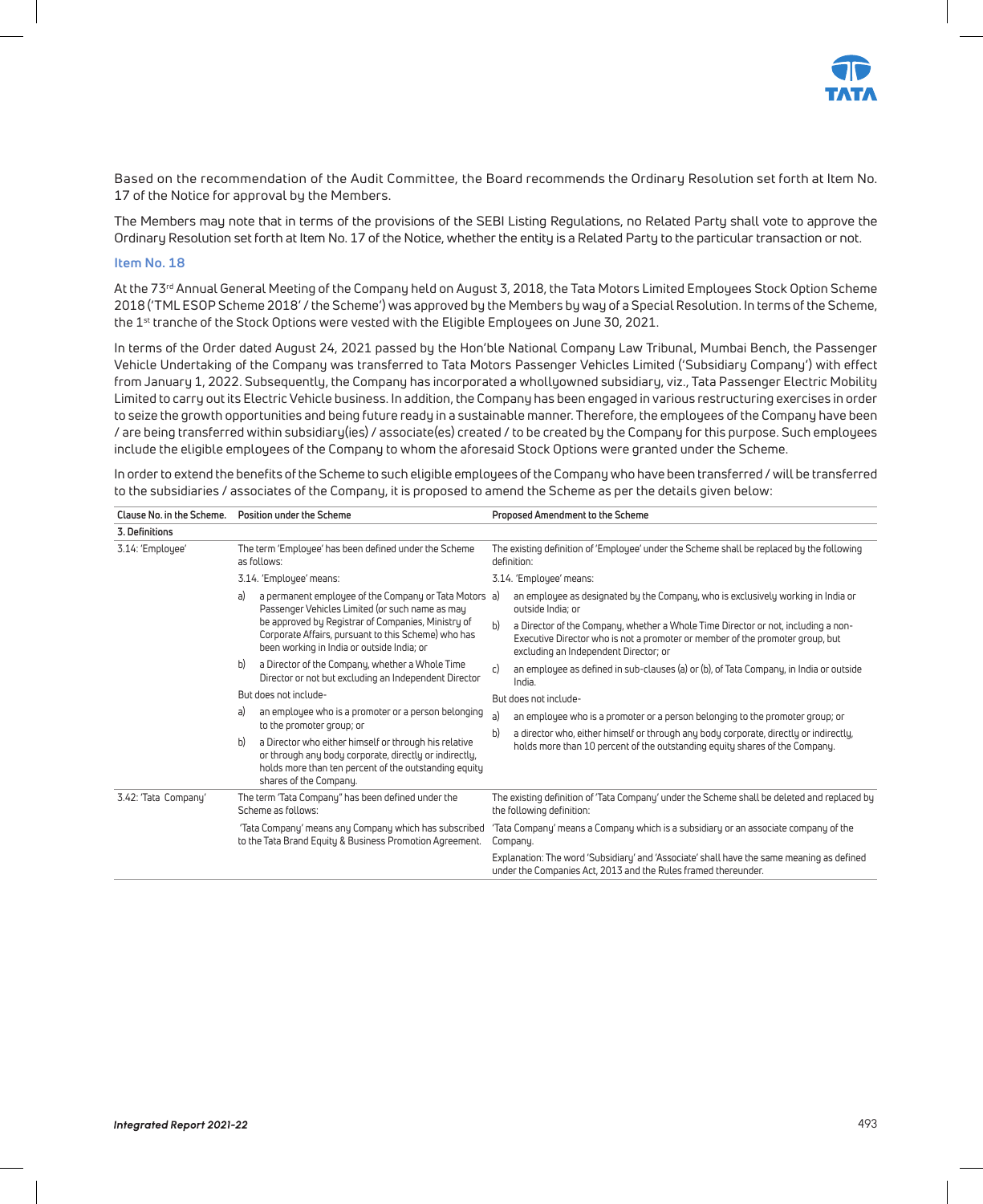Based on the recommendation of the Audit Committee, the Board recommends the Ordinary Resolution set forth at Item No. 17 of the Notice for approval by the Members.

The Members may note that in terms of the provisions of the SEBI Listing Regulations, no Related Party shall vote to approve the Ordinary Resolution set forth at Item No. 17 of the Notice, whether the entity is a Related Party to the particular transaction or not.

### Item No. 18

At the 73rd Annual General Meeting of the Company held on August 3, 2018, the Tata Motors Limited Employees Stock Option Scheme 2018 ('TML ESOP Scheme 2018' / the Scheme') was approved by the Members by way of a Special Resolution. In terms of the Scheme, the 1st tranche of the Stock Options were vested with the Eligible Employees on June 30, 2021.

In terms of the Order dated August 24, 2021 passed by the Hon'ble National Company Law Tribunal, Mumbai Bench, the Passenger Vehicle Undertaking of the Company was transferred to Tata Motors Passenger Vehicles Limited ('Subsidiary Company') with effect from January 1, 2022. Subsequently, the Company has incorporated a whollyowned subsidiary, viz., Tata Passenger Electric Mobility Limited to carry out its Electric Vehicle business. In addition, the Company has been engaged in various restructuring exercises in order to seize the growth opportunities and being future ready in a sustainable manner. Therefore, the employees of the Company have been / are being transferred within subsidiary(ies) / associate(es) created / to be created by the Company for this purpose. Such employees include the eligible employees of the Company to whom the aforesaid Stock Options were granted under the Scheme.

In order to extend the benefits of the Scheme to such eligible employees of the Company who have been transferred / will be transferred to the subsidiaries / associates of the Company, it is proposed to amend the Scheme as per the details given below:

| Clause No. in the Scheme. | Position under the Scheme | Proposed Amendment to the Scheme |
|---|---|---|
| **3. Definitions** | | |
| 3.14: 'Employee' | The term 'Employee' has been defined under the Scheme as follows:<br><br>3.14. 'Employee' means:<br><br>a) a permanent employee of the Company or Tata Motors Passenger Vehicles Limited (or such name as may be approved by Registrar of Companies, Ministry of Corporate Affairs, pursuant to this Scheme) who has been working in India or outside India; or<br><br>b) a Director of the Company, whether a Whole Time Director or not but excluding an Independent Director<br><br>But does not include-<br><br>a) an employee who is a promoter or a person belonging to the promoter group; or<br><br>b) a Director who either himself or through his relative or through any body corporate, directly or indirectly, holds more than ten percent of the outstanding equity shares of the Company. | The existing definition of 'Employee' under the Scheme shall be replaced by the following definition:<br><br>3.14. 'Employee' means:<br><br>a) an employee as designated by the Company, who is exclusively working in India or outside India; or<br><br>b) a Director of the Company, whether a Whole Time Director or not, including a non-Executive Director who is not a promoter or member of the promoter group, but excluding an Independent Director; or<br><br>c) an employee as defined in sub-clauses (a) or (b), of Tata Company, in India or outside India.<br><br>But does not include-<br><br>a) an employee who is a promoter or a person belonging to the promoter group; or<br><br>b) a director who, either himself or through any body corporate, directly or indirectly, holds more than 10 percent of the outstanding equity shares of the Company. |
| 3.42: 'Tata Company' | The term 'Tata Company" has been defined under the Scheme as follows:<br><br>'Tata Company' means any Company which has subscribed to the Tata Brand Equity & Business Promotion Agreement. | The existing definition of 'Tata Company' under the Scheme shall be deleted and replaced by the following definition:<br><br>'Tata Company' means a Company which is a subsidiary or an associate company of the Company.<br><br>Explanation: The word 'Subsidiary' and 'Associate' shall have the same meaning as defined under the Companies Act, 2013 and the Rules framed thereunder. |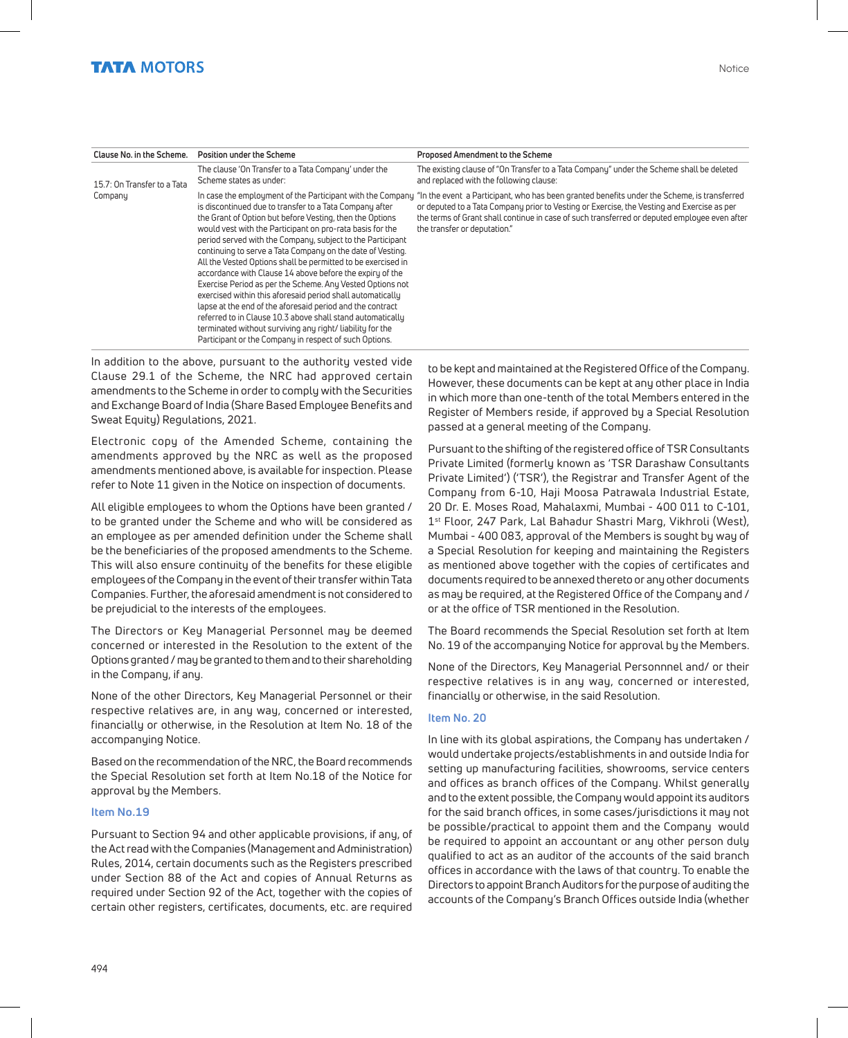| Clause No. in the Scheme. | Position under the Scheme | Proposed Amendment to the Scheme |
|---|---|---|
| 15.7: On Transfer to a Tata Company | The clause 'On Transfer to a Tata Company' under the Scheme states as under:<br><br>In case the employment of the Participant with the Company is discontinued due to transfer to a Tata Company after the Grant of Option but before Vesting, then the Options would vest with the Participant on pro-rata basis for the period served with the Company, subject to the Participant continuing to serve a Tata Company on the date of Vesting. All the Vested Options shall be permitted to be exercised in accordance with Clause 14 above before the expiry of the Exercise Period as per the Scheme. Any Vested Options not exercised within this aforesaid period shall automatically lapse at the end of the aforesaid period and the contract referred to in Clause 10.3 above shall stand automatically terminated without surviving any right/ liability for the Participant or the Company in respect of such Options. | The existing clause of "On Transfer to a Tata Company" under the Scheme shall be deleted and replaced with the following clause:<br><br>"In the event a Participant, who has been granted benefits under the Scheme, is transferred or deputed to a Tata Company prior to Vesting or Exercise, the Vesting and Exercise as per the terms of Grant shall continue in case of such transferred or deputed employee even after the transfer or deputation." |

In addition to the above, pursuant to the authority vested vide Clause 29.1 of the Scheme, the NRC had approved certain amendments to the Scheme in order to comply with the Securities and Exchange Board of India (Share Based Employee Benefits and Sweat Equity) Regulations, 2021.

Electronic copy of the Amended Scheme, containing the amendments approved by the NRC as well as the proposed amendments mentioned above, is available for inspection. Please refer to Note 11 given in the Notice on inspection of documents.

All eligible employees to whom the Options have been granted / to be granted under the Scheme and who will be considered as an employee as per amended definition under the Scheme shall be the beneficiaries of the proposed amendments to the Scheme. This will also ensure continuity of the benefits for these eligible employees of the Company in the event of their transfer within Tata Companies. Further, the aforesaid amendment is not considered to be prejudicial to the interests of the employees.

The Directors or Key Managerial Personnel may be deemed concerned or interested in the Resolution to the extent of the Options granted / may be granted to them and to their shareholding in the Company, if any.

None of the other Directors, Key Managerial Personnel or their respective relatives are, in any way, concerned or interested, financially or otherwise, in the Resolution at Item No. 18 of the accompanying Notice.

Based on the recommendation of the NRC, the Board recommends the Special Resolution set forth at Item No.18 of the Notice for approval by the Members.

### Item No.19

Pursuant to Section 94 and other applicable provisions, if any, of the Act read with the Companies (Management and Administration) Rules, 2014, certain documents such as the Registers prescribed under Section 88 of the Act and copies of Annual Returns as required under Section 92 of the Act, together with the copies of certain other registers, certificates, documents, etc. are required to be kept and maintained at the Registered Office of the Company. However, these documents can be kept at any other place in India in which more than one-tenth of the total Members entered in the Register of Members reside, if approved by a Special Resolution passed at a general meeting of the Company.

Pursuant to the shifting of the registered office of TSR Consultants Private Limited (formerly known as 'TSR Darashaw Consultants Private Limited') ('TSR'), the Registrar and Transfer Agent of the Company from 6-10, Haji Moosa Patrawala Industrial Estate, 20 Dr. E. Moses Road, Mahalaxmi, Mumbai - 400 011 to C-101, 1st Floor, 247 Park, Lal Bahadur Shastri Marg, Vikhroli (West), Mumbai - 400 083, approval of the Members is sought by way of a Special Resolution for keeping and maintaining the Registers as mentioned above together with the copies of certificates and documents required to be annexed thereto or any other documents as may be required, at the Registered Office of the Company and / or at the office of TSR mentioned in the Resolution.

The Board recommends the Special Resolution set forth at Item No. 19 of the accompanying Notice for approval by the Members.

None of the Directors, Key Managerial Personnnel and/ or their respective relatives is in any way, concerned or interested, financially or otherwise, in the said Resolution.

### Item No. 20

In line with its global aspirations, the Company has undertaken / would undertake projects/establishments in and outside India for setting up manufacturing facilities, showrooms, service centers and offices as branch offices of the Company. Whilst generally and to the extent possible, the Company would appoint its auditors for the said branch offices, in some cases/jurisdictions it may not be possible/practical to appoint them and the Company would be required to appoint an accountant or any other person duly qualified to act as an auditor of the accounts of the said branch offices in accordance with the laws of that country. To enable the Directors to appoint Branch Auditors for the purpose of auditing the accounts of the Company's Branch Offices outside India (whether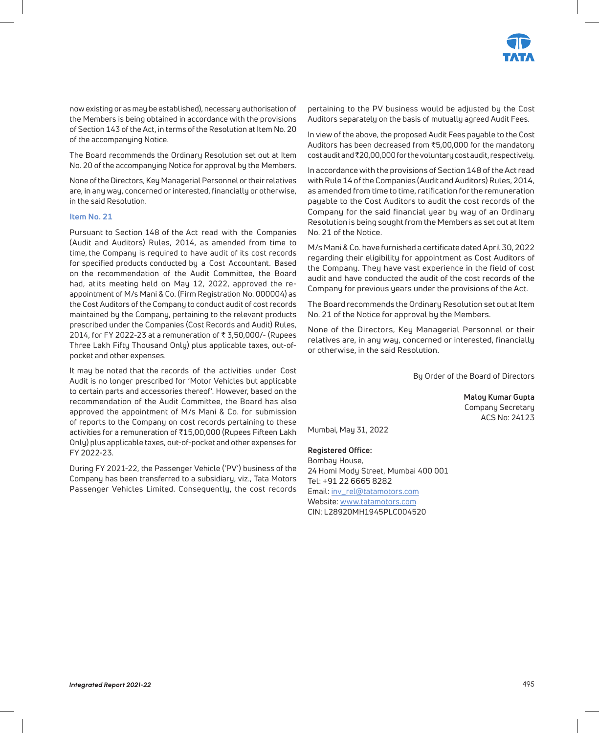now existing or as may be established), necessary authorisation of the Members is being obtained in accordance with the provisions of Section 143 of the Act, in terms of the Resolution at Item No. 20 of the accompanying Notice.

The Board recommends the Ordinary Resolution set out at Item No. 20 of the accompanying Notice for approval by the Members.

None of the Directors, Key Managerial Personnel or their relatives are, in any way, concerned or interested, financially or otherwise, in the said Resolution.

### Item No. 21

Pursuant to Section 148 of the Act read with the Companies (Audit and Auditors) Rules, 2014, as amended from time to time, the Company is required to have audit of its cost records for specified products conducted by a Cost Accountant. Based on the recommendation of the Audit Committee, the Board had, at its meeting held on May 12, 2022, approved the re-appointment of M/s Mani & Co. (Firm Registration No. 000004) as the Cost Auditors of the Company to conduct audit of cost records maintained by the Company, pertaining to the relevant products prescribed under the Companies (Cost Records and Audit) Rules, 2014, for FY 2022-23 at a remuneration of ₹ 3,50,000/- (Rupees Three Lakh Fifty Thousand Only) plus applicable taxes, out-of-pocket and other expenses.

It may be noted that the records of the activities under Cost Audit is no longer prescribed for 'Motor Vehicles but applicable to certain parts and accessories thereof'. However, based on the recommendation of the Audit Committee, the Board has also approved the appointment of M/s Mani & Co. for submission of reports to the Company on cost records pertaining to these activities for a remuneration of ₹15,00,000 (Rupees Fifteen Lakh Only) plus applicable taxes, out-of-pocket and other expenses for FY 2022-23.

During FY 2021-22, the Passenger Vehicle ('PV') business of the Company has been transferred to a subsidiary, viz., Tata Motors Passenger Vehicles Limited. Consequently, the cost records pertaining to the PV business would be adjusted by the Cost Auditors separately on the basis of mutually agreed Audit Fees.

In view of the above, the proposed Audit Fees payable to the Cost Auditors has been decreased from ₹5,00,000 for the mandatory cost audit and ₹20,00,000 for the voluntary cost audit, respectively.

In accordance with the provisions of Section 148 of the Act read with Rule 14 of the Companies (Audit and Auditors) Rules, 2014, as amended from time to time, ratification for the remuneration payable to the Cost Auditors to audit the cost records of the Company for the said financial year by way of an Ordinary Resolution is being sought from the Members as set out at Item No. 21 of the Notice.

M/s Mani & Co. have furnished a certificate dated April 30, 2022 regarding their eligibility for appointment as Cost Auditors of the Company. They have vast experience in the field of cost audit and have conducted the audit of the cost records of the Company for previous years under the provisions of the Act.

The Board recommends the Ordinary Resolution set out at Item No. 21 of the Notice for approval by the Members.

None of the Directors, Key Managerial Personnel or their relatives are, in any way, concerned or interested, financially or otherwise, in the said Resolution.

By Order of the Board of Directors

**Maloy Kumar Gupta**
Company Secretary
ACS No: 24123

Mumbai, May 31, 2022

**Registered Office:**
Bombay House,
24 Homi Mody Street, Mumbai 400 001
Tel: +91 22 6665 8282
Email: inv_rel@tatamotors.com
Website: www.tatamotors.com
CIN: L28920MH1945PLC004520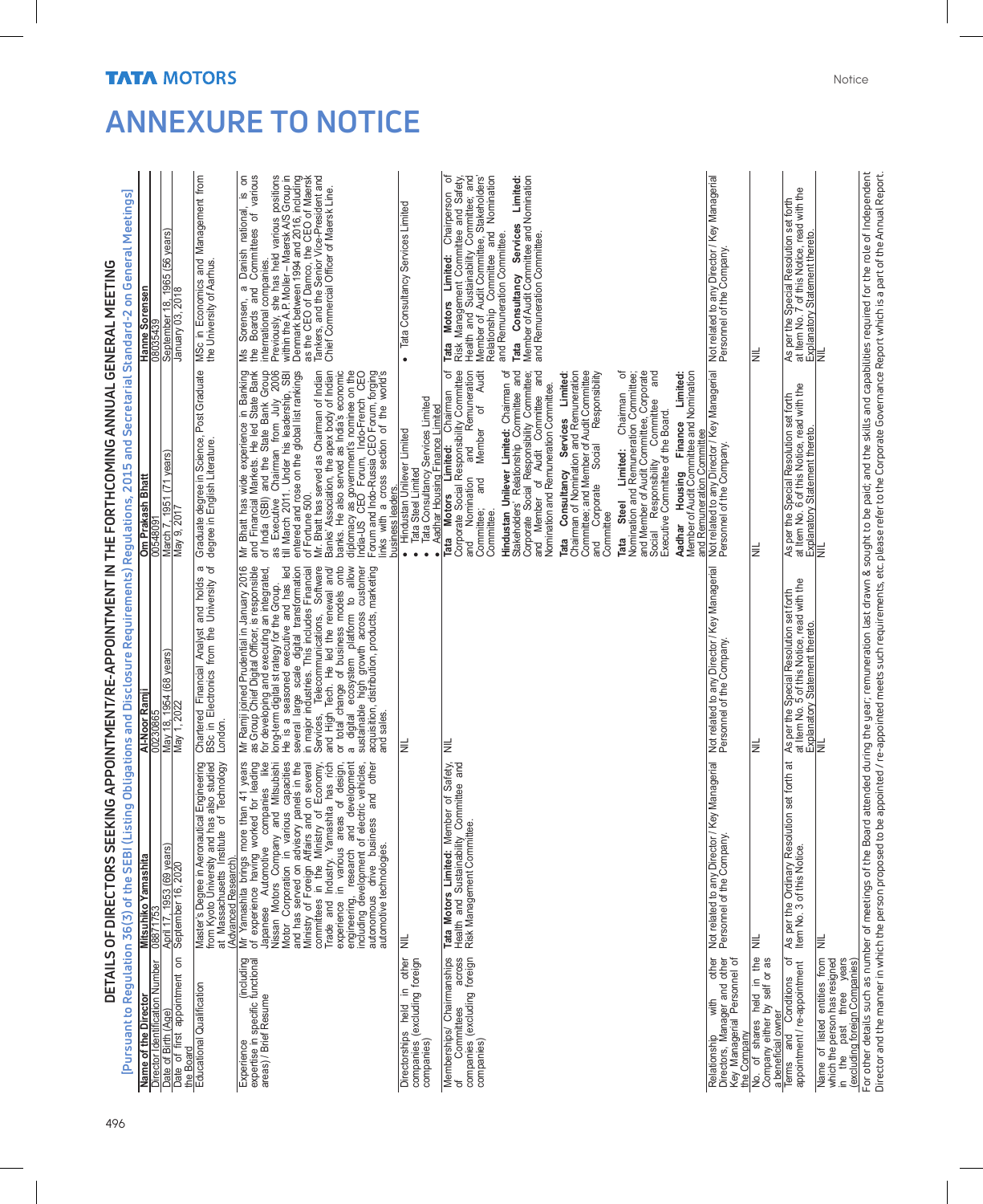# ANNEXURE TO NOTICE

## DETAILS OF DIRECTORS SEEKING APPOINTMENT/RE-APPOINTMENT IN THE FORTHCOMING ANNUAL GENERAL MEETING

[Pursuant to Regulation 36(3) of the SEBI (Listing Obligations and Disclosure Requirements) Regulations, 2015 and Secretarial Standard-2 on General Meetings]

| Name of the Director | Mitsuhiko Yamashita | Al-Noor Ramji | Om Prakash Bhatt | Hanne Sorensen |
|---|---|---|---|---|
| Director Identification Number | 08871753 | 00230865 | 00548091 | 08035439 |
| Date of Birth (Age) | April 17, 1953 (69 years) | May 18, 1954 (68 years) | March 7, 1951 (71 years) | September 18, 1965 (56 years) |
| Date of first appointment on the Board | September 16, 2020 | May 1, 2022 | May 9, 2017 | January 03, 2018 |
| Educational Qualification | Master's Degree in Aeronautical Engineering from Kyoto University and has also studied at Massachusetts Institute of Technology (Advanced Research). | Chartered Financial Analyst and holds a BSc in Electronics from the University of London. | Graduate degree in Science, Post Graduate degree in English Literature. | MSc. in Economics and Management from the University of Aarhus. |
| Experience (including expertise in specific functional areas) / Brief Resume | Mr Yamashita brings more than 41 years of experience having worked for leading Japanese Automotive companies like Nissan Motors Company and Mitsubishi Motor Corporation in various capacities and has served on advisory panels in the Ministry of Foreign Affairs and on several committees in the Ministry of Economy, Trade and Industry. Yamashita has rich experience in various areas of design, engineering, research and development including development of electric vehicles, autonomous drive business and other automotive technologies. | Mr Ramji joined Prudential in January 2016 as Group Chief Digital Officer, is responsible for developing and executing an integrated, long-term digital strategy for the Group. He is a seasoned executive and has led several large scale digital transformation in major industries. This includes Financial Services, Telecommunications, Software and High Tech. He led the renewal and/or total change of business models onto a digital ecosystem platform to allow sustainable high growth across customer acquisition, distribution, products, marketing and sales. | Mr Bhatt has wide experience in Banking and Financial Markets. He led State Bank of India (SBI) and the State Bank Group as Executive Chairman from July 2006 till March 2011. Under his leadership, SBI entered and rose on the global list rankings of Fortune 500.<br>Mr. Bhatt has served as Chairman of Indian Banks' Association, the apex body of Indian banks. He also served as India's economic diplomacy as government's nominee on the India-US CEO Forum, Indo-French CEO Forum and Indo-Russia CEO Forum, forging links with a cross section of the world's business leaders. | Ms Sorensen, a Danish national, is on the Boards and Committees of various international companies.<br>Previously, she has held various positions within the A.P. Moller – Maersk A/S Group in Denmark between 1994 and 2016, including as the CEO of Damco, the CEO of Maersk Tankers, and the Senior Vice-President and Chief Commercial Officer of Maersk Line. |
| Directorships held in other companies (excluding foreign companies) | NIL | NIL | • Hindustan Unilever Limited<br>• Tata Steel Limited<br>• Tata Consultancy Services Limited<br>• Aadhar Housing Finance Limited | • Tata Consultancy Services Limited |
| Memberships/ Chairmanships of Committees across companies (excluding foreign companies) | **Tata Motors Limited:** Member of Safety, Health and Sustainability Committee and Risk Management Committee. | NIL | **Tata Motors Limited:** Chairman of Corporate Social Responsibility Committee and Nomination and Remuneration Committee; and Member of Audit Committee.<br>**Hindustan Unilever Limited:** Chairman of Stakeholders' Relationship Committee and Corporate Social Responsibility Committee; and Member of Audit Committee and Nomination and Remuneration Committee.<br>**Tata Consultancy Services Limited:** Chairman of Nomination and Remuneration Committee; and Member of Audit Committee and Corporate Social Responsibility Committee<br>**Tata Steel Limited:** Chairman of Nomination and Remuneration Committee; and Member of Audit Committee, Corporate Social Responsibility Committee and Executive Committee of the Board.<br>**Aadhar Housing Finance Limited:** Member of Audit Committee and Nomination and Remuneration Committee | **Tata Motors Limited:** Chairperson of Risk Management Committee and Safety, Health and Sustainability Committee; and Member of Audit Committee, Stakeholders' Relationship Committee and Nomination and Remuneration Committee.<br>**Tata Consultancy Services Limited:** Member of Audit Committee and Nomination and Remuneration Committee. |
| Relationship with other Directors, Manager and other Key Managerial Personnel of the Company | Not related to any Director / Key Managerial Personnel of the Company. | Not related to any Director / Key Managerial Personnel of the Company. | Not related to any Director / Key Managerial Personnel of the Company. | Not related to any Director / Key Managerial Personnel of the Company. |
| No. of shares held in the Company either by self or as a beneficial owner | NIL | NIL | NIL | NIL |
| Terms and Conditions of appointment / re-appointment | As per the Ordinary Resolution set forth at Item No. 3 of this Notice. | As per the Special Resolution set forth at Item No. 5 of this Notice, read with the Explanatory Statement thereto. | As per the Special Resolution set forth at Item No. 6 of this Notice, read with the Explanatory Statement thereto. | As per the Special Resolution set forth at Item No. 7 of this Notice, read with the Explanatory Statement thereto. |
| Name of listed entities from which the person has resigned in the past three years (excluding foreign Companies) | NIL | NIL | NIL | NIL |

For other details such as number of meetings of the Board attended during the year; remuneration last drawn & sought to be paid; and the skills and capabilities required for the role of Independent Director and the manner in which the person proposed to be appointed / re-appointed meets such requirements, etc. please refer to the Corporate Governance Report which is a part of the Annual Report.